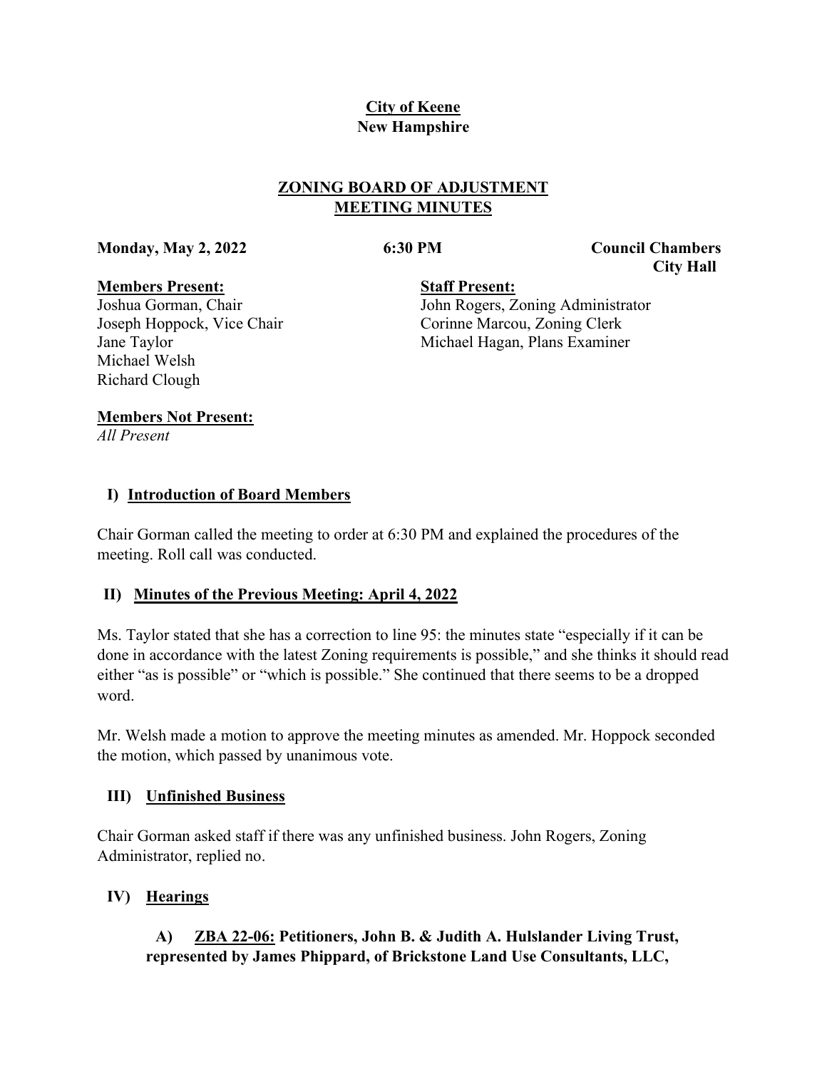# City of Keene
## New Hampshire

## ZONING BOARD OF ADJUSTMENT
## MEETING MINUTES

**Monday, May 2, 2022** **6:30 PM** **Council Chambers City Hall**

**Members Present:**
Joshua Gorman, Chair
Joseph Hoppock, Vice Chair
Jane Taylor
Michael Welsh
Richard Clough

**Staff Present:**
John Rogers, Zoning Administrator
Corinne Marcou, Zoning Clerk
Michael Hagan, Plans Examiner

**Members Not Present:**
*All Present*

### I) Introduction of Board Members

Chair Gorman called the meeting to order at 6:30 PM and explained the procedures of the meeting. Roll call was conducted.

### II) Minutes of the Previous Meeting: April 4, 2022

Ms. Taylor stated that she has a correction to line 95: the minutes state "especially if it can be done in accordance with the latest Zoning requirements is possible," and she thinks it should read either "as is possible" or "which is possible." She continued that there seems to be a dropped word.

Mr. Welsh made a motion to approve the meeting minutes as amended. Mr. Hoppock seconded the motion, which passed by unanimous vote.

### III) Unfinished Business

Chair Gorman asked staff if there was any unfinished business. John Rogers, Zoning Administrator, replied no.

### IV) Hearings

**A) ZBA 22-06: Petitioners, John B. & Judith A. Hulslander Living Trust, represented by James Phippard, of Brickstone Land Use Consultants, LLC,**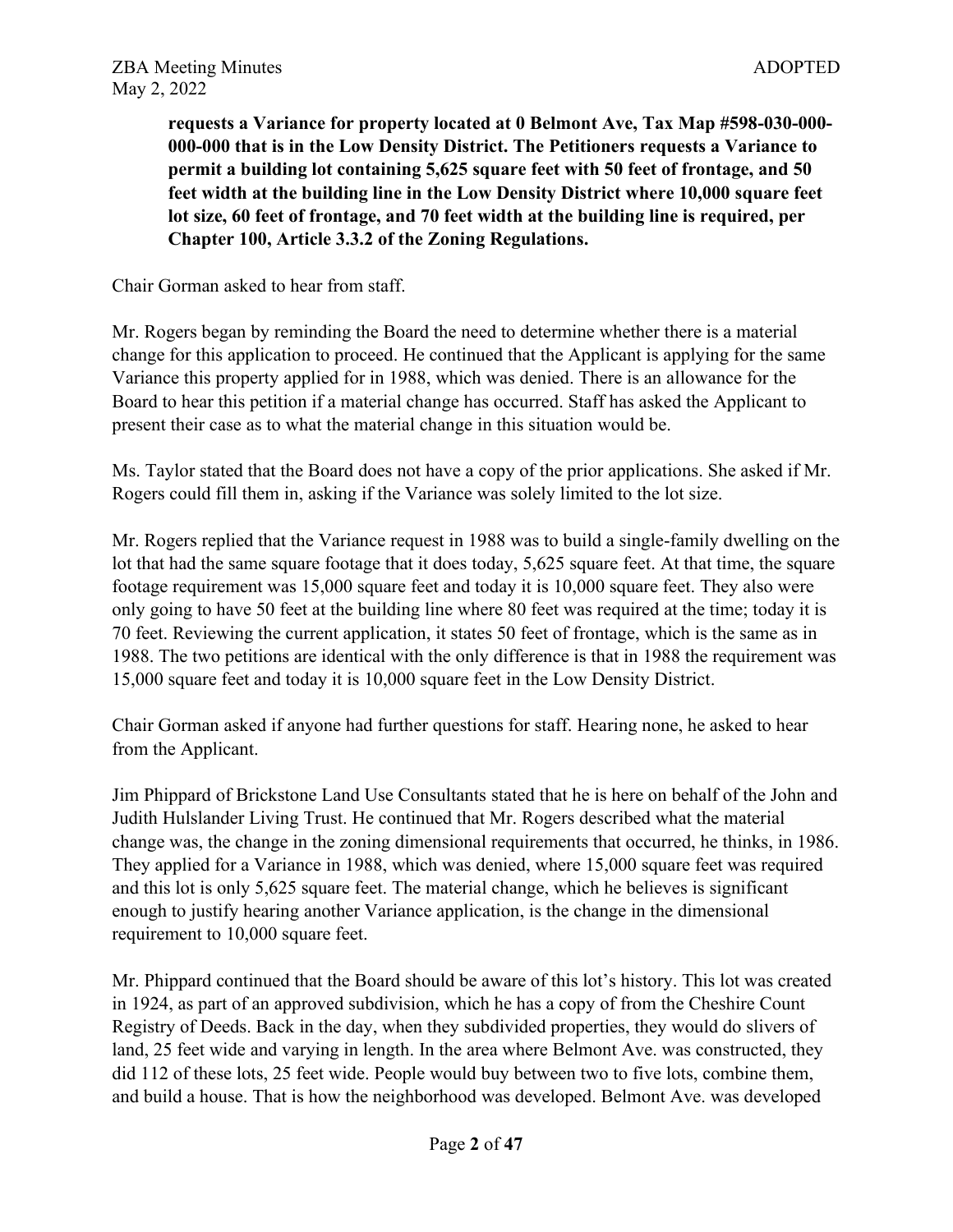**requests a Variance for property located at 0 Belmont Ave, Tax Map #598-030-000-000-000 that is in the Low Density District. The Petitioners requests a Variance to permit a building lot containing 5,625 square feet with 50 feet of frontage, and 50 feet width at the building line in the Low Density District where 10,000 square feet lot size, 60 feet of frontage, and 70 feet width at the building line is required, per Chapter 100, Article 3.3.2 of the Zoning Regulations.**

Chair Gorman asked to hear from staff.

Mr. Rogers began by reminding the Board the need to determine whether there is a material change for this application to proceed. He continued that the Applicant is applying for the same Variance this property applied for in 1988, which was denied. There is an allowance for the Board to hear this petition if a material change has occurred. Staff has asked the Applicant to present their case as to what the material change in this situation would be.

Ms. Taylor stated that the Board does not have a copy of the prior applications. She asked if Mr. Rogers could fill them in, asking if the Variance was solely limited to the lot size.

Mr. Rogers replied that the Variance request in 1988 was to build a single-family dwelling on the lot that had the same square footage that it does today, 5,625 square feet. At that time, the square footage requirement was 15,000 square feet and today it is 10,000 square feet. They also were only going to have 50 feet at the building line where 80 feet was required at the time; today it is 70 feet. Reviewing the current application, it states 50 feet of frontage, which is the same as in 1988. The two petitions are identical with the only difference is that in 1988 the requirement was 15,000 square feet and today it is 10,000 square feet in the Low Density District.

Chair Gorman asked if anyone had further questions for staff. Hearing none, he asked to hear from the Applicant.

Jim Phippard of Brickstone Land Use Consultants stated that he is here on behalf of the John and Judith Hulslander Living Trust. He continued that Mr. Rogers described what the material change was, the change in the zoning dimensional requirements that occurred, he thinks, in 1986. They applied for a Variance in 1988, which was denied, where 15,000 square feet was required and this lot is only 5,625 square feet. The material change, which he believes is significant enough to justify hearing another Variance application, is the change in the dimensional requirement to 10,000 square feet.

Mr. Phippard continued that the Board should be aware of this lot's history. This lot was created in 1924, as part of an approved subdivision, which he has a copy of from the Cheshire Count Registry of Deeds. Back in the day, when they subdivided properties, they would do slivers of land, 25 feet wide and varying in length. In the area where Belmont Ave. was constructed, they did 112 of these lots, 25 feet wide. People would buy between two to five lots, combine them, and build a house. That is how the neighborhood was developed. Belmont Ave. was developed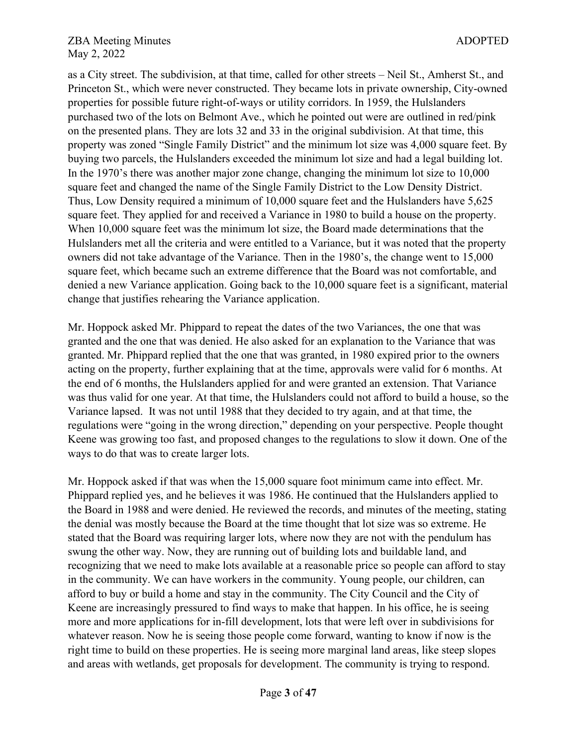as a City street. The subdivision, at that time, called for other streets – Neil St., Amherst St., and Princeton St., which were never constructed. They became lots in private ownership, City-owned properties for possible future right-of-ways or utility corridors. In 1959, the Hulslanders purchased two of the lots on Belmont Ave., which he pointed out were are outlined in red/pink on the presented plans. They are lots 32 and 33 in the original subdivision. At that time, this property was zoned "Single Family District" and the minimum lot size was 4,000 square feet. By buying two parcels, the Hulslanders exceeded the minimum lot size and had a legal building lot. In the 1970's there was another major zone change, changing the minimum lot size to 10,000 square feet and changed the name of the Single Family District to the Low Density District. Thus, Low Density required a minimum of 10,000 square feet and the Hulslanders have 5,625 square feet. They applied for and received a Variance in 1980 to build a house on the property. When 10,000 square feet was the minimum lot size, the Board made determinations that the Hulslanders met all the criteria and were entitled to a Variance, but it was noted that the property owners did not take advantage of the Variance. Then in the 1980's, the change went to 15,000 square feet, which became such an extreme difference that the Board was not comfortable, and denied a new Variance application. Going back to the 10,000 square feet is a significant, material change that justifies rehearing the Variance application.

Mr. Hoppock asked Mr. Phippard to repeat the dates of the two Variances, the one that was granted and the one that was denied. He also asked for an explanation to the Variance that was granted. Mr. Phippard replied that the one that was granted, in 1980 expired prior to the owners acting on the property, further explaining that at the time, approvals were valid for 6 months. At the end of 6 months, the Hulslanders applied for and were granted an extension. That Variance was thus valid for one year. At that time, the Hulslanders could not afford to build a house, so the Variance lapsed. It was not until 1988 that they decided to try again, and at that time, the regulations were "going in the wrong direction," depending on your perspective. People thought Keene was growing too fast, and proposed changes to the regulations to slow it down. One of the ways to do that was to create larger lots.

Mr. Hoppock asked if that was when the 15,000 square foot minimum came into effect. Mr. Phippard replied yes, and he believes it was 1986. He continued that the Hulslanders applied to the Board in 1988 and were denied. He reviewed the records, and minutes of the meeting, stating the denial was mostly because the Board at the time thought that lot size was so extreme. He stated that the Board was requiring larger lots, where now they are not with the pendulum has swung the other way. Now, they are running out of building lots and buildable land, and recognizing that we need to make lots available at a reasonable price so people can afford to stay in the community. We can have workers in the community. Young people, our children, can afford to buy or build a home and stay in the community. The City Council and the City of Keene are increasingly pressured to find ways to make that happen. In his office, he is seeing more and more applications for in-fill development, lots that were left over in subdivisions for whatever reason. Now he is seeing those people come forward, wanting to know if now is the right time to build on these properties. He is seeing more marginal land areas, like steep slopes and areas with wetlands, get proposals for development. The community is trying to respond.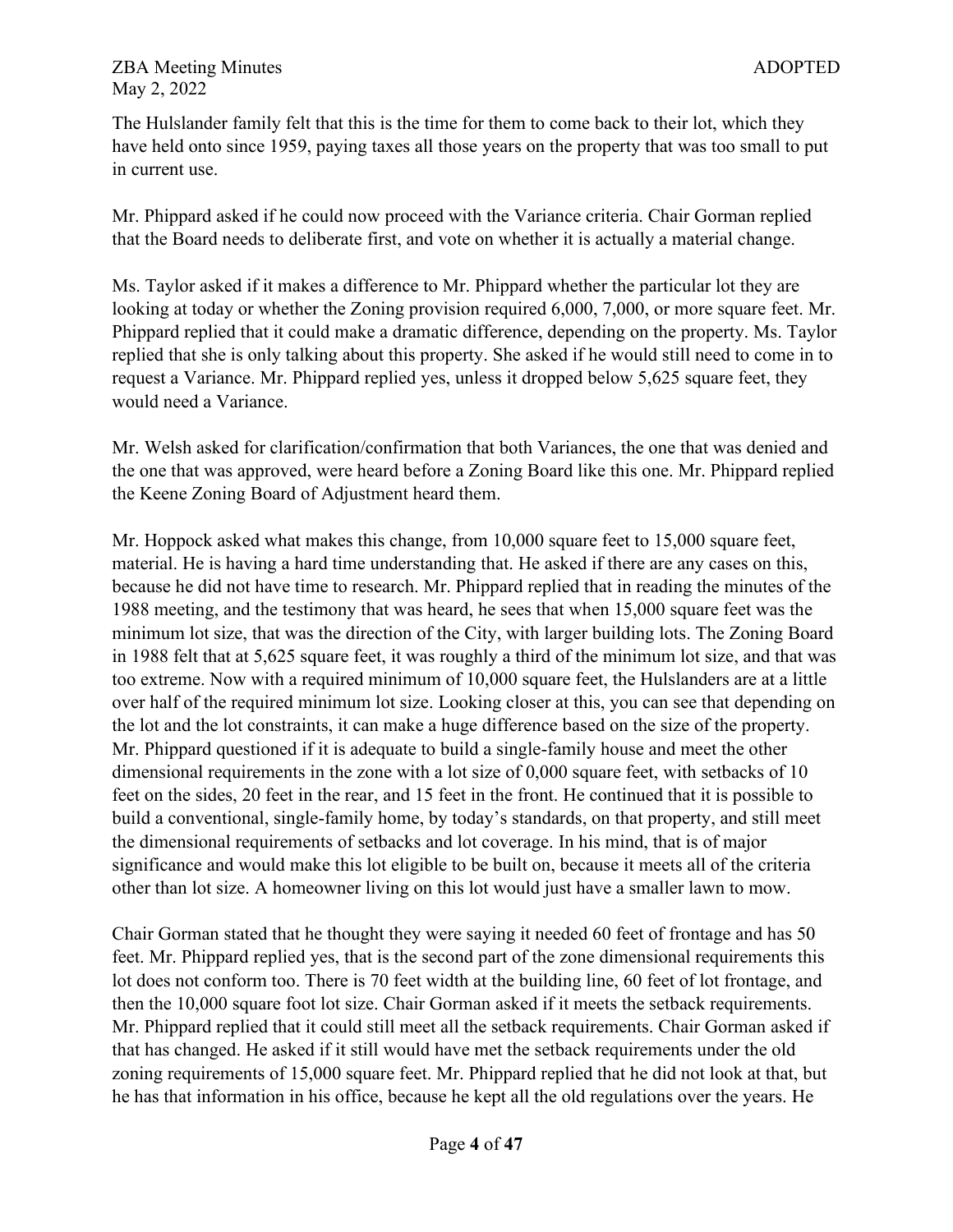The Hulslander family felt that this is the time for them to come back to their lot, which they have held onto since 1959, paying taxes all those years on the property that was too small to put in current use.

Mr. Phippard asked if he could now proceed with the Variance criteria. Chair Gorman replied that the Board needs to deliberate first, and vote on whether it is actually a material change.

Ms. Taylor asked if it makes a difference to Mr. Phippard whether the particular lot they are looking at today or whether the Zoning provision required 6,000, 7,000, or more square feet. Mr. Phippard replied that it could make a dramatic difference, depending on the property. Ms. Taylor replied that she is only talking about this property. She asked if he would still need to come in to request a Variance. Mr. Phippard replied yes, unless it dropped below 5,625 square feet, they would need a Variance.

Mr. Welsh asked for clarification/confirmation that both Variances, the one that was denied and the one that was approved, were heard before a Zoning Board like this one. Mr. Phippard replied the Keene Zoning Board of Adjustment heard them.

Mr. Hoppock asked what makes this change, from 10,000 square feet to 15,000 square feet, material. He is having a hard time understanding that. He asked if there are any cases on this, because he did not have time to research. Mr. Phippard replied that in reading the minutes of the 1988 meeting, and the testimony that was heard, he sees that when 15,000 square feet was the minimum lot size, that was the direction of the City, with larger building lots. The Zoning Board in 1988 felt that at 5,625 square feet, it was roughly a third of the minimum lot size, and that was too extreme. Now with a required minimum of 10,000 square feet, the Hulslanders are at a little over half of the required minimum lot size. Looking closer at this, you can see that depending on the lot and the lot constraints, it can make a huge difference based on the size of the property. Mr. Phippard questioned if it is adequate to build a single-family house and meet the other dimensional requirements in the zone with a lot size of 0,000 square feet, with setbacks of 10 feet on the sides, 20 feet in the rear, and 15 feet in the front. He continued that it is possible to build a conventional, single-family home, by today's standards, on that property, and still meet the dimensional requirements of setbacks and lot coverage. In his mind, that is of major significance and would make this lot eligible to be built on, because it meets all of the criteria other than lot size. A homeowner living on this lot would just have a smaller lawn to mow.

Chair Gorman stated that he thought they were saying it needed 60 feet of frontage and has 50 feet. Mr. Phippard replied yes, that is the second part of the zone dimensional requirements this lot does not conform too. There is 70 feet width at the building line, 60 feet of lot frontage, and then the 10,000 square foot lot size. Chair Gorman asked if it meets the setback requirements. Mr. Phippard replied that it could still meet all the setback requirements. Chair Gorman asked if that has changed. He asked if it still would have met the setback requirements under the old zoning requirements of 15,000 square feet. Mr. Phippard replied that he did not look at that, but he has that information in his office, because he kept all the old regulations over the years. He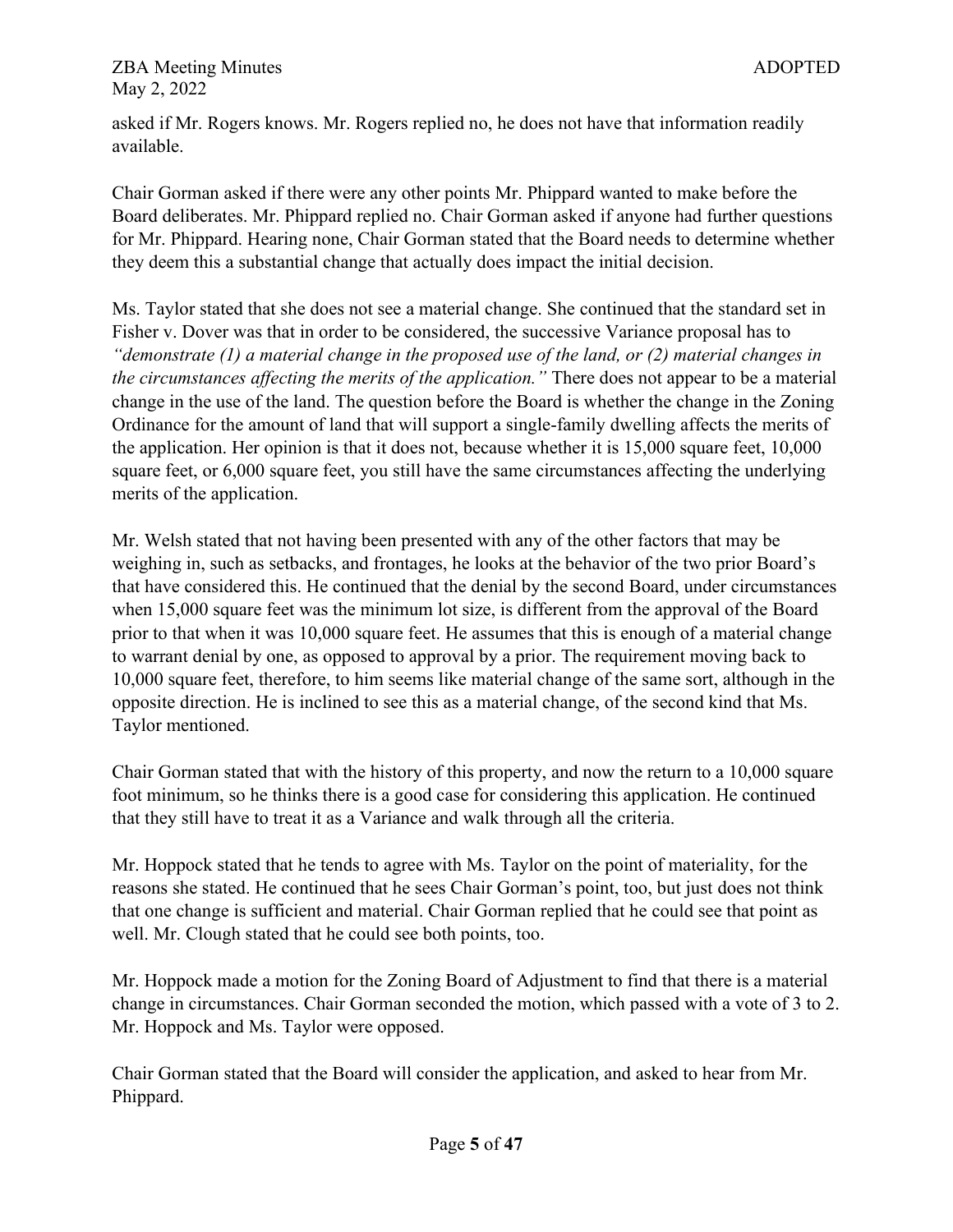asked if Mr. Rogers knows. Mr. Rogers replied no, he does not have that information readily available.

Chair Gorman asked if there were any other points Mr. Phippard wanted to make before the Board deliberates. Mr. Phippard replied no. Chair Gorman asked if anyone had further questions for Mr. Phippard. Hearing none, Chair Gorman stated that the Board needs to determine whether they deem this a substantial change that actually does impact the initial decision.

Ms. Taylor stated that she does not see a material change. She continued that the standard set in Fisher v. Dover was that in order to be considered, the successive Variance proposal has to *"demonstrate (1) a material change in the proposed use of the land, or (2) material changes in the circumstances affecting the merits of the application."* There does not appear to be a material change in the use of the land. The question before the Board is whether the change in the Zoning Ordinance for the amount of land that will support a single-family dwelling affects the merits of the application. Her opinion is that it does not, because whether it is 15,000 square feet, 10,000 square feet, or 6,000 square feet, you still have the same circumstances affecting the underlying merits of the application.

Mr. Welsh stated that not having been presented with any of the other factors that may be weighing in, such as setbacks, and frontages, he looks at the behavior of the two prior Board's that have considered this. He continued that the denial by the second Board, under circumstances when 15,000 square feet was the minimum lot size, is different from the approval of the Board prior to that when it was 10,000 square feet. He assumes that this is enough of a material change to warrant denial by one, as opposed to approval by a prior. The requirement moving back to 10,000 square feet, therefore, to him seems like material change of the same sort, although in the opposite direction. He is inclined to see this as a material change, of the second kind that Ms. Taylor mentioned.

Chair Gorman stated that with the history of this property, and now the return to a 10,000 square foot minimum, so he thinks there is a good case for considering this application. He continued that they still have to treat it as a Variance and walk through all the criteria.

Mr. Hoppock stated that he tends to agree with Ms. Taylor on the point of materiality, for the reasons she stated. He continued that he sees Chair Gorman's point, too, but just does not think that one change is sufficient and material. Chair Gorman replied that he could see that point as well. Mr. Clough stated that he could see both points, too.

Mr. Hoppock made a motion for the Zoning Board of Adjustment to find that there is a material change in circumstances. Chair Gorman seconded the motion, which passed with a vote of 3 to 2. Mr. Hoppock and Ms. Taylor were opposed.

Chair Gorman stated that the Board will consider the application, and asked to hear from Mr. Phippard.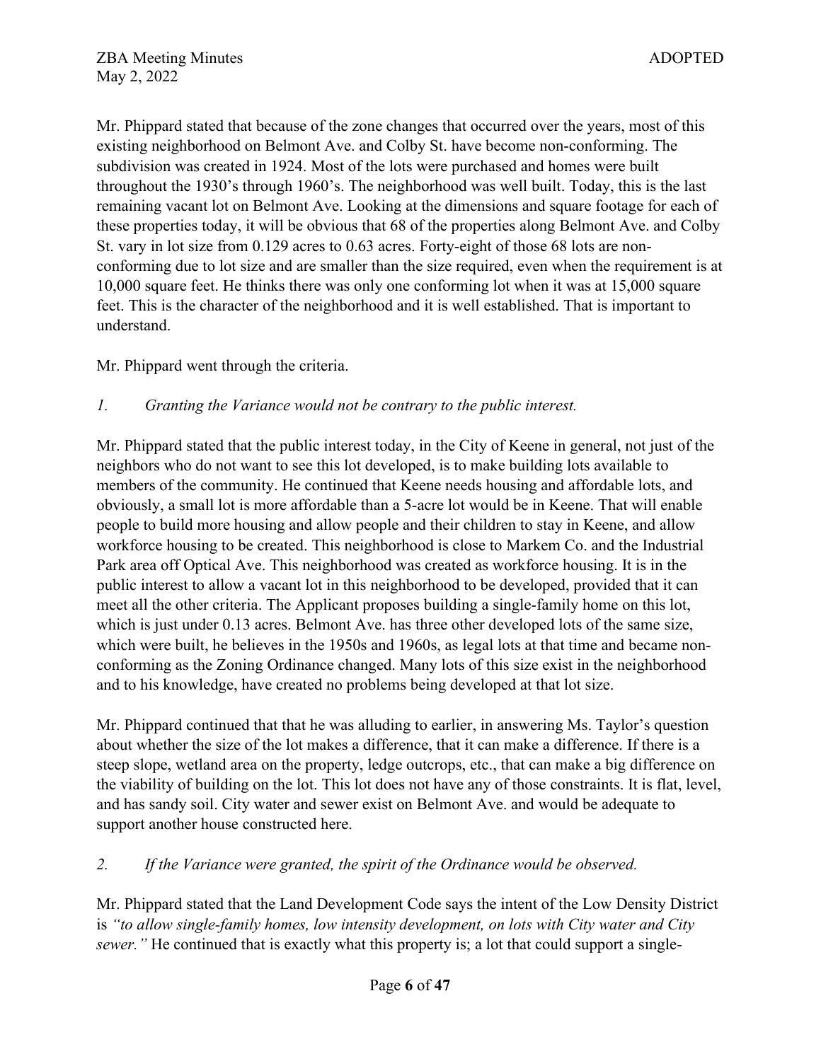Mr. Phippard stated that because of the zone changes that occurred over the years, most of this existing neighborhood on Belmont Ave. and Colby St. have become non-conforming. The subdivision was created in 1924. Most of the lots were purchased and homes were built throughout the 1930's through 1960's. The neighborhood was well built. Today, this is the last remaining vacant lot on Belmont Ave. Looking at the dimensions and square footage for each of these properties today, it will be obvious that 68 of the properties along Belmont Ave. and Colby St. vary in lot size from 0.129 acres to 0.63 acres. Forty-eight of those 68 lots are non-conforming due to lot size and are smaller than the size required, even when the requirement is at 10,000 square feet. He thinks there was only one conforming lot when it was at 15,000 square feet. This is the character of the neighborhood and it is well established. That is important to understand.

Mr. Phippard went through the criteria.

*1. Granting the Variance would not be contrary to the public interest.*

Mr. Phippard stated that the public interest today, in the City of Keene in general, not just of the neighbors who do not want to see this lot developed, is to make building lots available to members of the community. He continued that Keene needs housing and affordable lots, and obviously, a small lot is more affordable than a 5-acre lot would be in Keene. That will enable people to build more housing and allow people and their children to stay in Keene, and allow workforce housing to be created. This neighborhood is close to Markem Co. and the Industrial Park area off Optical Ave. This neighborhood was created as workforce housing. It is in the public interest to allow a vacant lot in this neighborhood to be developed, provided that it can meet all the other criteria. The Applicant proposes building a single-family home on this lot, which is just under 0.13 acres. Belmont Ave. has three other developed lots of the same size, which were built, he believes in the 1950s and 1960s, as legal lots at that time and became non-conforming as the Zoning Ordinance changed. Many lots of this size exist in the neighborhood and to his knowledge, have created no problems being developed at that lot size.

Mr. Phippard continued that that he was alluding to earlier, in answering Ms. Taylor's question about whether the size of the lot makes a difference, that it can make a difference. If there is a steep slope, wetland area on the property, ledge outcrops, etc., that can make a big difference on the viability of building on the lot. This lot does not have any of those constraints. It is flat, level, and has sandy soil. City water and sewer exist on Belmont Ave. and would be adequate to support another house constructed here.

*2. If the Variance were granted, the spirit of the Ordinance would be observed.*

Mr. Phippard stated that the Land Development Code says the intent of the Low Density District is *"to allow single-family homes, low intensity development, on lots with City water and City sewer."* He continued that is exactly what this property is; a lot that could support a single-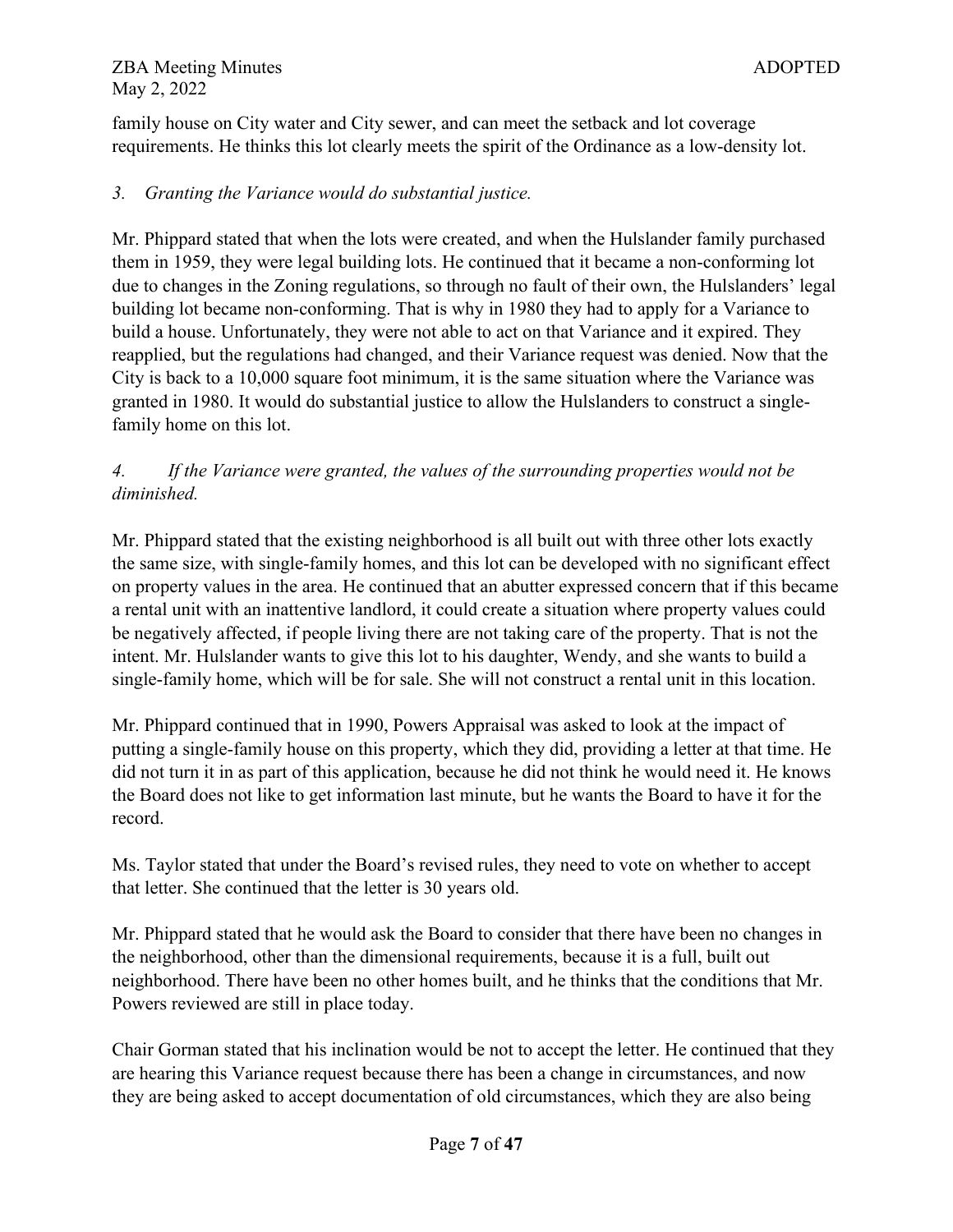family house on City water and City sewer, and can meet the setback and lot coverage requirements. He thinks this lot clearly meets the spirit of the Ordinance as a low-density lot.

*3. Granting the Variance would do substantial justice.*

Mr. Phippard stated that when the lots were created, and when the Hulslander family purchased them in 1959, they were legal building lots. He continued that it became a non-conforming lot due to changes in the Zoning regulations, so through no fault of their own, the Hulslanders' legal building lot became non-conforming. That is why in 1980 they had to apply for a Variance to build a house. Unfortunately, they were not able to act on that Variance and it expired. They reapplied, but the regulations had changed, and their Variance request was denied. Now that the City is back to a 10,000 square foot minimum, it is the same situation where the Variance was granted in 1980. It would do substantial justice to allow the Hulslanders to construct a single-family home on this lot.

*4. If the Variance were granted, the values of the surrounding properties would not be diminished.*

Mr. Phippard stated that the existing neighborhood is all built out with three other lots exactly the same size, with single-family homes, and this lot can be developed with no significant effect on property values in the area. He continued that an abutter expressed concern that if this became a rental unit with an inattentive landlord, it could create a situation where property values could be negatively affected, if people living there are not taking care of the property. That is not the intent. Mr. Hulslander wants to give this lot to his daughter, Wendy, and she wants to build a single-family home, which will be for sale. She will not construct a rental unit in this location.

Mr. Phippard continued that in 1990, Powers Appraisal was asked to look at the impact of putting a single-family house on this property, which they did, providing a letter at that time. He did not turn it in as part of this application, because he did not think he would need it. He knows the Board does not like to get information last minute, but he wants the Board to have it for the record.

Ms. Taylor stated that under the Board's revised rules, they need to vote on whether to accept that letter. She continued that the letter is 30 years old.

Mr. Phippard stated that he would ask the Board to consider that there have been no changes in the neighborhood, other than the dimensional requirements, because it is a full, built out neighborhood. There have been no other homes built, and he thinks that the conditions that Mr. Powers reviewed are still in place today.

Chair Gorman stated that his inclination would be not to accept the letter. He continued that they are hearing this Variance request because there has been a change in circumstances, and now they are being asked to accept documentation of old circumstances, which they are also being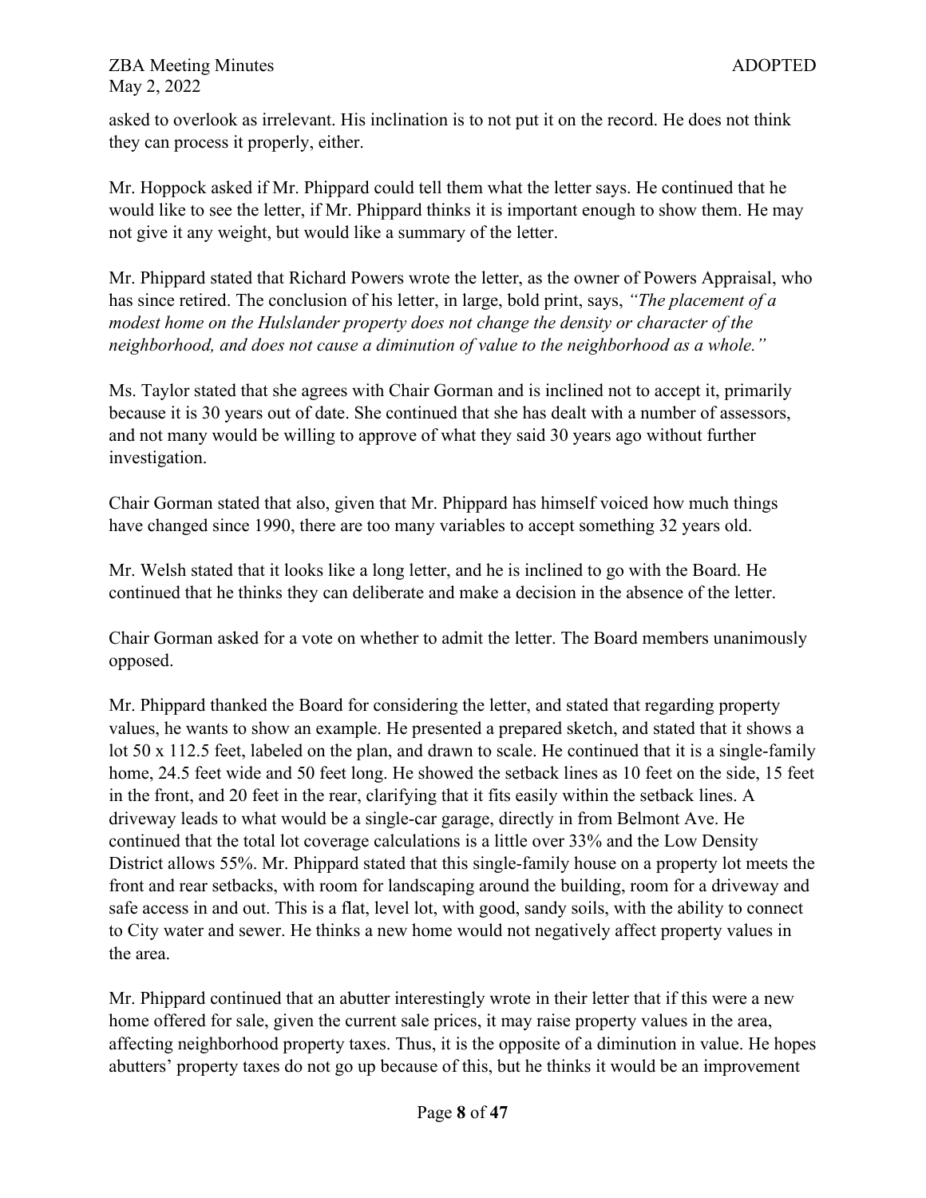asked to overlook as irrelevant. His inclination is to not put it on the record. He does not think they can process it properly, either.

Mr. Hoppock asked if Mr. Phippard could tell them what the letter says. He continued that he would like to see the letter, if Mr. Phippard thinks it is important enough to show them. He may not give it any weight, but would like a summary of the letter.

Mr. Phippard stated that Richard Powers wrote the letter, as the owner of Powers Appraisal, who has since retired. The conclusion of his letter, in large, bold print, says, *"The placement of a modest home on the Hulslander property does not change the density or character of the neighborhood, and does not cause a diminution of value to the neighborhood as a whole."*

Ms. Taylor stated that she agrees with Chair Gorman and is inclined not to accept it, primarily because it is 30 years out of date. She continued that she has dealt with a number of assessors, and not many would be willing to approve of what they said 30 years ago without further investigation.

Chair Gorman stated that also, given that Mr. Phippard has himself voiced how much things have changed since 1990, there are too many variables to accept something 32 years old.

Mr. Welsh stated that it looks like a long letter, and he is inclined to go with the Board. He continued that he thinks they can deliberate and make a decision in the absence of the letter.

Chair Gorman asked for a vote on whether to admit the letter. The Board members unanimously opposed.

Mr. Phippard thanked the Board for considering the letter, and stated that regarding property values, he wants to show an example. He presented a prepared sketch, and stated that it shows a lot 50 x 112.5 feet, labeled on the plan, and drawn to scale. He continued that it is a single-family home, 24.5 feet wide and 50 feet long. He showed the setback lines as 10 feet on the side, 15 feet in the front, and 20 feet in the rear, clarifying that it fits easily within the setback lines. A driveway leads to what would be a single-car garage, directly in from Belmont Ave. He continued that the total lot coverage calculations is a little over 33% and the Low Density District allows 55%. Mr. Phippard stated that this single-family house on a property lot meets the front and rear setbacks, with room for landscaping around the building, room for a driveway and safe access in and out. This is a flat, level lot, with good, sandy soils, with the ability to connect to City water and sewer. He thinks a new home would not negatively affect property values in the area.

Mr. Phippard continued that an abutter interestingly wrote in their letter that if this were a new home offered for sale, given the current sale prices, it may raise property values in the area, affecting neighborhood property taxes. Thus, it is the opposite of a diminution in value. He hopes abutters' property taxes do not go up because of this, but he thinks it would be an improvement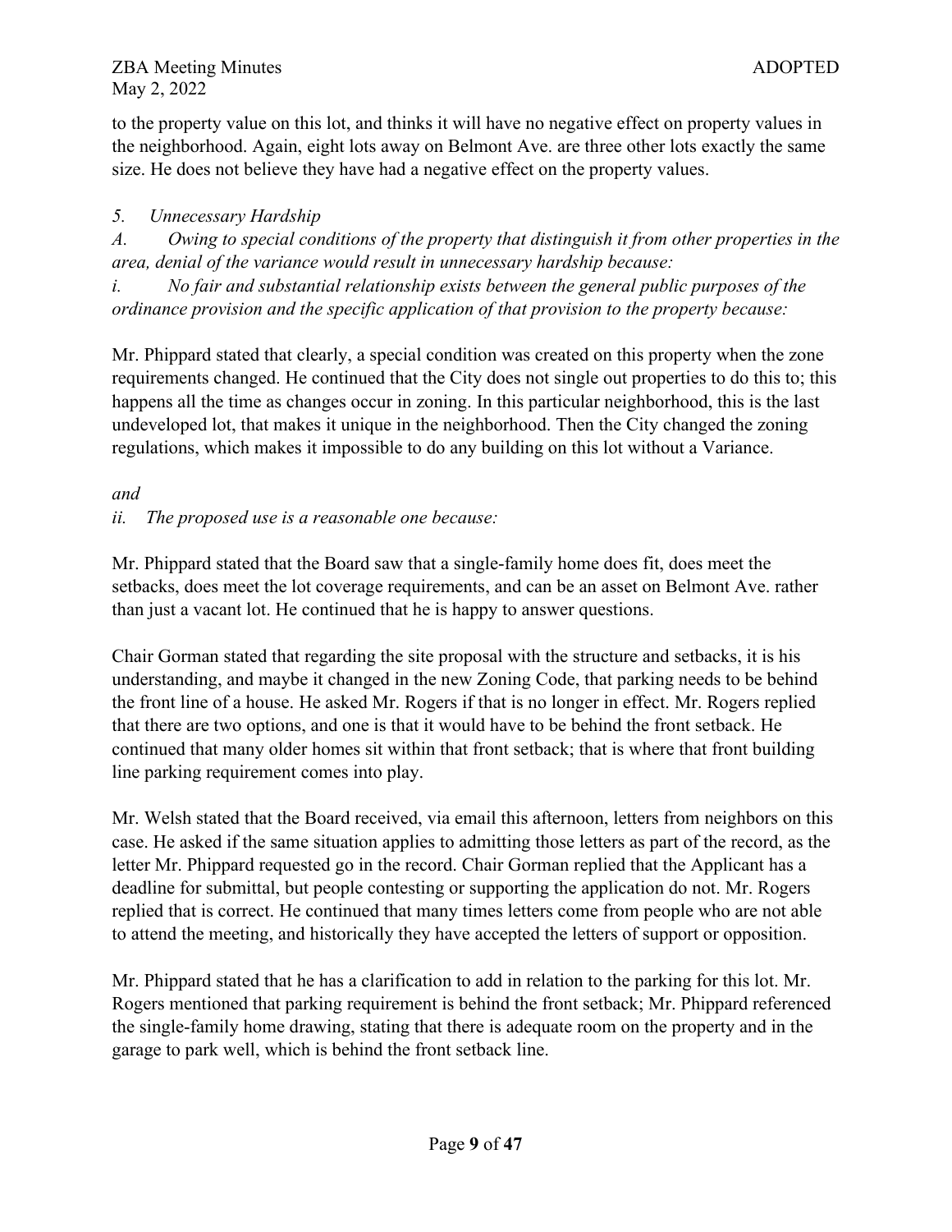to the property value on this lot, and thinks it will have no negative effect on property values in the neighborhood. Again, eight lots away on Belmont Ave. are three other lots exactly the same size. He does not believe they have had a negative effect on the property values.

*5. Unnecessary Hardship*

*A. Owing to special conditions of the property that distinguish it from other properties in the area, denial of the variance would result in unnecessary hardship because:*

*i. No fair and substantial relationship exists between the general public purposes of the ordinance provision and the specific application of that provision to the property because:*

Mr. Phippard stated that clearly, a special condition was created on this property when the zone requirements changed. He continued that the City does not single out properties to do this to; this happens all the time as changes occur in zoning. In this particular neighborhood, this is the last undeveloped lot, that makes it unique in the neighborhood. Then the City changed the zoning regulations, which makes it impossible to do any building on this lot without a Variance.

*and*

*ii. The proposed use is a reasonable one because:*

Mr. Phippard stated that the Board saw that a single-family home does fit, does meet the setbacks, does meet the lot coverage requirements, and can be an asset on Belmont Ave. rather than just a vacant lot. He continued that he is happy to answer questions.

Chair Gorman stated that regarding the site proposal with the structure and setbacks, it is his understanding, and maybe it changed in the new Zoning Code, that parking needs to be behind the front line of a house. He asked Mr. Rogers if that is no longer in effect. Mr. Rogers replied that there are two options, and one is that it would have to be behind the front setback. He continued that many older homes sit within that front setback; that is where that front building line parking requirement comes into play.

Mr. Welsh stated that the Board received, via email this afternoon, letters from neighbors on this case. He asked if the same situation applies to admitting those letters as part of the record, as the letter Mr. Phippard requested go in the record. Chair Gorman replied that the Applicant has a deadline for submittal, but people contesting or supporting the application do not. Mr. Rogers replied that is correct. He continued that many times letters come from people who are not able to attend the meeting, and historically they have accepted the letters of support or opposition.

Mr. Phippard stated that he has a clarification to add in relation to the parking for this lot. Mr. Rogers mentioned that parking requirement is behind the front setback; Mr. Phippard referenced the single-family home drawing, stating that there is adequate room on the property and in the garage to park well, which is behind the front setback line.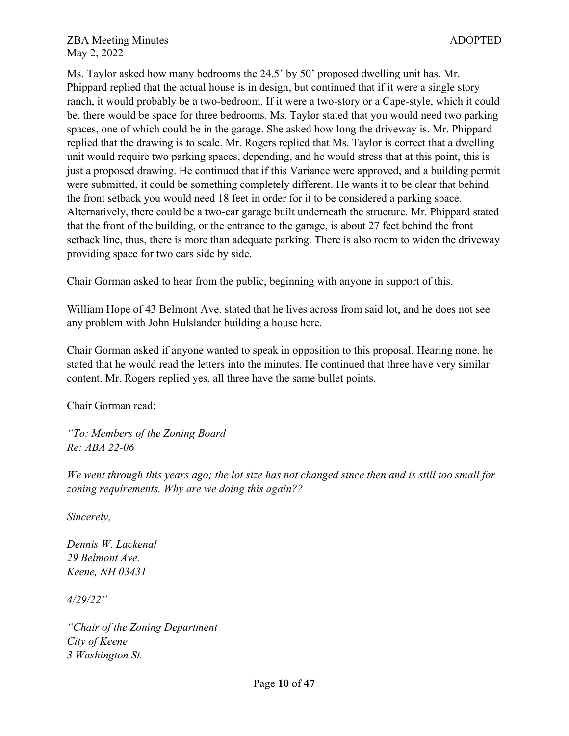Ms. Taylor asked how many bedrooms the 24.5' by 50' proposed dwelling unit has. Mr. Phippard replied that the actual house is in design, but continued that if it were a single story ranch, it would probably be a two-bedroom. If it were a two-story or a Cape-style, which it could be, there would be space for three bedrooms. Ms. Taylor stated that you would need two parking spaces, one of which could be in the garage. She asked how long the driveway is. Mr. Phippard replied that the drawing is to scale. Mr. Rogers replied that Ms. Taylor is correct that a dwelling unit would require two parking spaces, depending, and he would stress that at this point, this is just a proposed drawing. He continued that if this Variance were approved, and a building permit were submitted, it could be something completely different. He wants it to be clear that behind the front setback you would need 18 feet in order for it to be considered a parking space. Alternatively, there could be a two-car garage built underneath the structure. Mr. Phippard stated that the front of the building, or the entrance to the garage, is about 27 feet behind the front setback line, thus, there is more than adequate parking. There is also room to widen the driveway providing space for two cars side by side.

Chair Gorman asked to hear from the public, beginning with anyone in support of this.

William Hope of 43 Belmont Ave. stated that he lives across from said lot, and he does not see any problem with John Hulslander building a house here.

Chair Gorman asked if anyone wanted to speak in opposition to this proposal. Hearing none, he stated that he would read the letters into the minutes. He continued that three have very similar content. Mr. Rogers replied yes, all three have the same bullet points.

Chair Gorman read:

*"To: Members of the Zoning Board*
*Re: ABA 22-06*

*We went through this years ago; the lot size has not changed since then and is still too small for zoning requirements. Why are we doing this again??*

*Sincerely,*

*Dennis W. Lackenal*
*29 Belmont Ave.*
*Keene, NH 03431*

*4/29/22"*

*"Chair of the Zoning Department*
*City of Keene*
*3 Washington St.*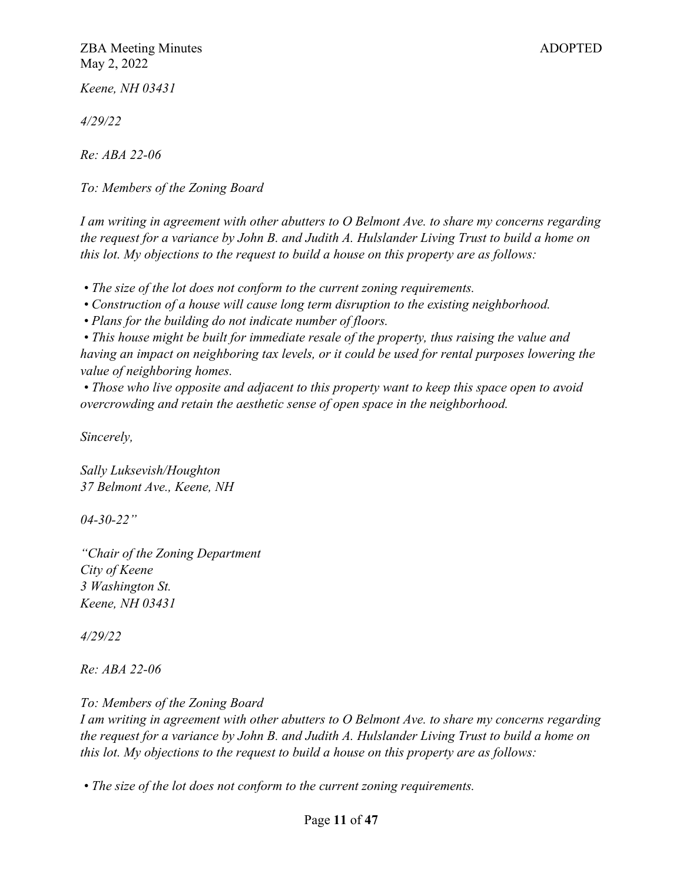*Keene, NH 03431*

*4/29/22*

*Re: ABA 22-06*

*To: Members of the Zoning Board*

*I am writing in agreement with other abutters to O Belmont Ave. to share my concerns regarding the request for a variance by John B. and Judith A. Hulslander Living Trust to build a home on this lot. My objections to the request to build a house on this property are as follows:*

- *The size of the lot does not conform to the current zoning requirements.*
- *Construction of a house will cause long term disruption to the existing neighborhood.*
- *Plans for the building do not indicate number of floors.*
- *This house might be built for immediate resale of the property, thus raising the value and having an impact on neighboring tax levels, or it could be used for rental purposes lowering the value of neighboring homes.*
- *Those who live opposite and adjacent to this property want to keep this space open to avoid overcrowding and retain the aesthetic sense of open space in the neighborhood.*

*Sincerely,*

*Sally Luksevish/Houghton*
*37 Belmont Ave., Keene, NH*

*04-30-22"*

*"Chair of the Zoning Department*
*City of Keene*
*3 Washington St.*
*Keene, NH 03431*

*4/29/22*

*Re: ABA 22-06*

*To: Members of the Zoning Board*
*I am writing in agreement with other abutters to O Belmont Ave. to share my concerns regarding the request for a variance by John B. and Judith A. Hulslander Living Trust to build a home on this lot. My objections to the request to build a house on this property are as follows:*

- *The size of the lot does not conform to the current zoning requirements.*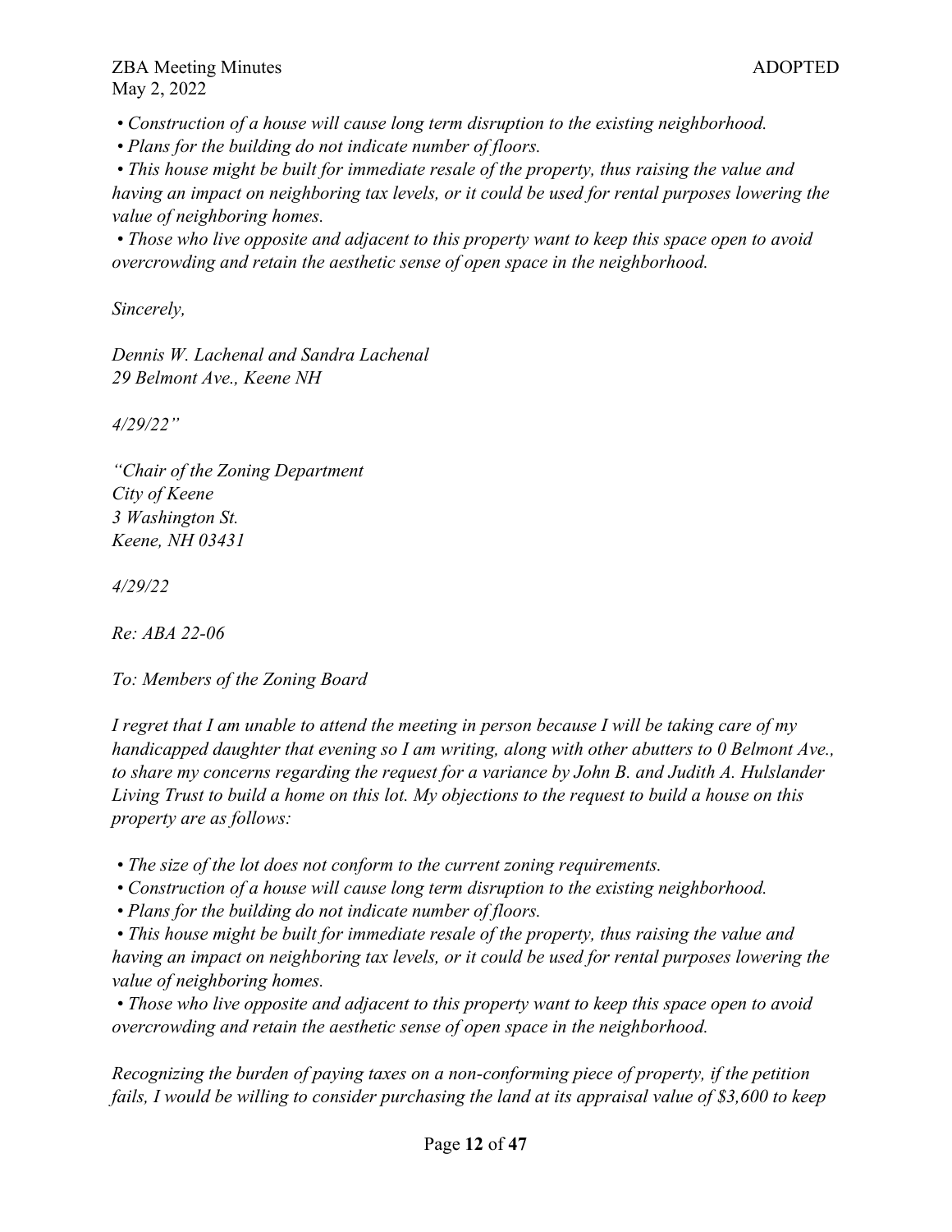*• Construction of a house will cause long term disruption to the existing neighborhood.*
*• Plans for the building do not indicate number of floors.*
*• This house might be built for immediate resale of the property, thus raising the value and having an impact on neighboring tax levels, or it could be used for rental purposes lowering the value of neighboring homes.*
*• Those who live opposite and adjacent to this property want to keep this space open to avoid overcrowding and retain the aesthetic sense of open space in the neighborhood.*

*Sincerely,*

*Dennis W. Lachenal and Sandra Lachenal*
*29 Belmont Ave., Keene NH*

*4/29/22"*

*"Chair of the Zoning Department*
*City of Keene*
*3 Washington St.*
*Keene, NH 03431*

*4/29/22*

*Re: ABA 22-06*

*To: Members of the Zoning Board*

*I regret that I am unable to attend the meeting in person because I will be taking care of my handicapped daughter that evening so I am writing, along with other abutters to 0 Belmont Ave., to share my concerns regarding the request for a variance by John B. and Judith A. Hulslander Living Trust to build a home on this lot. My objections to the request to build a house on this property are as follows:*

*• The size of the lot does not conform to the current zoning requirements.*
*• Construction of a house will cause long term disruption to the existing neighborhood.*
*• Plans for the building do not indicate number of floors.*
*• This house might be built for immediate resale of the property, thus raising the value and having an impact on neighboring tax levels, or it could be used for rental purposes lowering the value of neighboring homes.*
*• Those who live opposite and adjacent to this property want to keep this space open to avoid overcrowding and retain the aesthetic sense of open space in the neighborhood.*

*Recognizing the burden of paying taxes on a non-conforming piece of property, if the petition fails, I would be willing to consider purchasing the land at its appraisal value of $3,600 to keep*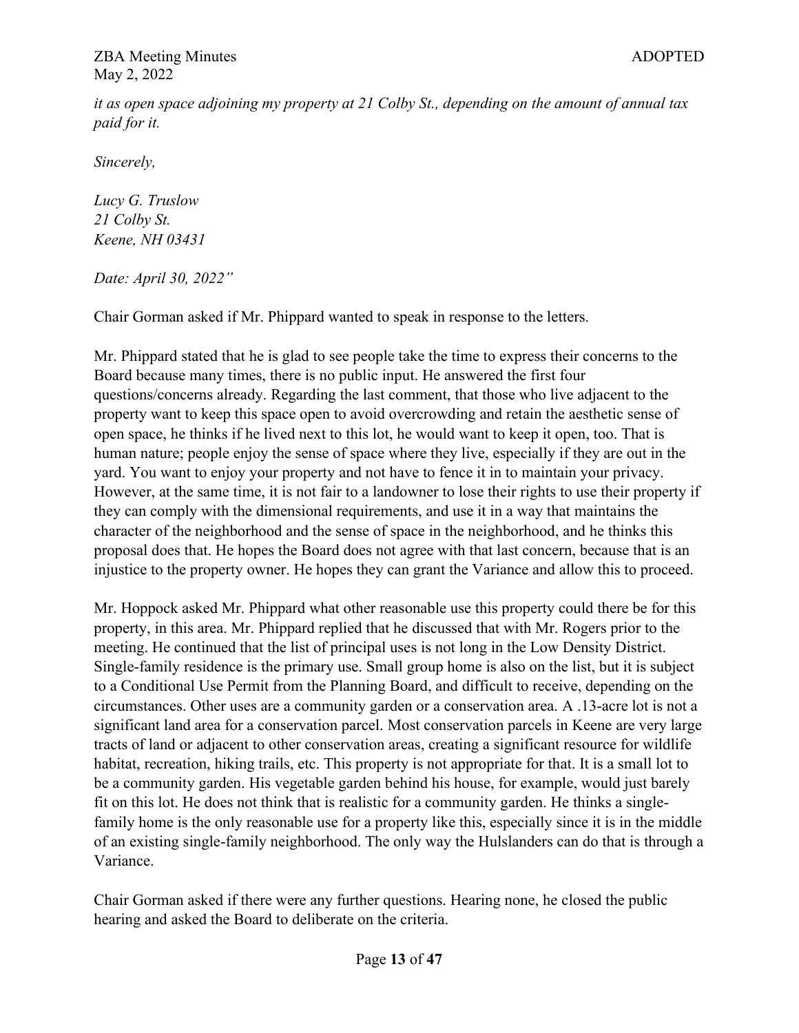*it as open space adjoining my property at 21 Colby St., depending on the amount of annual tax paid for it.*

*Sincerely,*

*Lucy G. Truslow*
*21 Colby St.*
*Keene, NH 03431*

*Date: April 30, 2022"*

Chair Gorman asked if Mr. Phippard wanted to speak in response to the letters.

Mr. Phippard stated that he is glad to see people take the time to express their concerns to the Board because many times, there is no public input. He answered the first four questions/concerns already. Regarding the last comment, that those who live adjacent to the property want to keep this space open to avoid overcrowding and retain the aesthetic sense of open space, he thinks if he lived next to this lot, he would want to keep it open, too. That is human nature; people enjoy the sense of space where they live, especially if they are out in the yard. You want to enjoy your property and not have to fence it in to maintain your privacy. However, at the same time, it is not fair to a landowner to lose their rights to use their property if they can comply with the dimensional requirements, and use it in a way that maintains the character of the neighborhood and the sense of space in the neighborhood, and he thinks this proposal does that. He hopes the Board does not agree with that last concern, because that is an injustice to the property owner. He hopes they can grant the Variance and allow this to proceed.

Mr. Hoppock asked Mr. Phippard what other reasonable use this property could there be for this property, in this area. Mr. Phippard replied that he discussed that with Mr. Rogers prior to the meeting. He continued that the list of principal uses is not long in the Low Density District. Single-family residence is the primary use. Small group home is also on the list, but it is subject to a Conditional Use Permit from the Planning Board, and difficult to receive, depending on the circumstances. Other uses are a community garden or a conservation area. A .13-acre lot is not a significant land area for a conservation parcel. Most conservation parcels in Keene are very large tracts of land or adjacent to other conservation areas, creating a significant resource for wildlife habitat, recreation, hiking trails, etc. This property is not appropriate for that. It is a small lot to be a community garden. His vegetable garden behind his house, for example, would just barely fit on this lot. He does not think that is realistic for a community garden. He thinks a single-family home is the only reasonable use for a property like this, especially since it is in the middle of an existing single-family neighborhood. The only way the Hulslanders can do that is through a Variance.

Chair Gorman asked if there were any further questions. Hearing none, he closed the public hearing and asked the Board to deliberate on the criteria.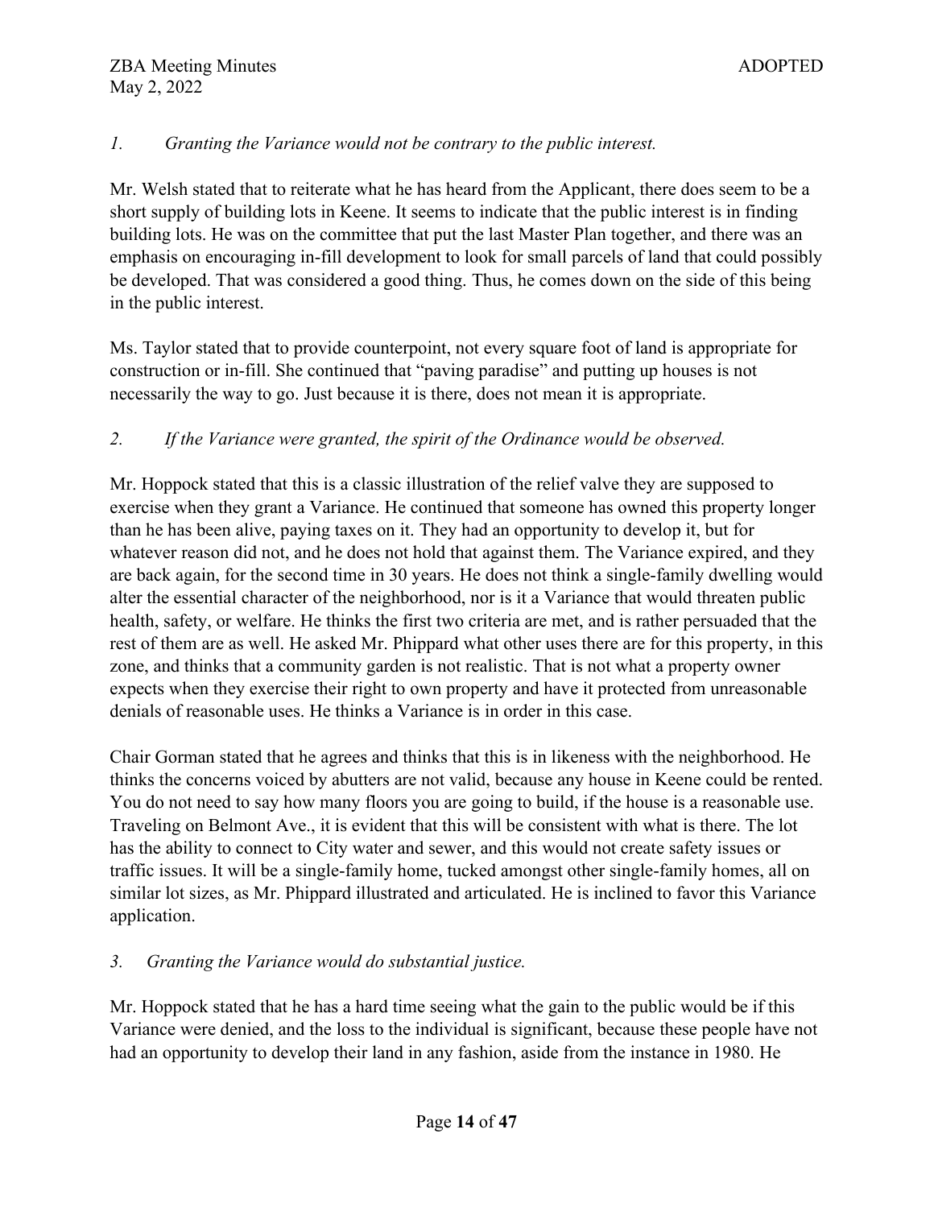*1. Granting the Variance would not be contrary to the public interest.*

Mr. Welsh stated that to reiterate what he has heard from the Applicant, there does seem to be a short supply of building lots in Keene. It seems to indicate that the public interest is in finding building lots. He was on the committee that put the last Master Plan together, and there was an emphasis on encouraging in-fill development to look for small parcels of land that could possibly be developed. That was considered a good thing. Thus, he comes down on the side of this being in the public interest.

Ms. Taylor stated that to provide counterpoint, not every square foot of land is appropriate for construction or in-fill. She continued that "paving paradise" and putting up houses is not necessarily the way to go. Just because it is there, does not mean it is appropriate.

*2. If the Variance were granted, the spirit of the Ordinance would be observed.*

Mr. Hoppock stated that this is a classic illustration of the relief valve they are supposed to exercise when they grant a Variance. He continued that someone has owned this property longer than he has been alive, paying taxes on it. They had an opportunity to develop it, but for whatever reason did not, and he does not hold that against them. The Variance expired, and they are back again, for the second time in 30 years. He does not think a single-family dwelling would alter the essential character of the neighborhood, nor is it a Variance that would threaten public health, safety, or welfare. He thinks the first two criteria are met, and is rather persuaded that the rest of them are as well. He asked Mr. Phippard what other uses there are for this property, in this zone, and thinks that a community garden is not realistic. That is not what a property owner expects when they exercise their right to own property and have it protected from unreasonable denials of reasonable uses. He thinks a Variance is in order in this case.

Chair Gorman stated that he agrees and thinks that this is in likeness with the neighborhood. He thinks the concerns voiced by abutters are not valid, because any house in Keene could be rented. You do not need to say how many floors you are going to build, if the house is a reasonable use. Traveling on Belmont Ave., it is evident that this will be consistent with what is there. The lot has the ability to connect to City water and sewer, and this would not create safety issues or traffic issues. It will be a single-family home, tucked amongst other single-family homes, all on similar lot sizes, as Mr. Phippard illustrated and articulated. He is inclined to favor this Variance application.

*3. Granting the Variance would do substantial justice.*

Mr. Hoppock stated that he has a hard time seeing what the gain to the public would be if this Variance were denied, and the loss to the individual is significant, because these people have not had an opportunity to develop their land in any fashion, aside from the instance in 1980. He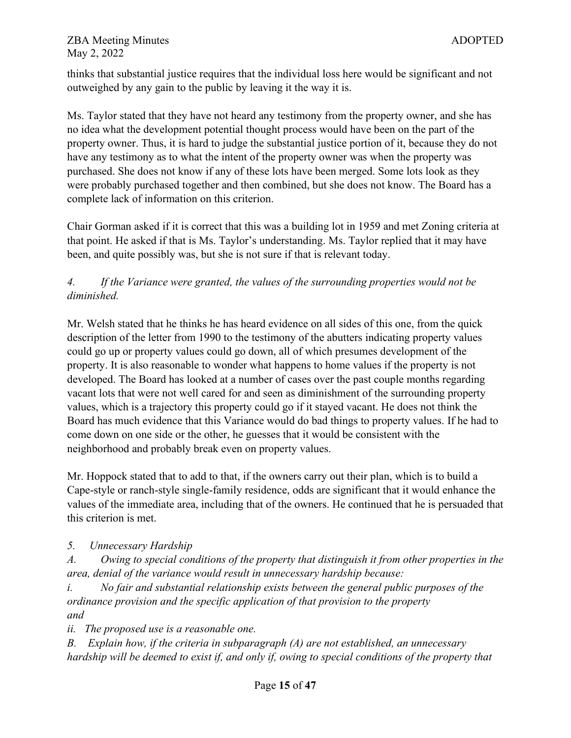thinks that substantial justice requires that the individual loss here would be significant and not outweighed by any gain to the public by leaving it the way it is.

Ms. Taylor stated that they have not heard any testimony from the property owner, and she has no idea what the development potential thought process would have been on the part of the property owner. Thus, it is hard to judge the substantial justice portion of it, because they do not have any testimony as to what the intent of the property owner was when the property was purchased. She does not know if any of these lots have been merged. Some lots look as they were probably purchased together and then combined, but she does not know. The Board has a complete lack of information on this criterion.

Chair Gorman asked if it is correct that this was a building lot in 1959 and met Zoning criteria at that point. He asked if that is Ms. Taylor's understanding. Ms. Taylor replied that it may have been, and quite possibly was, but she is not sure if that is relevant today.

*4. If the Variance were granted, the values of the surrounding properties would not be diminished.*

Mr. Welsh stated that he thinks he has heard evidence on all sides of this one, from the quick description of the letter from 1990 to the testimony of the abutters indicating property values could go up or property values could go down, all of which presumes development of the property. It is also reasonable to wonder what happens to home values if the property is not developed. The Board has looked at a number of cases over the past couple months regarding vacant lots that were not well cared for and seen as diminishment of the surrounding property values, which is a trajectory this property could go if it stayed vacant. He does not think the Board has much evidence that this Variance would do bad things to property values. If he had to come down on one side or the other, he guesses that it would be consistent with the neighborhood and probably break even on property values.

Mr. Hoppock stated that to add to that, if the owners carry out their plan, which is to build a Cape-style or ranch-style single-family residence, odds are significant that it would enhance the values of the immediate area, including that of the owners. He continued that he is persuaded that this criterion is met.

*5. Unnecessary Hardship*

*A. Owing to special conditions of the property that distinguish it from other properties in the area, denial of the variance would result in unnecessary hardship because:*

*i. No fair and substantial relationship exists between the general public purposes of the ordinance provision and the specific application of that provision to the property*
*and*

*ii. The proposed use is a reasonable one.*

*B. Explain how, if the criteria in subparagraph (A) are not established, an unnecessary hardship will be deemed to exist if, and only if, owing to special conditions of the property that*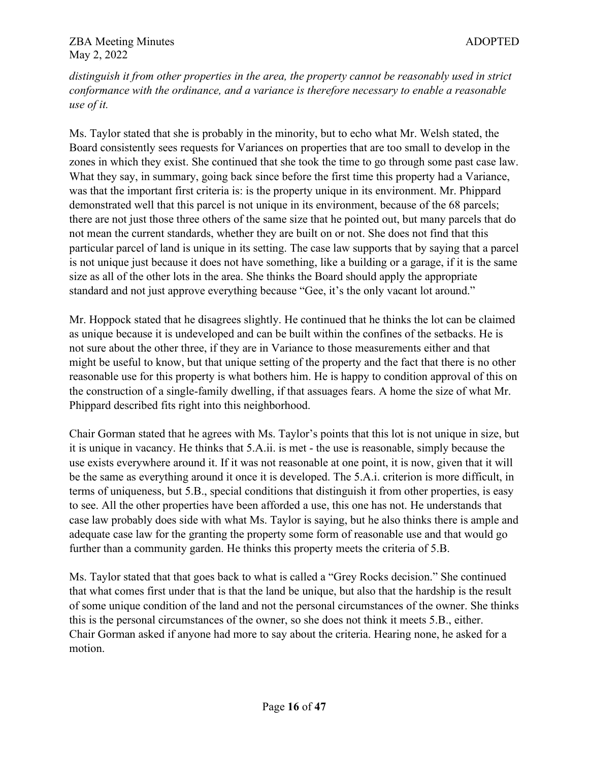*distinguish it from other properties in the area, the property cannot be reasonably used in strict conformance with the ordinance, and a variance is therefore necessary to enable a reasonable use of it.*

Ms. Taylor stated that she is probably in the minority, but to echo what Mr. Welsh stated, the Board consistently sees requests for Variances on properties that are too small to develop in the zones in which they exist. She continued that she took the time to go through some past case law. What they say, in summary, going back since before the first time this property had a Variance, was that the important first criteria is: is the property unique in its environment. Mr. Phippard demonstrated well that this parcel is not unique in its environment, because of the 68 parcels; there are not just those three others of the same size that he pointed out, but many parcels that do not mean the current standards, whether they are built on or not. She does not find that this particular parcel of land is unique in its setting. The case law supports that by saying that a parcel is not unique just because it does not have something, like a building or a garage, if it is the same size as all of the other lots in the area. She thinks the Board should apply the appropriate standard and not just approve everything because "Gee, it's the only vacant lot around."

Mr. Hoppock stated that he disagrees slightly. He continued that he thinks the lot can be claimed as unique because it is undeveloped and can be built within the confines of the setbacks. He is not sure about the other three, if they are in Variance to those measurements either and that might be useful to know, but that unique setting of the property and the fact that there is no other reasonable use for this property is what bothers him. He is happy to condition approval of this on the construction of a single-family dwelling, if that assuages fears. A home the size of what Mr. Phippard described fits right into this neighborhood.

Chair Gorman stated that he agrees with Ms. Taylor's points that this lot is not unique in size, but it is unique in vacancy. He thinks that 5.A.ii. is met - the use is reasonable, simply because the use exists everywhere around it. If it was not reasonable at one point, it is now, given that it will be the same as everything around it once it is developed. The 5.A.i. criterion is more difficult, in terms of uniqueness, but 5.B., special conditions that distinguish it from other properties, is easy to see. All the other properties have been afforded a use, this one has not. He understands that case law probably does side with what Ms. Taylor is saying, but he also thinks there is ample and adequate case law for the granting the property some form of reasonable use and that would go further than a community garden. He thinks this property meets the criteria of 5.B.

Ms. Taylor stated that that goes back to what is called a "Grey Rocks decision." She continued that what comes first under that is that the land be unique, but also that the hardship is the result of some unique condition of the land and not the personal circumstances of the owner. She thinks this is the personal circumstances of the owner, so she does not think it meets 5.B., either. Chair Gorman asked if anyone had more to say about the criteria. Hearing none, he asked for a motion.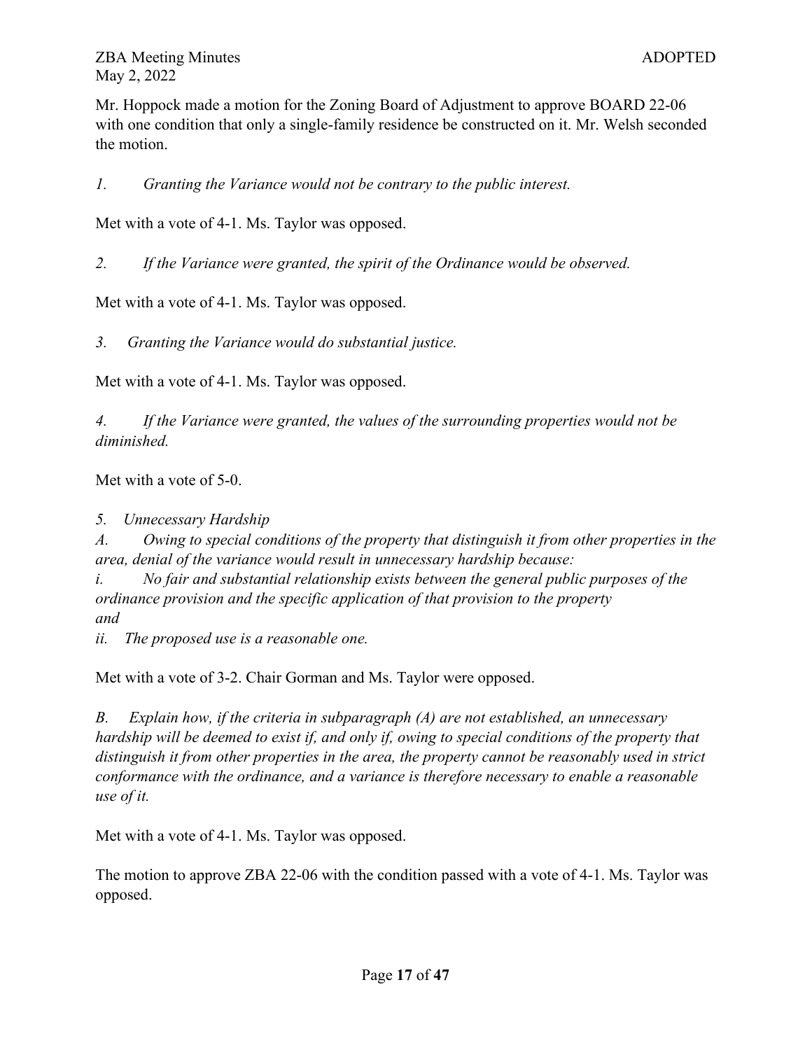Mr. Hoppock made a motion for the Zoning Board of Adjustment to approve BOARD 22-06 with one condition that only a single-family residence be constructed on it. Mr. Welsh seconded the motion.

*1. Granting the Variance would not be contrary to the public interest.*

Met with a vote of 4-1. Ms. Taylor was opposed.

*2. If the Variance were granted, the spirit of the Ordinance would be observed.*

Met with a vote of 4-1. Ms. Taylor was opposed.

*3. Granting the Variance would do substantial justice.*

Met with a vote of 4-1. Ms. Taylor was opposed.

*4. If the Variance were granted, the values of the surrounding properties would not be diminished.*

Met with a vote of 5-0.

*5. Unnecessary Hardship*
*A. Owing to special conditions of the property that distinguish it from other properties in the area, denial of the variance would result in unnecessary hardship because:*
*i. No fair and substantial relationship exists between the general public purposes of the ordinance provision and the specific application of that provision to the property*
*and*
*ii. The proposed use is a reasonable one.*

Met with a vote of 3-2. Chair Gorman and Ms. Taylor were opposed.

*B. Explain how, if the criteria in subparagraph (A) are not established, an unnecessary hardship will be deemed to exist if, and only if, owing to special conditions of the property that distinguish it from other properties in the area, the property cannot be reasonably used in strict conformance with the ordinance, and a variance is therefore necessary to enable a reasonable use of it.*

Met with a vote of 4-1. Ms. Taylor was opposed.

The motion to approve ZBA 22-06 with the condition passed with a vote of 4-1. Ms. Taylor was opposed.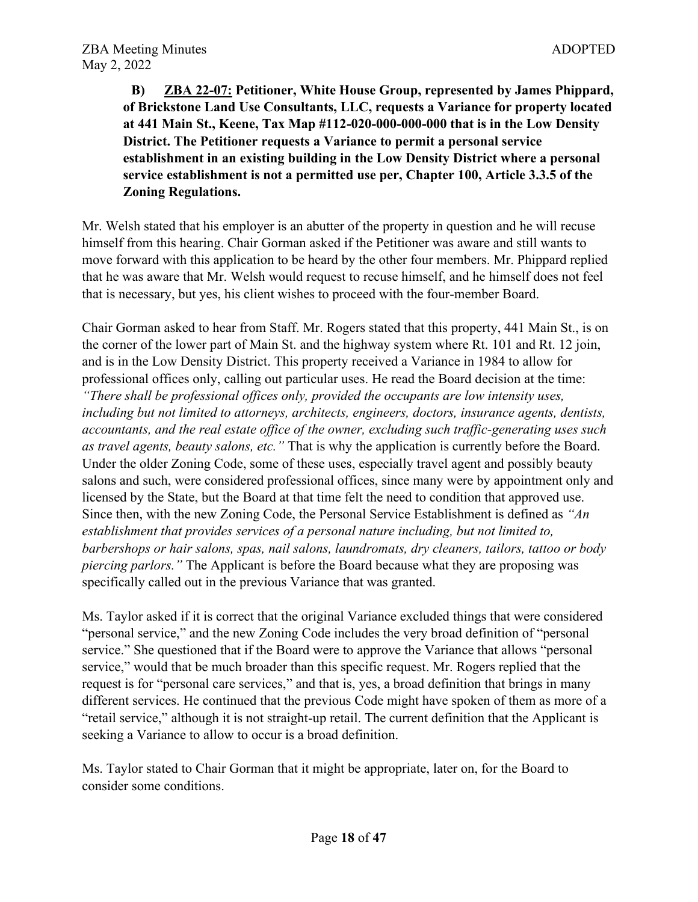**B) ZBA 22-07: Petitioner, White House Group, represented by James Phippard, of Brickstone Land Use Consultants, LLC, requests a Variance for property located at 441 Main St., Keene, Tax Map #112-020-000-000-000 that is in the Low Density District. The Petitioner requests a Variance to permit a personal service establishment in an existing building in the Low Density District where a personal service establishment is not a permitted use per, Chapter 100, Article 3.3.5 of the Zoning Regulations.**

Mr. Welsh stated that his employer is an abutter of the property in question and he will recuse himself from this hearing. Chair Gorman asked if the Petitioner was aware and still wants to move forward with this application to be heard by the other four members. Mr. Phippard replied that he was aware that Mr. Welsh would request to recuse himself, and he himself does not feel that is necessary, but yes, his client wishes to proceed with the four-member Board.

Chair Gorman asked to hear from Staff. Mr. Rogers stated that this property, 441 Main St., is on the corner of the lower part of Main St. and the highway system where Rt. 101 and Rt. 12 join, and is in the Low Density District. This property received a Variance in 1984 to allow for professional offices only, calling out particular uses. He read the Board decision at the time: *"There shall be professional offices only, provided the occupants are low intensity uses, including but not limited to attorneys, architects, engineers, doctors, insurance agents, dentists, accountants, and the real estate office of the owner, excluding such traffic-generating uses such as travel agents, beauty salons, etc."* That is why the application is currently before the Board. Under the older Zoning Code, some of these uses, especially travel agent and possibly beauty salons and such, were considered professional offices, since many were by appointment only and licensed by the State, but the Board at that time felt the need to condition that approved use. Since then, with the new Zoning Code, the Personal Service Establishment is defined as *"An establishment that provides services of a personal nature including, but not limited to, barbershops or hair salons, spas, nail salons, laundromats, dry cleaners, tailors, tattoo or body piercing parlors."* The Applicant is before the Board because what they are proposing was specifically called out in the previous Variance that was granted.

Ms. Taylor asked if it is correct that the original Variance excluded things that were considered "personal service," and the new Zoning Code includes the very broad definition of "personal service." She questioned that if the Board were to approve the Variance that allows "personal service," would that be much broader than this specific request. Mr. Rogers replied that the request is for "personal care services," and that is, yes, a broad definition that brings in many different services. He continued that the previous Code might have spoken of them as more of a "retail service," although it is not straight-up retail. The current definition that the Applicant is seeking a Variance to allow to occur is a broad definition.

Ms. Taylor stated to Chair Gorman that it might be appropriate, later on, for the Board to consider some conditions.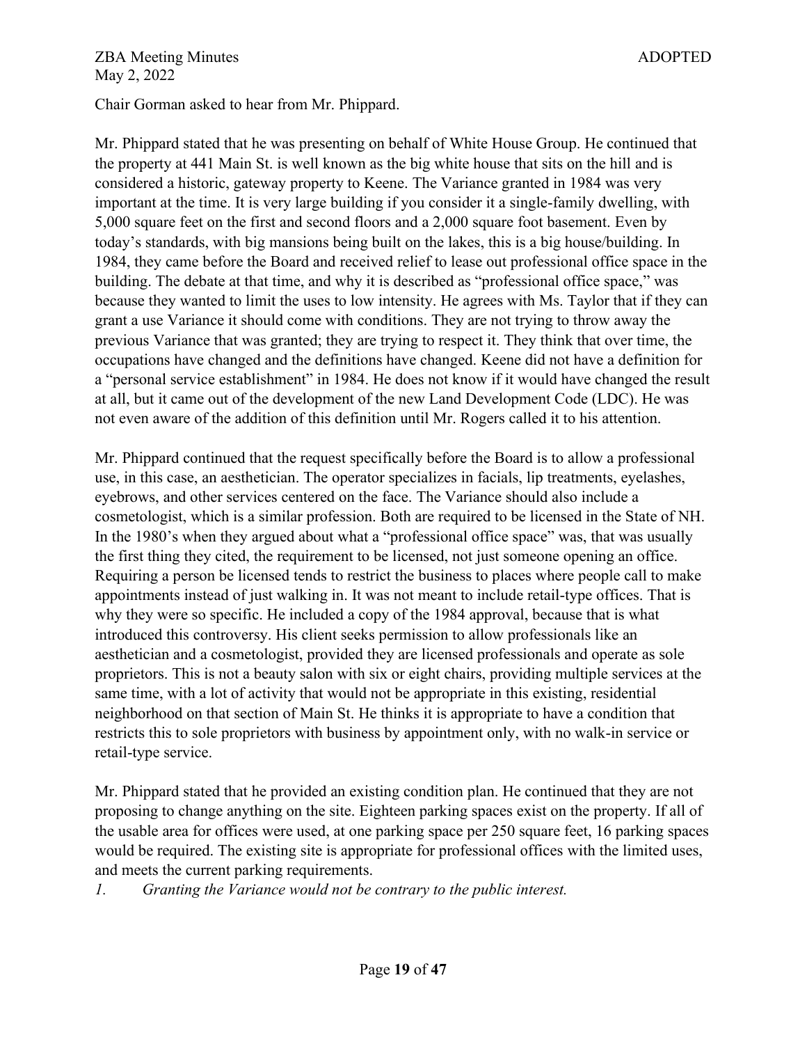Chair Gorman asked to hear from Mr. Phippard.

Mr. Phippard stated that he was presenting on behalf of White House Group. He continued that the property at 441 Main St. is well known as the big white house that sits on the hill and is considered a historic, gateway property to Keene. The Variance granted in 1984 was very important at the time. It is very large building if you consider it a single-family dwelling, with 5,000 square feet on the first and second floors and a 2,000 square foot basement. Even by today's standards, with big mansions being built on the lakes, this is a big house/building. In 1984, they came before the Board and received relief to lease out professional office space in the building. The debate at that time, and why it is described as "professional office space," was because they wanted to limit the uses to low intensity. He agrees with Ms. Taylor that if they can grant a use Variance it should come with conditions. They are not trying to throw away the previous Variance that was granted; they are trying to respect it. They think that over time, the occupations have changed and the definitions have changed. Keene did not have a definition for a "personal service establishment" in 1984. He does not know if it would have changed the result at all, but it came out of the development of the new Land Development Code (LDC). He was not even aware of the addition of this definition until Mr. Rogers called it to his attention.

Mr. Phippard continued that the request specifically before the Board is to allow a professional use, in this case, an aesthetician. The operator specializes in facials, lip treatments, eyelashes, eyebrows, and other services centered on the face. The Variance should also include a cosmetologist, which is a similar profession. Both are required to be licensed in the State of NH. In the 1980's when they argued about what a "professional office space" was, that was usually the first thing they cited, the requirement to be licensed, not just someone opening an office. Requiring a person be licensed tends to restrict the business to places where people call to make appointments instead of just walking in. It was not meant to include retail-type offices. That is why they were so specific. He included a copy of the 1984 approval, because that is what introduced this controversy. His client seeks permission to allow professionals like an aesthetician and a cosmetologist, provided they are licensed professionals and operate as sole proprietors. This is not a beauty salon with six or eight chairs, providing multiple services at the same time, with a lot of activity that would not be appropriate in this existing, residential neighborhood on that section of Main St. He thinks it is appropriate to have a condition that restricts this to sole proprietors with business by appointment only, with no walk-in service or retail-type service.

Mr. Phippard stated that he provided an existing condition plan. He continued that they are not proposing to change anything on the site. Eighteen parking spaces exist on the property. If all of the usable area for offices were used, at one parking space per 250 square feet, 16 parking spaces would be required. The existing site is appropriate for professional offices with the limited uses, and meets the current parking requirements.

1. *Granting the Variance would not be contrary to the public interest.*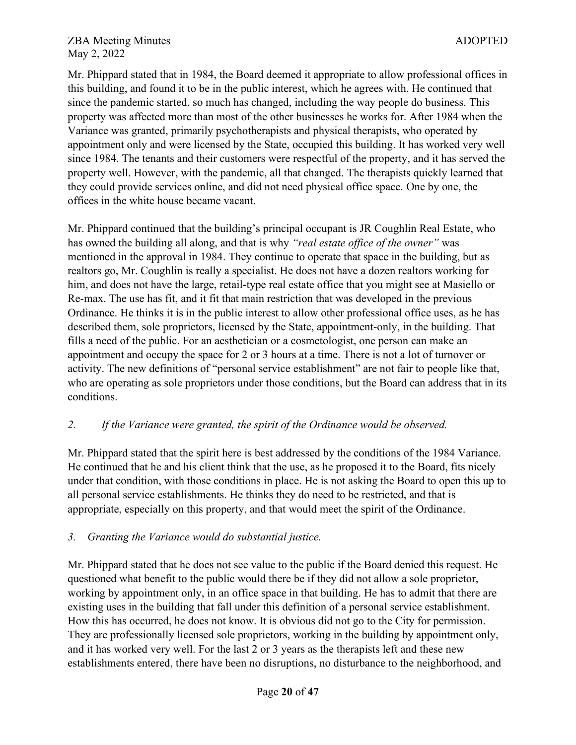Mr. Phippard stated that in 1984, the Board deemed it appropriate to allow professional offices in this building, and found it to be in the public interest, which he agrees with. He continued that since the pandemic started, so much has changed, including the way people do business. This property was affected more than most of the other businesses he works for. After 1984 when the Variance was granted, primarily psychotherapists and physical therapists, who operated by appointment only and were licensed by the State, occupied this building. It has worked very well since 1984. The tenants and their customers were respectful of the property, and it has served the property well. However, with the pandemic, all that changed. The therapists quickly learned that they could provide services online, and did not need physical office space. One by one, the offices in the white house became vacant.

Mr. Phippard continued that the building's principal occupant is JR Coughlin Real Estate, who has owned the building all along, and that is why *"real estate office of the owner"* was mentioned in the approval in 1984. They continue to operate that space in the building, but as realtors go, Mr. Coughlin is really a specialist. He does not have a dozen realtors working for him, and does not have the large, retail-type real estate office that you might see at Masiello or Re-max. The use has fit, and it fit that main restriction that was developed in the previous Ordinance. He thinks it is in the public interest to allow other professional office uses, as he has described them, sole proprietors, licensed by the State, appointment-only, in the building. That fills a need of the public. For an aesthetician or a cosmetologist, one person can make an appointment and occupy the space for 2 or 3 hours at a time. There is not a lot of turnover or activity. The new definitions of "personal service establishment" are not fair to people like that, who are operating as sole proprietors under those conditions, but the Board can address that in its conditions.

*2. If the Variance were granted, the spirit of the Ordinance would be observed.*

Mr. Phippard stated that the spirit here is best addressed by the conditions of the 1984 Variance. He continued that he and his client think that the use, as he proposed it to the Board, fits nicely under that condition, with those conditions in place. He is not asking the Board to open this up to all personal service establishments. He thinks they do need to be restricted, and that is appropriate, especially on this property, and that would meet the spirit of the Ordinance.

*3. Granting the Variance would do substantial justice.*

Mr. Phippard stated that he does not see value to the public if the Board denied this request. He questioned what benefit to the public would there be if they did not allow a sole proprietor, working by appointment only, in an office space in that building. He has to admit that there are existing uses in the building that fall under this definition of a personal service establishment. How this has occurred, he does not know. It is obvious did not go to the City for permission. They are professionally licensed sole proprietors, working in the building by appointment only, and it has worked very well. For the last 2 or 3 years as the therapists left and these new establishments entered, there have been no disruptions, no disturbance to the neighborhood, and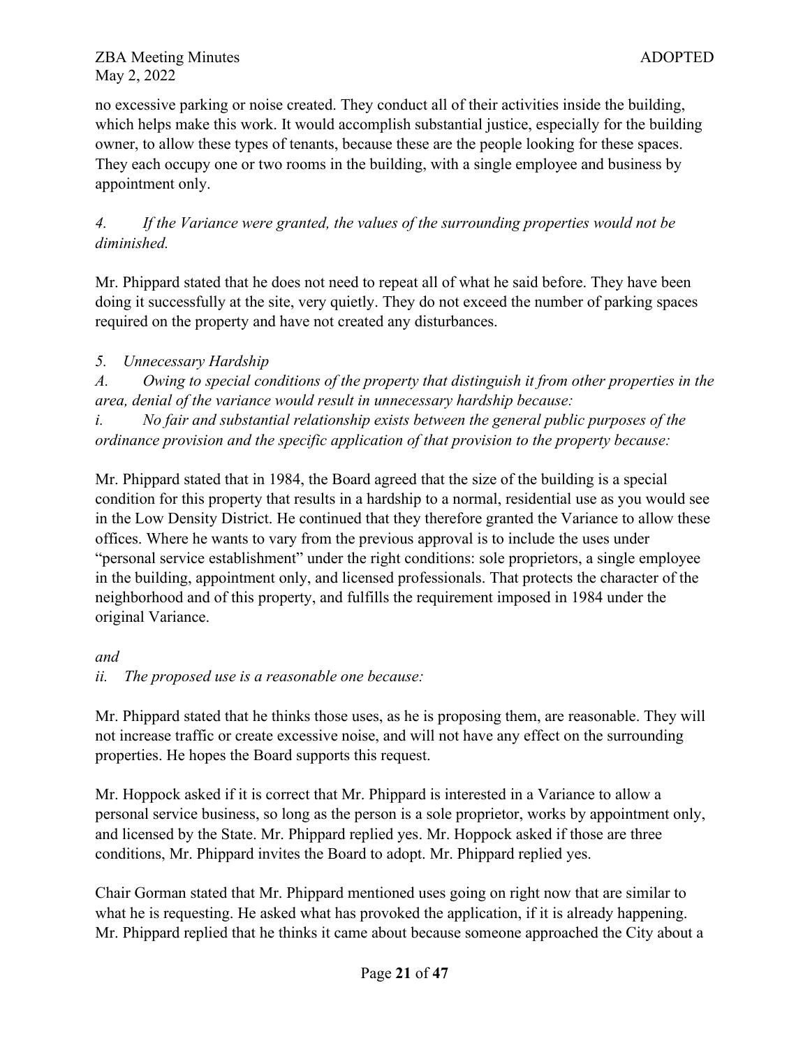no excessive parking or noise created. They conduct all of their activities inside the building, which helps make this work. It would accomplish substantial justice, especially for the building owner, to allow these types of tenants, because these are the people looking for these spaces. They each occupy one or two rooms in the building, with a single employee and business by appointment only.

*4. If the Variance were granted, the values of the surrounding properties would not be diminished.*

Mr. Phippard stated that he does not need to repeat all of what he said before. They have been doing it successfully at the site, very quietly. They do not exceed the number of parking spaces required on the property and have not created any disturbances.

*5. Unnecessary Hardship*

*A. Owing to special conditions of the property that distinguish it from other properties in the area, denial of the variance would result in unnecessary hardship because:*

*i. No fair and substantial relationship exists between the general public purposes of the ordinance provision and the specific application of that provision to the property because:*

Mr. Phippard stated that in 1984, the Board agreed that the size of the building is a special condition for this property that results in a hardship to a normal, residential use as you would see in the Low Density District. He continued that they therefore granted the Variance to allow these offices. Where he wants to vary from the previous approval is to include the uses under "personal service establishment" under the right conditions: sole proprietors, a single employee in the building, appointment only, and licensed professionals. That protects the character of the neighborhood and of this property, and fulfills the requirement imposed in 1984 under the original Variance.

*and*

*ii. The proposed use is a reasonable one because:*

Mr. Phippard stated that he thinks those uses, as he is proposing them, are reasonable. They will not increase traffic or create excessive noise, and will not have any effect on the surrounding properties. He hopes the Board supports this request.

Mr. Hoppock asked if it is correct that Mr. Phippard is interested in a Variance to allow a personal service business, so long as the person is a sole proprietor, works by appointment only, and licensed by the State. Mr. Phippard replied yes. Mr. Hoppock asked if those are three conditions, Mr. Phippard invites the Board to adopt. Mr. Phippard replied yes.

Chair Gorman stated that Mr. Phippard mentioned uses going on right now that are similar to what he is requesting. He asked what has provoked the application, if it is already happening. Mr. Phippard replied that he thinks it came about because someone approached the City about a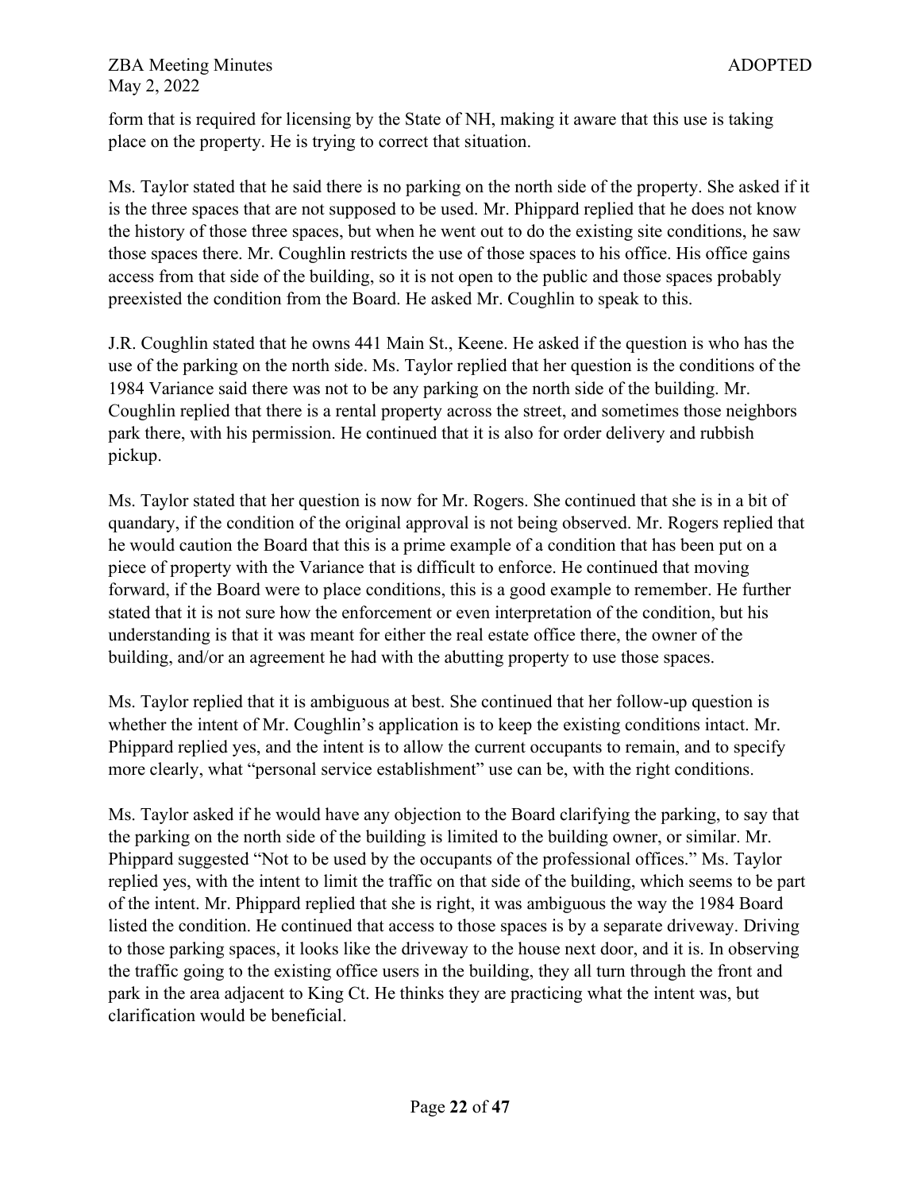form that is required for licensing by the State of NH, making it aware that this use is taking place on the property. He is trying to correct that situation.

Ms. Taylor stated that he said there is no parking on the north side of the property. She asked if it is the three spaces that are not supposed to be used. Mr. Phippard replied that he does not know the history of those three spaces, but when he went out to do the existing site conditions, he saw those spaces there. Mr. Coughlin restricts the use of those spaces to his office. His office gains access from that side of the building, so it is not open to the public and those spaces probably preexisted the condition from the Board. He asked Mr. Coughlin to speak to this.

J.R. Coughlin stated that he owns 441 Main St., Keene. He asked if the question is who has the use of the parking on the north side. Ms. Taylor replied that her question is the conditions of the 1984 Variance said there was not to be any parking on the north side of the building. Mr. Coughlin replied that there is a rental property across the street, and sometimes those neighbors park there, with his permission. He continued that it is also for order delivery and rubbish pickup.

Ms. Taylor stated that her question is now for Mr. Rogers. She continued that she is in a bit of quandary, if the condition of the original approval is not being observed. Mr. Rogers replied that he would caution the Board that this is a prime example of a condition that has been put on a piece of property with the Variance that is difficult to enforce. He continued that moving forward, if the Board were to place conditions, this is a good example to remember. He further stated that it is not sure how the enforcement or even interpretation of the condition, but his understanding is that it was meant for either the real estate office there, the owner of the building, and/or an agreement he had with the abutting property to use those spaces.

Ms. Taylor replied that it is ambiguous at best. She continued that her follow-up question is whether the intent of Mr. Coughlin's application is to keep the existing conditions intact. Mr. Phippard replied yes, and the intent is to allow the current occupants to remain, and to specify more clearly, what "personal service establishment" use can be, with the right conditions.

Ms. Taylor asked if he would have any objection to the Board clarifying the parking, to say that the parking on the north side of the building is limited to the building owner, or similar. Mr. Phippard suggested "Not to be used by the occupants of the professional offices." Ms. Taylor replied yes, with the intent to limit the traffic on that side of the building, which seems to be part of the intent. Mr. Phippard replied that she is right, it was ambiguous the way the 1984 Board listed the condition. He continued that access to those spaces is by a separate driveway. Driving to those parking spaces, it looks like the driveway to the house next door, and it is. In observing the traffic going to the existing office users in the building, they all turn through the front and park in the area adjacent to King Ct. He thinks they are practicing what the intent was, but clarification would be beneficial.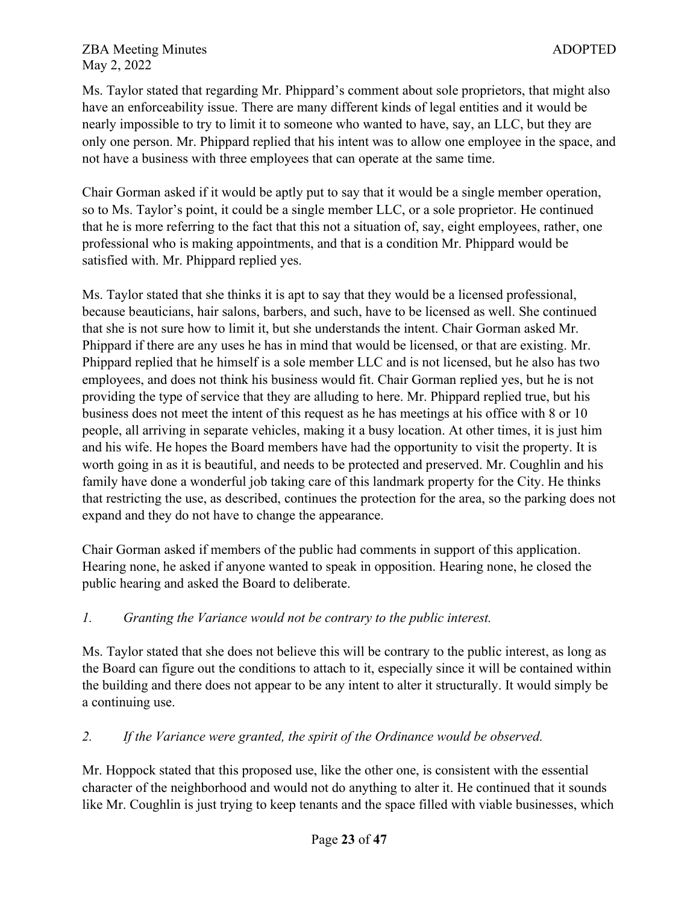Ms. Taylor stated that regarding Mr. Phippard's comment about sole proprietors, that might also have an enforceability issue. There are many different kinds of legal entities and it would be nearly impossible to try to limit it to someone who wanted to have, say, an LLC, but they are only one person. Mr. Phippard replied that his intent was to allow one employee in the space, and not have a business with three employees that can operate at the same time.

Chair Gorman asked if it would be aptly put to say that it would be a single member operation, so to Ms. Taylor's point, it could be a single member LLC, or a sole proprietor. He continued that he is more referring to the fact that this not a situation of, say, eight employees, rather, one professional who is making appointments, and that is a condition Mr. Phippard would be satisfied with. Mr. Phippard replied yes.

Ms. Taylor stated that she thinks it is apt to say that they would be a licensed professional, because beauticians, hair salons, barbers, and such, have to be licensed as well. She continued that she is not sure how to limit it, but she understands the intent. Chair Gorman asked Mr. Phippard if there are any uses he has in mind that would be licensed, or that are existing. Mr. Phippard replied that he himself is a sole member LLC and is not licensed, but he also has two employees, and does not think his business would fit. Chair Gorman replied yes, but he is not providing the type of service that they are alluding to here. Mr. Phippard replied true, but his business does not meet the intent of this request as he has meetings at his office with 8 or 10 people, all arriving in separate vehicles, making it a busy location. At other times, it is just him and his wife. He hopes the Board members have had the opportunity to visit the property. It is worth going in as it is beautiful, and needs to be protected and preserved. Mr. Coughlin and his family have done a wonderful job taking care of this landmark property for the City. He thinks that restricting the use, as described, continues the protection for the area, so the parking does not expand and they do not have to change the appearance.

Chair Gorman asked if members of the public had comments in support of this application. Hearing none, he asked if anyone wanted to speak in opposition. Hearing none, he closed the public hearing and asked the Board to deliberate.

*1. Granting the Variance would not be contrary to the public interest.*

Ms. Taylor stated that she does not believe this will be contrary to the public interest, as long as the Board can figure out the conditions to attach to it, especially since it will be contained within the building and there does not appear to be any intent to alter it structurally. It would simply be a continuing use.

*2. If the Variance were granted, the spirit of the Ordinance would be observed.*

Mr. Hoppock stated that this proposed use, like the other one, is consistent with the essential character of the neighborhood and would not do anything to alter it. He continued that it sounds like Mr. Coughlin is just trying to keep tenants and the space filled with viable businesses, which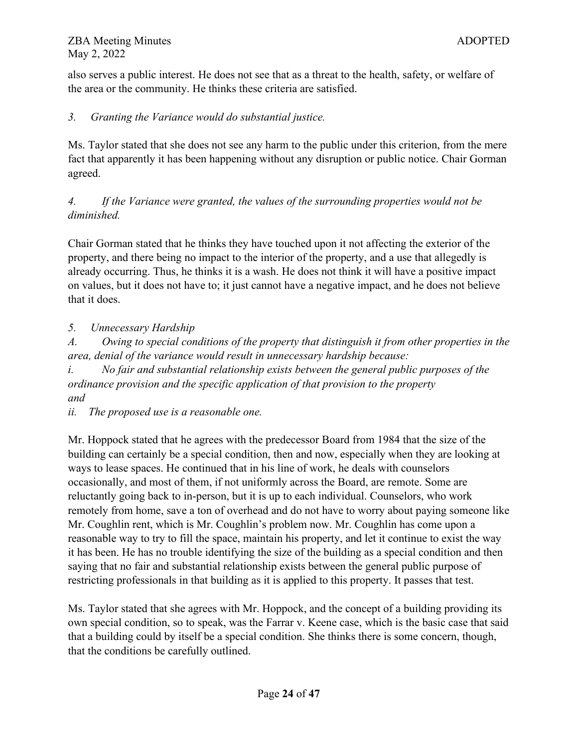also serves a public interest. He does not see that as a threat to the health, safety, or welfare of the area or the community. He thinks these criteria are satisfied.

*3. Granting the Variance would do substantial justice.*

Ms. Taylor stated that she does not see any harm to the public under this criterion, from the mere fact that apparently it has been happening without any disruption or public notice. Chair Gorman agreed.

*4. If the Variance were granted, the values of the surrounding properties would not be diminished.*

Chair Gorman stated that he thinks they have touched upon it not affecting the exterior of the property, and there being no impact to the interior of the property, and a use that allegedly is already occurring. Thus, he thinks it is a wash. He does not think it will have a positive impact on values, but it does not have to; it just cannot have a negative impact, and he does not believe that it does.

*5. Unnecessary Hardship*

*A. Owing to special conditions of the property that distinguish it from other properties in the area, denial of the variance would result in unnecessary hardship because:*

*i. No fair and substantial relationship exists between the general public purposes of the ordinance provision and the specific application of that provision to the property*

*and*

*ii. The proposed use is a reasonable one.*

Mr. Hoppock stated that he agrees with the predecessor Board from 1984 that the size of the building can certainly be a special condition, then and now, especially when they are looking at ways to lease spaces. He continued that in his line of work, he deals with counselors occasionally, and most of them, if not uniformly across the Board, are remote. Some are reluctantly going back to in-person, but it is up to each individual. Counselors, who work remotely from home, save a ton of overhead and do not have to worry about paying someone like Mr. Coughlin rent, which is Mr. Coughlin's problem now. Mr. Coughlin has come upon a reasonable way to try to fill the space, maintain his property, and let it continue to exist the way it has been. He has no trouble identifying the size of the building as a special condition and then saying that no fair and substantial relationship exists between the general public purpose of restricting professionals in that building as it is applied to this property. It passes that test.

Ms. Taylor stated that she agrees with Mr. Hoppock, and the concept of a building providing its own special condition, so to speak, was the Farrar v. Keene case, which is the basic case that said that a building could by itself be a special condition. She thinks there is some concern, though, that the conditions be carefully outlined.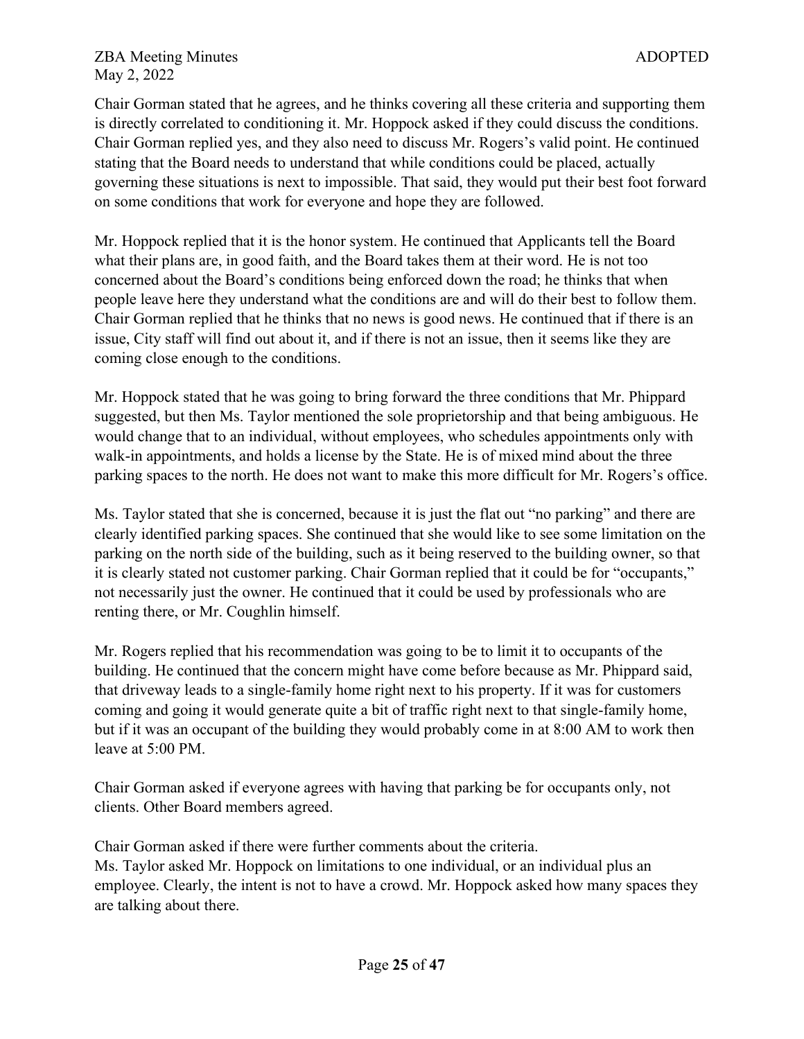Chair Gorman stated that he agrees, and he thinks covering all these criteria and supporting them is directly correlated to conditioning it. Mr. Hoppock asked if they could discuss the conditions. Chair Gorman replied yes, and they also need to discuss Mr. Rogers's valid point. He continued stating that the Board needs to understand that while conditions could be placed, actually governing these situations is next to impossible. That said, they would put their best foot forward on some conditions that work for everyone and hope they are followed.

Mr. Hoppock replied that it is the honor system. He continued that Applicants tell the Board what their plans are, in good faith, and the Board takes them at their word. He is not too concerned about the Board's conditions being enforced down the road; he thinks that when people leave here they understand what the conditions are and will do their best to follow them. Chair Gorman replied that he thinks that no news is good news. He continued that if there is an issue, City staff will find out about it, and if there is not an issue, then it seems like they are coming close enough to the conditions.

Mr. Hoppock stated that he was going to bring forward the three conditions that Mr. Phippard suggested, but then Ms. Taylor mentioned the sole proprietorship and that being ambiguous. He would change that to an individual, without employees, who schedules appointments only with walk-in appointments, and holds a license by the State. He is of mixed mind about the three parking spaces to the north. He does not want to make this more difficult for Mr. Rogers's office.

Ms. Taylor stated that she is concerned, because it is just the flat out "no parking" and there are clearly identified parking spaces. She continued that she would like to see some limitation on the parking on the north side of the building, such as it being reserved to the building owner, so that it is clearly stated not customer parking. Chair Gorman replied that it could be for "occupants," not necessarily just the owner. He continued that it could be used by professionals who are renting there, or Mr. Coughlin himself.

Mr. Rogers replied that his recommendation was going to be to limit it to occupants of the building. He continued that the concern might have come before because as Mr. Phippard said, that driveway leads to a single-family home right next to his property. If it was for customers coming and going it would generate quite a bit of traffic right next to that single-family home, but if it was an occupant of the building they would probably come in at 8:00 AM to work then leave at 5:00 PM.

Chair Gorman asked if everyone agrees with having that parking be for occupants only, not clients. Other Board members agreed.

Chair Gorman asked if there were further comments about the criteria.
Ms. Taylor asked Mr. Hoppock on limitations to one individual, or an individual plus an employee. Clearly, the intent is not to have a crowd. Mr. Hoppock asked how many spaces they are talking about there.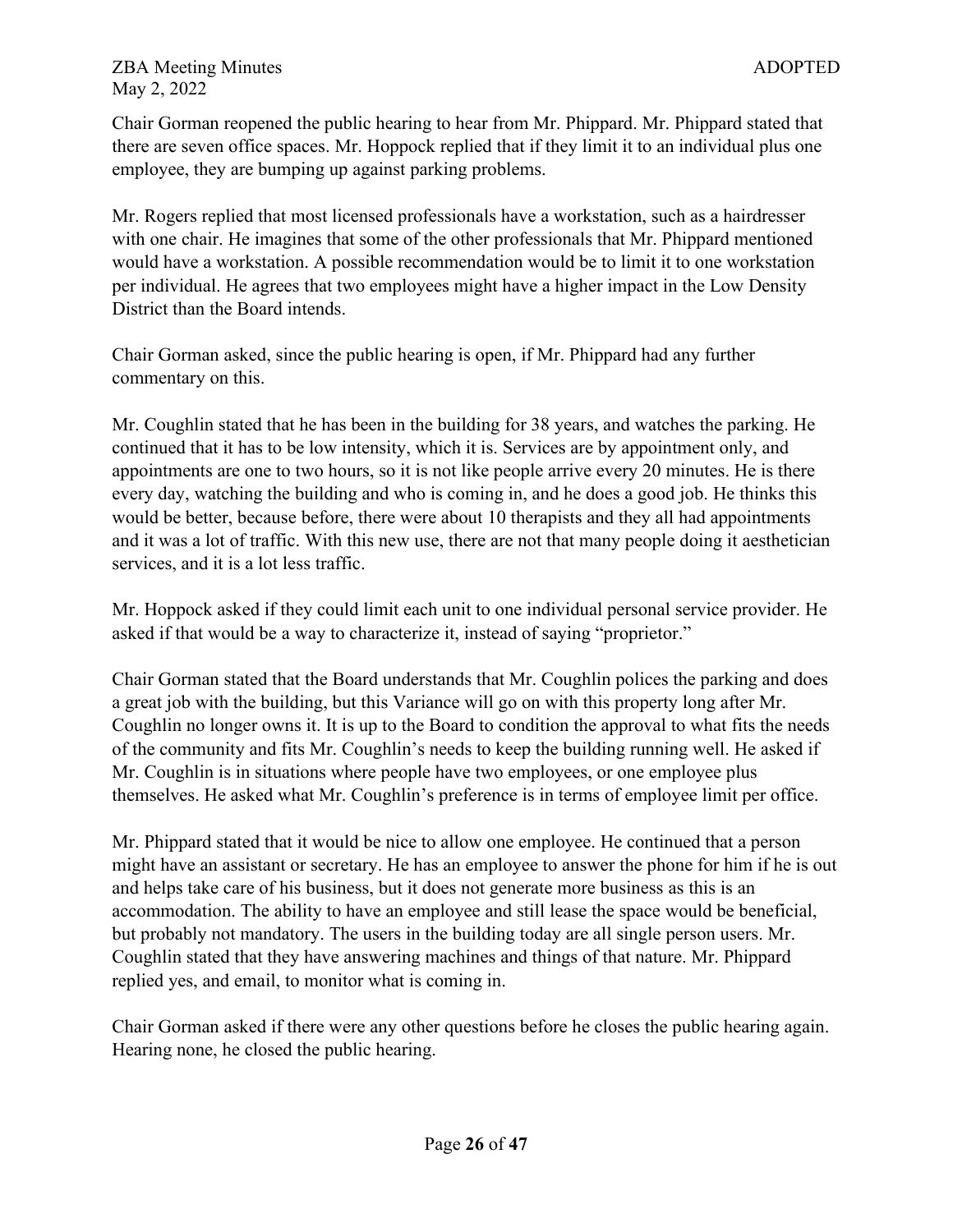Chair Gorman reopened the public hearing to hear from Mr. Phippard. Mr. Phippard stated that there are seven office spaces. Mr. Hoppock replied that if they limit it to an individual plus one employee, they are bumping up against parking problems.

Mr. Rogers replied that most licensed professionals have a workstation, such as a hairdresser with one chair. He imagines that some of the other professionals that Mr. Phippard mentioned would have a workstation. A possible recommendation would be to limit it to one workstation per individual. He agrees that two employees might have a higher impact in the Low Density District than the Board intends.

Chair Gorman asked, since the public hearing is open, if Mr. Phippard had any further commentary on this.

Mr. Coughlin stated that he has been in the building for 38 years, and watches the parking. He continued that it has to be low intensity, which it is. Services are by appointment only, and appointments are one to two hours, so it is not like people arrive every 20 minutes. He is there every day, watching the building and who is coming in, and he does a good job. He thinks this would be better, because before, there were about 10 therapists and they all had appointments and it was a lot of traffic. With this new use, there are not that many people doing it aesthetician services, and it is a lot less traffic.

Mr. Hoppock asked if they could limit each unit to one individual personal service provider. He asked if that would be a way to characterize it, instead of saying "proprietor."

Chair Gorman stated that the Board understands that Mr. Coughlin polices the parking and does a great job with the building, but this Variance will go on with this property long after Mr. Coughlin no longer owns it. It is up to the Board to condition the approval to what fits the needs of the community and fits Mr. Coughlin's needs to keep the building running well. He asked if Mr. Coughlin is in situations where people have two employees, or one employee plus themselves. He asked what Mr. Coughlin's preference is in terms of employee limit per office.

Mr. Phippard stated that it would be nice to allow one employee. He continued that a person might have an assistant or secretary. He has an employee to answer the phone for him if he is out and helps take care of his business, but it does not generate more business as this is an accommodation. The ability to have an employee and still lease the space would be beneficial, but probably not mandatory. The users in the building today are all single person users. Mr. Coughlin stated that they have answering machines and things of that nature. Mr. Phippard replied yes, and email, to monitor what is coming in.

Chair Gorman asked if there were any other questions before he closes the public hearing again. Hearing none, he closed the public hearing.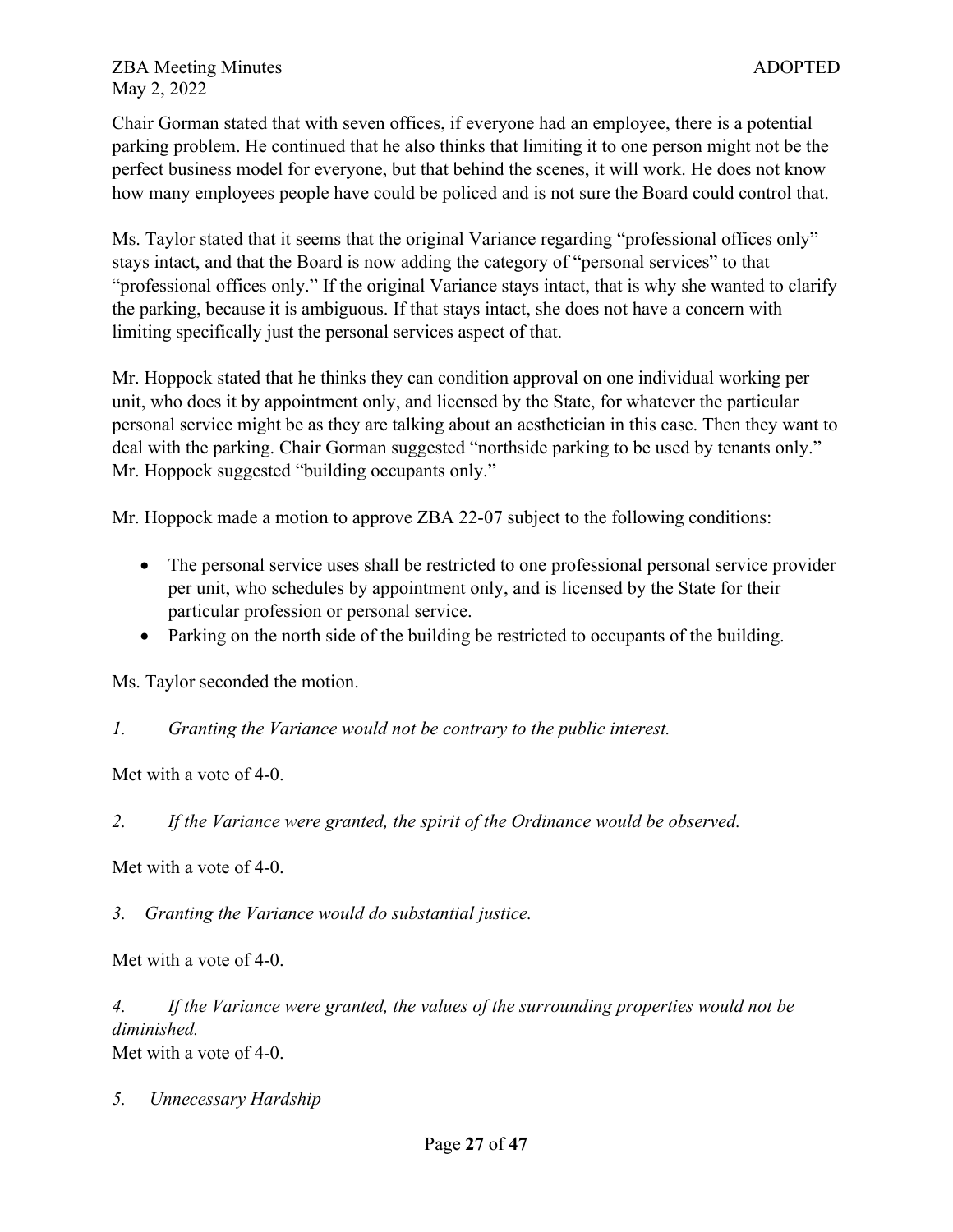Chair Gorman stated that with seven offices, if everyone had an employee, there is a potential parking problem. He continued that he also thinks that limiting it to one person might not be the perfect business model for everyone, but that behind the scenes, it will work. He does not know how many employees people have could be policed and is not sure the Board could control that.

Ms. Taylor stated that it seems that the original Variance regarding "professional offices only" stays intact, and that the Board is now adding the category of "personal services" to that "professional offices only." If the original Variance stays intact, that is why she wanted to clarify the parking, because it is ambiguous. If that stays intact, she does not have a concern with limiting specifically just the personal services aspect of that.

Mr. Hoppock stated that he thinks they can condition approval on one individual working per unit, who does it by appointment only, and licensed by the State, for whatever the particular personal service might be as they are talking about an aesthetician in this case. Then they want to deal with the parking. Chair Gorman suggested "northside parking to be used by tenants only." Mr. Hoppock suggested "building occupants only."

Mr. Hoppock made a motion to approve ZBA 22-07 subject to the following conditions:

- The personal service uses shall be restricted to one professional personal service provider per unit, who schedules by appointment only, and is licensed by the State for their particular profession or personal service.
- Parking on the north side of the building be restricted to occupants of the building.

Ms. Taylor seconded the motion.

*1. Granting the Variance would not be contrary to the public interest.*

Met with a vote of 4-0.

*2. If the Variance were granted, the spirit of the Ordinance would be observed.*

Met with a vote of 4-0.

*3. Granting the Variance would do substantial justice.*

Met with a vote of 4-0.

*4. If the Variance were granted, the values of the surrounding properties would not be diminished.*

Met with a vote of 4-0.

*5. Unnecessary Hardship*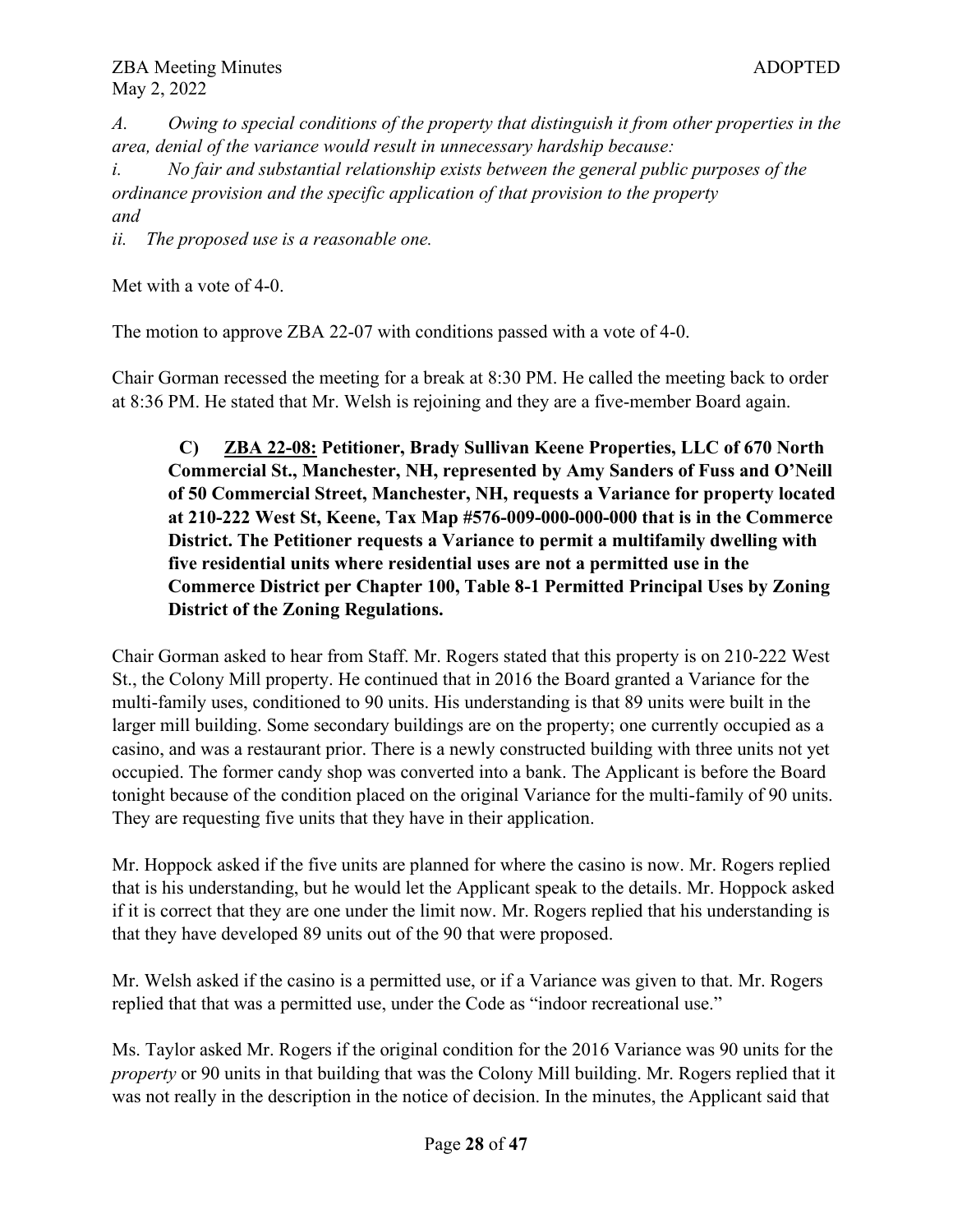*A. Owing to special conditions of the property that distinguish it from other properties in the area, denial of the variance would result in unnecessary hardship because:*

*i. No fair and substantial relationship exists between the general public purposes of the ordinance provision and the specific application of that provision to the property*
*and*

*ii. The proposed use is a reasonable one.*

Met with a vote of 4-0.

The motion to approve ZBA 22-07 with conditions passed with a vote of 4-0.

Chair Gorman recessed the meeting for a break at 8:30 PM. He called the meeting back to order at 8:36 PM. He stated that Mr. Welsh is rejoining and they are a five-member Board again.

> **C) <u>ZBA 22-08:</u> Petitioner, Brady Sullivan Keene Properties, LLC of 670 North Commercial St., Manchester, NH, represented by Amy Sanders of Fuss and O'Neill of 50 Commercial Street, Manchester, NH, requests a Variance for property located at 210-222 West St, Keene, Tax Map #576-009-000-000-000 that is in the Commerce District. The Petitioner requests a Variance to permit a multifamily dwelling with five residential units where residential uses are not a permitted use in the Commerce District per Chapter 100, Table 8-1 Permitted Principal Uses by Zoning District of the Zoning Regulations.**

Chair Gorman asked to hear from Staff. Mr. Rogers stated that this property is on 210-222 West St., the Colony Mill property. He continued that in 2016 the Board granted a Variance for the multi-family uses, conditioned to 90 units. His understanding is that 89 units were built in the larger mill building. Some secondary buildings are on the property; one currently occupied as a casino, and was a restaurant prior. There is a newly constructed building with three units not yet occupied. The former candy shop was converted into a bank. The Applicant is before the Board tonight because of the condition placed on the original Variance for the multi-family of 90 units. They are requesting five units that they have in their application.

Mr. Hoppock asked if the five units are planned for where the casino is now. Mr. Rogers replied that is his understanding, but he would let the Applicant speak to the details. Mr. Hoppock asked if it is correct that they are one under the limit now. Mr. Rogers replied that his understanding is that they have developed 89 units out of the 90 that were proposed.

Mr. Welsh asked if the casino is a permitted use, or if a Variance was given to that. Mr. Rogers replied that that was a permitted use, under the Code as "indoor recreational use."

Ms. Taylor asked Mr. Rogers if the original condition for the 2016 Variance was 90 units for the *property* or 90 units in that building that was the Colony Mill building. Mr. Rogers replied that it was not really in the description in the notice of decision. In the minutes, the Applicant said that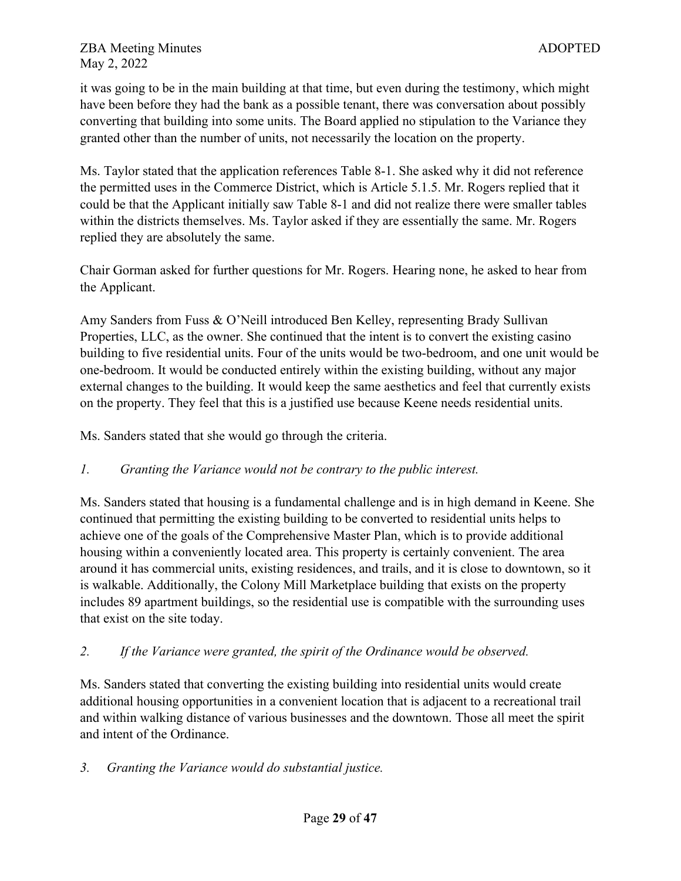it was going to be in the main building at that time, but even during the testimony, which might have been before they had the bank as a possible tenant, there was conversation about possibly converting that building into some units. The Board applied no stipulation to the Variance they granted other than the number of units, not necessarily the location on the property.

Ms. Taylor stated that the application references Table 8-1. She asked why it did not reference the permitted uses in the Commerce District, which is Article 5.1.5. Mr. Rogers replied that it could be that the Applicant initially saw Table 8-1 and did not realize there were smaller tables within the districts themselves. Ms. Taylor asked if they are essentially the same. Mr. Rogers replied they are absolutely the same.

Chair Gorman asked for further questions for Mr. Rogers. Hearing none, he asked to hear from the Applicant.

Amy Sanders from Fuss & O'Neill introduced Ben Kelley, representing Brady Sullivan Properties, LLC, as the owner. She continued that the intent is to convert the existing casino building to five residential units. Four of the units would be two-bedroom, and one unit would be one-bedroom. It would be conducted entirely within the existing building, without any major external changes to the building. It would keep the same aesthetics and feel that currently exists on the property. They feel that this is a justified use because Keene needs residential units.

Ms. Sanders stated that she would go through the criteria.

*1. Granting the Variance would not be contrary to the public interest.*

Ms. Sanders stated that housing is a fundamental challenge and is in high demand in Keene. She continued that permitting the existing building to be converted to residential units helps to achieve one of the goals of the Comprehensive Master Plan, which is to provide additional housing within a conveniently located area. This property is certainly convenient. The area around it has commercial units, existing residences, and trails, and it is close to downtown, so it is walkable. Additionally, the Colony Mill Marketplace building that exists on the property includes 89 apartment buildings, so the residential use is compatible with the surrounding uses that exist on the site today.

*2. If the Variance were granted, the spirit of the Ordinance would be observed.*

Ms. Sanders stated that converting the existing building into residential units would create additional housing opportunities in a convenient location that is adjacent to a recreational trail and within walking distance of various businesses and the downtown. Those all meet the spirit and intent of the Ordinance.

*3. Granting the Variance would do substantial justice.*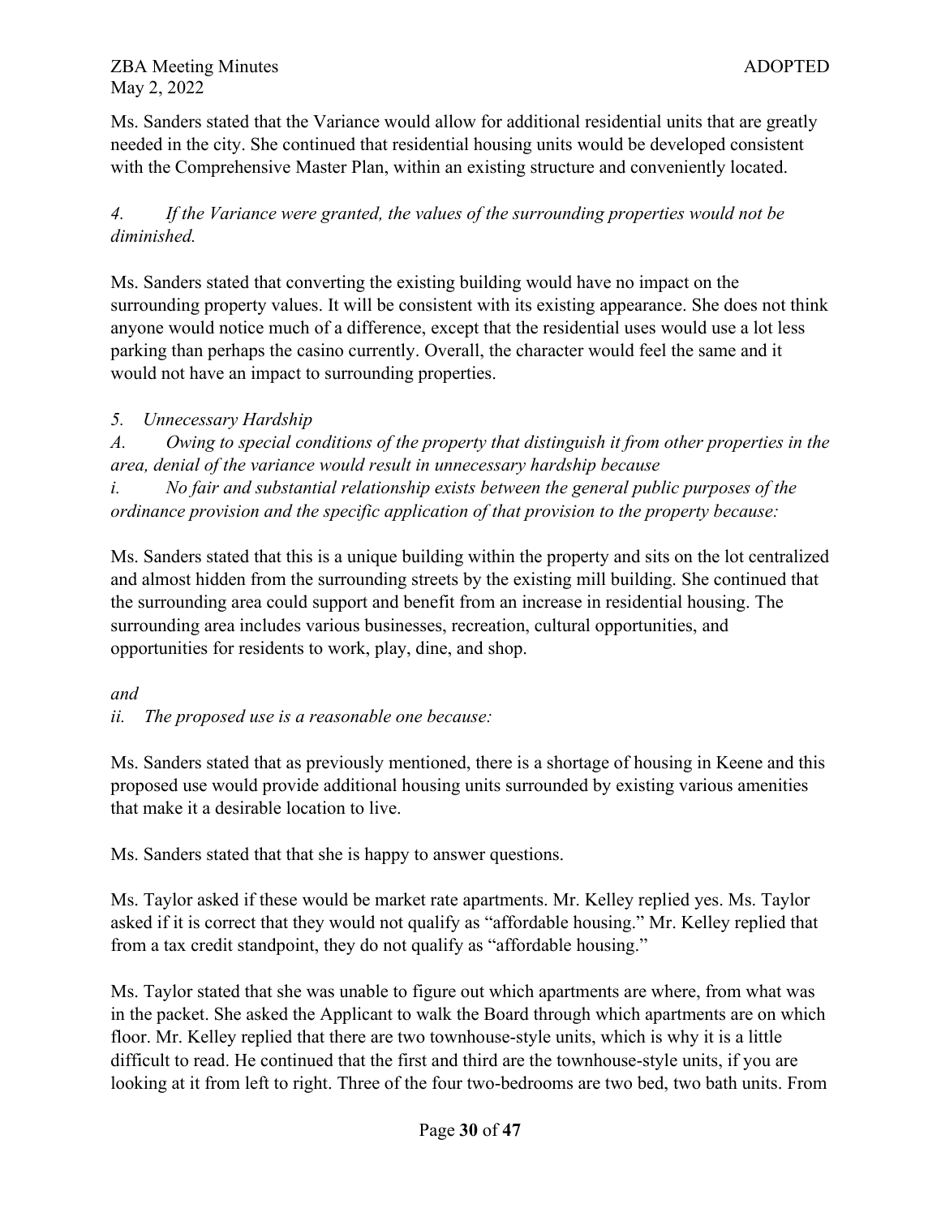Ms. Sanders stated that the Variance would allow for additional residential units that are greatly needed in the city. She continued that residential housing units would be developed consistent with the Comprehensive Master Plan, within an existing structure and conveniently located.

*4. If the Variance were granted, the values of the surrounding properties would not be diminished.*

Ms. Sanders stated that converting the existing building would have no impact on the surrounding property values. It will be consistent with its existing appearance. She does not think anyone would notice much of a difference, except that the residential uses would use a lot less parking than perhaps the casino currently. Overall, the character would feel the same and it would not have an impact to surrounding properties.

*5. Unnecessary Hardship*

*A. Owing to special conditions of the property that distinguish it from other properties in the area, denial of the variance would result in unnecessary hardship because*

*i. No fair and substantial relationship exists between the general public purposes of the ordinance provision and the specific application of that provision to the property because:*

Ms. Sanders stated that this is a unique building within the property and sits on the lot centralized and almost hidden from the surrounding streets by the existing mill building. She continued that the surrounding area could support and benefit from an increase in residential housing. The surrounding area includes various businesses, recreation, cultural opportunities, and opportunities for residents to work, play, dine, and shop.

*and*

*ii. The proposed use is a reasonable one because:*

Ms. Sanders stated that as previously mentioned, there is a shortage of housing in Keene and this proposed use would provide additional housing units surrounded by existing various amenities that make it a desirable location to live.

Ms. Sanders stated that that she is happy to answer questions.

Ms. Taylor asked if these would be market rate apartments. Mr. Kelley replied yes. Ms. Taylor asked if it is correct that they would not qualify as "affordable housing." Mr. Kelley replied that from a tax credit standpoint, they do not qualify as "affordable housing."

Ms. Taylor stated that she was unable to figure out which apartments are where, from what was in the packet. She asked the Applicant to walk the Board through which apartments are on which floor. Mr. Kelley replied that there are two townhouse-style units, which is why it is a little difficult to read. He continued that the first and third are the townhouse-style units, if you are looking at it from left to right. Three of the four two-bedrooms are two bed, two bath units. From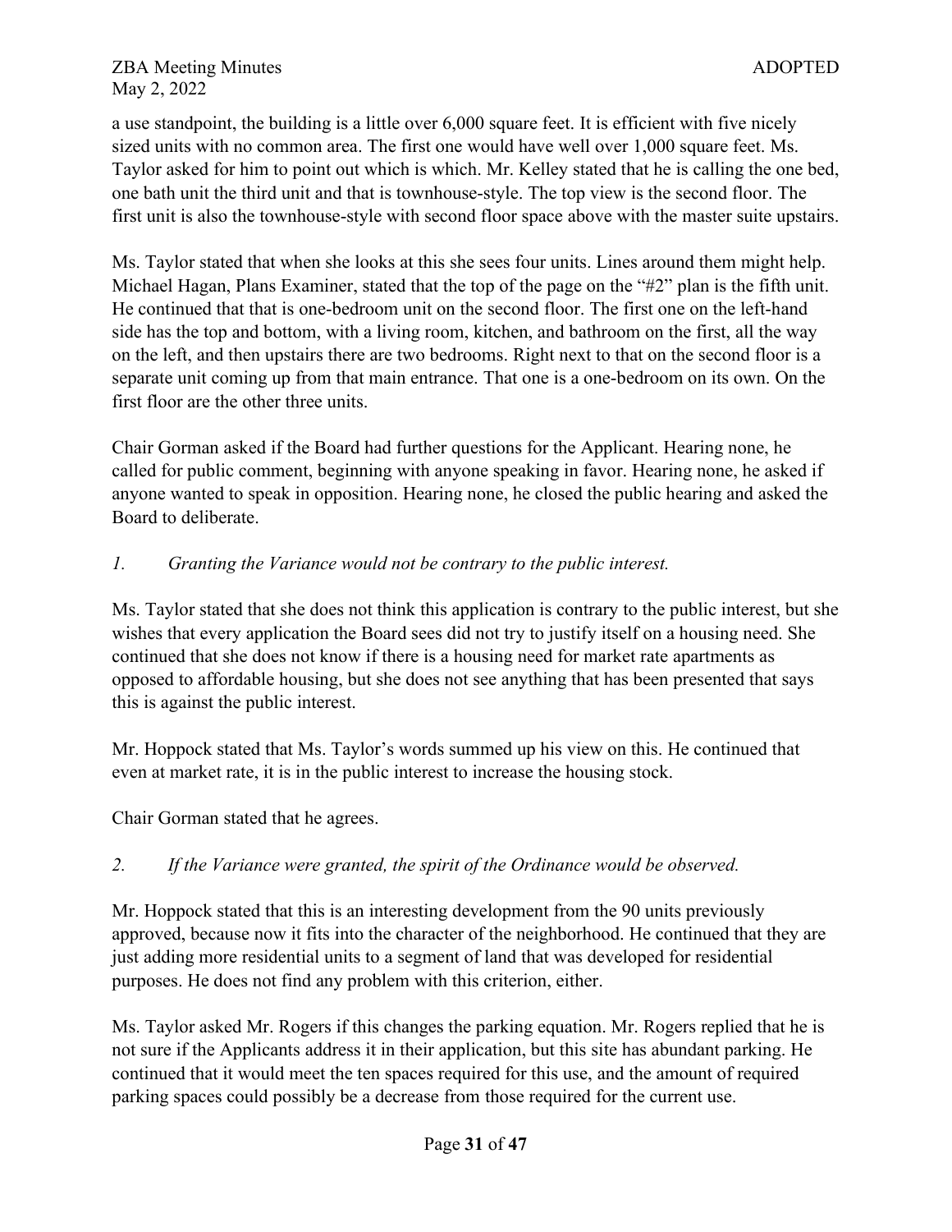a use standpoint, the building is a little over 6,000 square feet. It is efficient with five nicely sized units with no common area. The first one would have well over 1,000 square feet. Ms. Taylor asked for him to point out which is which. Mr. Kelley stated that he is calling the one bed, one bath unit the third unit and that is townhouse-style. The top view is the second floor. The first unit is also the townhouse-style with second floor space above with the master suite upstairs.

Ms. Taylor stated that when she looks at this she sees four units. Lines around them might help. Michael Hagan, Plans Examiner, stated that the top of the page on the "#2" plan is the fifth unit. He continued that that is one-bedroom unit on the second floor. The first one on the left-hand side has the top and bottom, with a living room, kitchen, and bathroom on the first, all the way on the left, and then upstairs there are two bedrooms. Right next to that on the second floor is a separate unit coming up from that main entrance. That one is a one-bedroom on its own. On the first floor are the other three units.

Chair Gorman asked if the Board had further questions for the Applicant. Hearing none, he called for public comment, beginning with anyone speaking in favor. Hearing none, he asked if anyone wanted to speak in opposition. Hearing none, he closed the public hearing and asked the Board to deliberate.

*1. Granting the Variance would not be contrary to the public interest.*

Ms. Taylor stated that she does not think this application is contrary to the public interest, but she wishes that every application the Board sees did not try to justify itself on a housing need. She continued that she does not know if there is a housing need for market rate apartments as opposed to affordable housing, but she does not see anything that has been presented that says this is against the public interest.

Mr. Hoppock stated that Ms. Taylor's words summed up his view on this. He continued that even at market rate, it is in the public interest to increase the housing stock.

Chair Gorman stated that he agrees.

*2. If the Variance were granted, the spirit of the Ordinance would be observed.*

Mr. Hoppock stated that this is an interesting development from the 90 units previously approved, because now it fits into the character of the neighborhood. He continued that they are just adding more residential units to a segment of land that was developed for residential purposes. He does not find any problem with this criterion, either.

Ms. Taylor asked Mr. Rogers if this changes the parking equation. Mr. Rogers replied that he is not sure if the Applicants address it in their application, but this site has abundant parking. He continued that it would meet the ten spaces required for this use, and the amount of required parking spaces could possibly be a decrease from those required for the current use.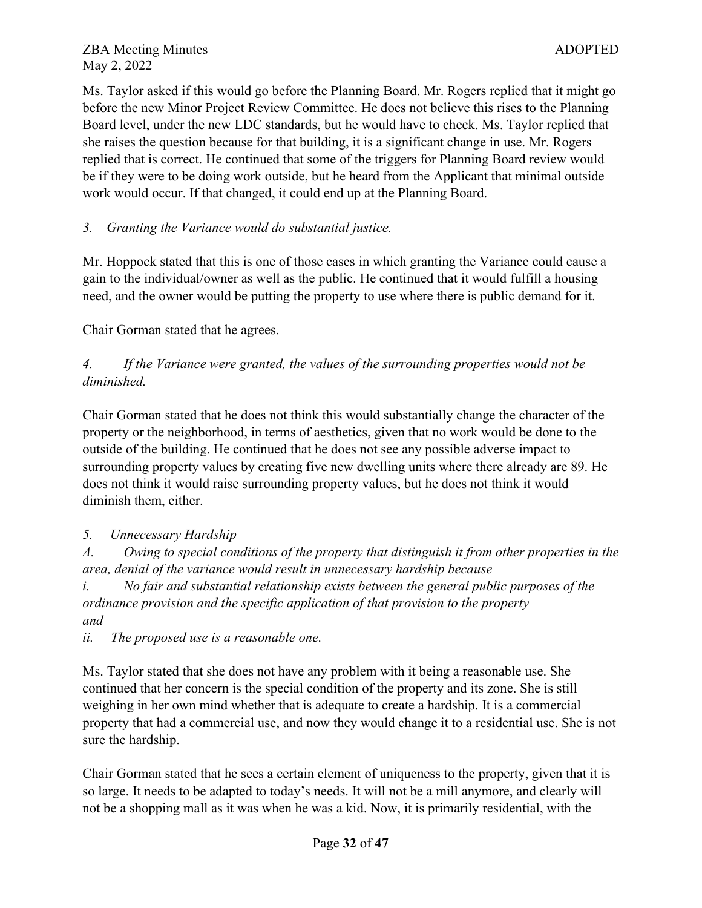Ms. Taylor asked if this would go before the Planning Board. Mr. Rogers replied that it might go before the new Minor Project Review Committee. He does not believe this rises to the Planning Board level, under the new LDC standards, but he would have to check. Ms. Taylor replied that she raises the question because for that building, it is a significant change in use. Mr. Rogers replied that is correct. He continued that some of the triggers for Planning Board review would be if they were to be doing work outside, but he heard from the Applicant that minimal outside work would occur. If that changed, it could end up at the Planning Board.

*3. Granting the Variance would do substantial justice.*

Mr. Hoppock stated that this is one of those cases in which granting the Variance could cause a gain to the individual/owner as well as the public. He continued that it would fulfill a housing need, and the owner would be putting the property to use where there is public demand for it.

Chair Gorman stated that he agrees.

*4. If the Variance were granted, the values of the surrounding properties would not be diminished.*

Chair Gorman stated that he does not think this would substantially change the character of the property or the neighborhood, in terms of aesthetics, given that no work would be done to the outside of the building. He continued that he does not see any possible adverse impact to surrounding property values by creating five new dwelling units where there already are 89. He does not think it would raise surrounding property values, but he does not think it would diminish them, either.

*5. Unnecessary Hardship*

*A. Owing to special conditions of the property that distinguish it from other properties in the area, denial of the variance would result in unnecessary hardship because*

*i. No fair and substantial relationship exists between the general public purposes of the ordinance provision and the specific application of that provision to the property*

*and*

*ii. The proposed use is a reasonable one.*

Ms. Taylor stated that she does not have any problem with it being a reasonable use. She continued that her concern is the special condition of the property and its zone. She is still weighing in her own mind whether that is adequate to create a hardship. It is a commercial property that had a commercial use, and now they would change it to a residential use. She is not sure the hardship.

Chair Gorman stated that he sees a certain element of uniqueness to the property, given that it is so large. It needs to be adapted to today's needs. It will not be a mill anymore, and clearly will not be a shopping mall as it was when he was a kid. Now, it is primarily residential, with the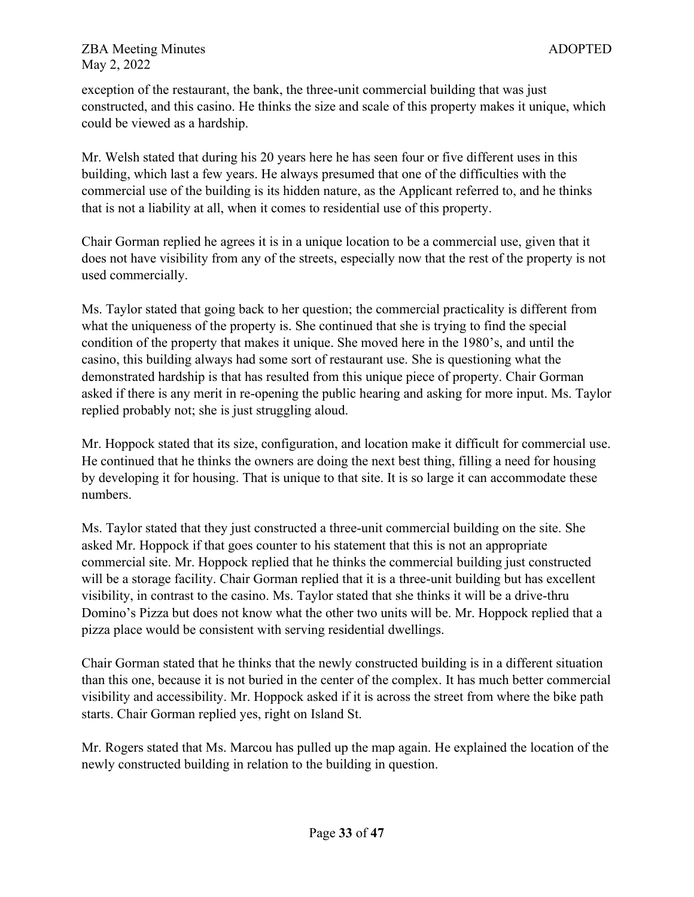exception of the restaurant, the bank, the three-unit commercial building that was just constructed, and this casino. He thinks the size and scale of this property makes it unique, which could be viewed as a hardship.

Mr. Welsh stated that during his 20 years here he has seen four or five different uses in this building, which last a few years. He always presumed that one of the difficulties with the commercial use of the building is its hidden nature, as the Applicant referred to, and he thinks that is not a liability at all, when it comes to residential use of this property.

Chair Gorman replied he agrees it is in a unique location to be a commercial use, given that it does not have visibility from any of the streets, especially now that the rest of the property is not used commercially.

Ms. Taylor stated that going back to her question; the commercial practicality is different from what the uniqueness of the property is. She continued that she is trying to find the special condition of the property that makes it unique. She moved here in the 1980's, and until the casino, this building always had some sort of restaurant use. She is questioning what the demonstrated hardship is that has resulted from this unique piece of property. Chair Gorman asked if there is any merit in re-opening the public hearing and asking for more input. Ms. Taylor replied probably not; she is just struggling aloud.

Mr. Hoppock stated that its size, configuration, and location make it difficult for commercial use. He continued that he thinks the owners are doing the next best thing, filling a need for housing by developing it for housing. That is unique to that site. It is so large it can accommodate these numbers.

Ms. Taylor stated that they just constructed a three-unit commercial building on the site. She asked Mr. Hoppock if that goes counter to his statement that this is not an appropriate commercial site. Mr. Hoppock replied that he thinks the commercial building just constructed will be a storage facility. Chair Gorman replied that it is a three-unit building but has excellent visibility, in contrast to the casino. Ms. Taylor stated that she thinks it will be a drive-thru Domino's Pizza but does not know what the other two units will be. Mr. Hoppock replied that a pizza place would be consistent with serving residential dwellings.

Chair Gorman stated that he thinks that the newly constructed building is in a different situation than this one, because it is not buried in the center of the complex. It has much better commercial visibility and accessibility. Mr. Hoppock asked if it is across the street from where the bike path starts. Chair Gorman replied yes, right on Island St.

Mr. Rogers stated that Ms. Marcou has pulled up the map again. He explained the location of the newly constructed building in relation to the building in question.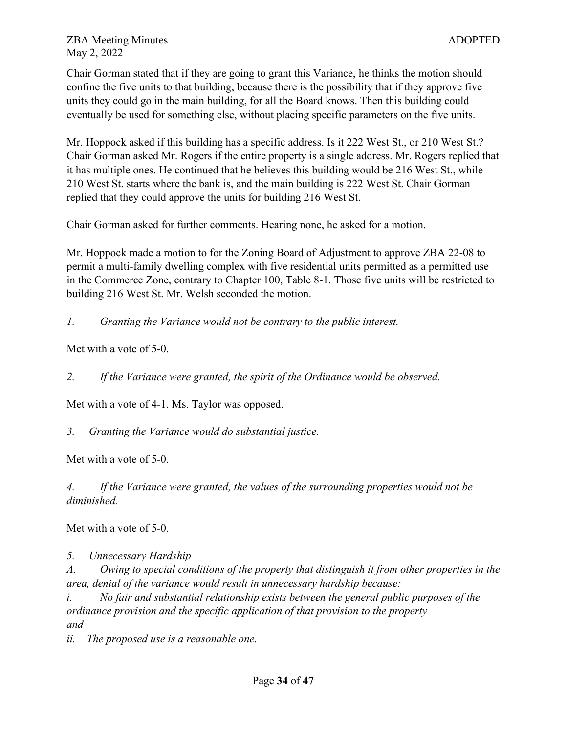Chair Gorman stated that if they are going to grant this Variance, he thinks the motion should confine the five units to that building, because there is the possibility that if they approve five units they could go in the main building, for all the Board knows. Then this building could eventually be used for something else, without placing specific parameters on the five units.

Mr. Hoppock asked if this building has a specific address. Is it 222 West St., or 210 West St.? Chair Gorman asked Mr. Rogers if the entire property is a single address. Mr. Rogers replied that it has multiple ones. He continued that he believes this building would be 216 West St., while 210 West St. starts where the bank is, and the main building is 222 West St. Chair Gorman replied that they could approve the units for building 216 West St.

Chair Gorman asked for further comments. Hearing none, he asked for a motion.

Mr. Hoppock made a motion to for the Zoning Board of Adjustment to approve ZBA 22-08 to permit a multi-family dwelling complex with five residential units permitted as a permitted use in the Commerce Zone, contrary to Chapter 100, Table 8-1. Those five units will be restricted to building 216 West St. Mr. Welsh seconded the motion.

*1. Granting the Variance would not be contrary to the public interest.*

Met with a vote of 5-0.

*2. If the Variance were granted, the spirit of the Ordinance would be observed.*

Met with a vote of 4-1. Ms. Taylor was opposed.

*3. Granting the Variance would do substantial justice.*

Met with a vote of 5-0.

*4. If the Variance were granted, the values of the surrounding properties would not be diminished.*

Met with a vote of 5-0.

*5. Unnecessary Hardship*
*A. Owing to special conditions of the property that distinguish it from other properties in the area, denial of the variance would result in unnecessary hardship because:*
*i. No fair and substantial relationship exists between the general public purposes of the ordinance provision and the specific application of that provision to the property*
*and*
*ii. The proposed use is a reasonable one.*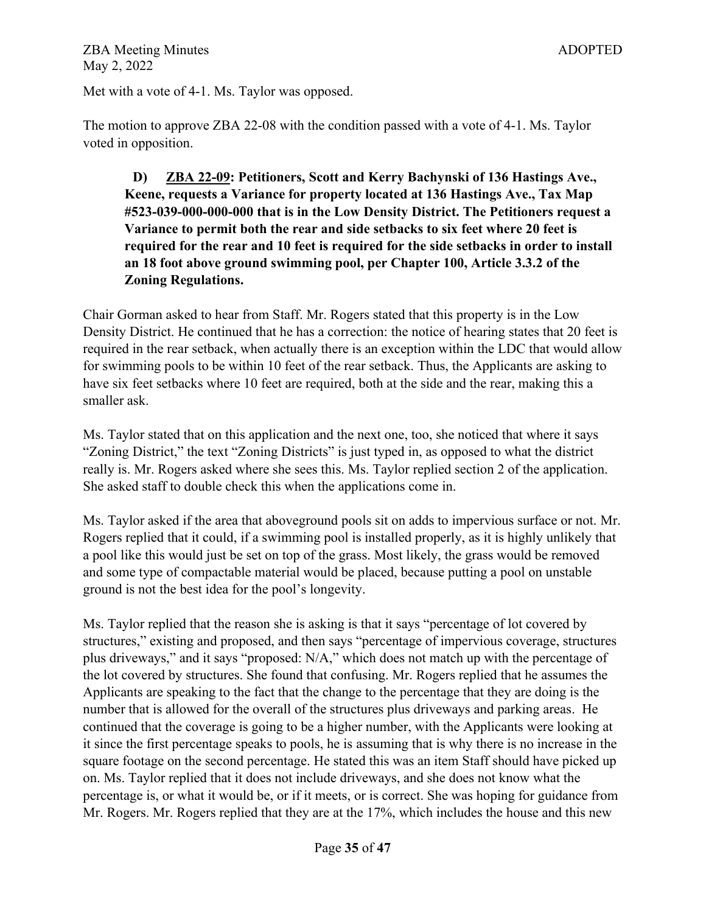Met with a vote of 4-1. Ms. Taylor was opposed.

The motion to approve ZBA 22-08 with the condition passed with a vote of 4-1. Ms. Taylor voted in opposition.

**D) ZBA 22-09: Petitioners, Scott and Kerry Bachynski of 136 Hastings Ave., Keene, requests a Variance for property located at 136 Hastings Ave., Tax Map #523-039-000-000-000 that is in the Low Density District. The Petitioners request a Variance to permit both the rear and side setbacks to six feet where 20 feet is required for the rear and 10 feet is required for the side setbacks in order to install an 18 foot above ground swimming pool, per Chapter 100, Article 3.3.2 of the Zoning Regulations.**

Chair Gorman asked to hear from Staff. Mr. Rogers stated that this property is in the Low Density District. He continued that he has a correction: the notice of hearing states that 20 feet is required in the rear setback, when actually there is an exception within the LDC that would allow for swimming pools to be within 10 feet of the rear setback. Thus, the Applicants are asking to have six feet setbacks where 10 feet are required, both at the side and the rear, making this a smaller ask.

Ms. Taylor stated that on this application and the next one, too, she noticed that where it says "Zoning District," the text "Zoning Districts" is just typed in, as opposed to what the district really is. Mr. Rogers asked where she sees this. Ms. Taylor replied section 2 of the application. She asked staff to double check this when the applications come in.

Ms. Taylor asked if the area that aboveground pools sit on adds to impervious surface or not. Mr. Rogers replied that it could, if a swimming pool is installed properly, as it is highly unlikely that a pool like this would just be set on top of the grass. Most likely, the grass would be removed and some type of compactable material would be placed, because putting a pool on unstable ground is not the best idea for the pool's longevity.

Ms. Taylor replied that the reason she is asking is that it says "percentage of lot covered by structures," existing and proposed, and then says "percentage of impervious coverage, structures plus driveways," and it says "proposed: N/A," which does not match up with the percentage of the lot covered by structures. She found that confusing. Mr. Rogers replied that he assumes the Applicants are speaking to the fact that the change to the percentage that they are doing is the number that is allowed for the overall of the structures plus driveways and parking areas. He continued that the coverage is going to be a higher number, with the Applicants were looking at it since the first percentage speaks to pools, he is assuming that is why there is no increase in the square footage on the second percentage. He stated this was an item Staff should have picked up on. Ms. Taylor replied that it does not include driveways, and she does not know what the percentage is, or what it would be, or if it meets, or is correct. She was hoping for guidance from Mr. Rogers. Mr. Rogers replied that they are at the 17%, which includes the house and this new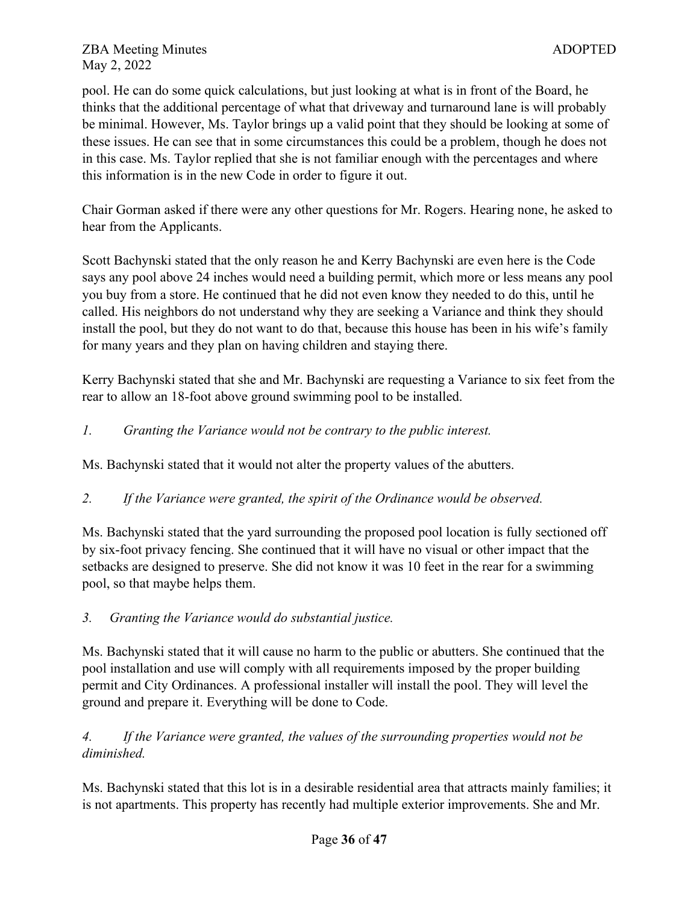pool. He can do some quick calculations, but just looking at what is in front of the Board, he thinks that the additional percentage of what that driveway and turnaround lane is will probably be minimal. However, Ms. Taylor brings up a valid point that they should be looking at some of these issues. He can see that in some circumstances this could be a problem, though he does not in this case. Ms. Taylor replied that she is not familiar enough with the percentages and where this information is in the new Code in order to figure it out.

Chair Gorman asked if there were any other questions for Mr. Rogers. Hearing none, he asked to hear from the Applicants.

Scott Bachynski stated that the only reason he and Kerry Bachynski are even here is the Code says any pool above 24 inches would need a building permit, which more or less means any pool you buy from a store. He continued that he did not even know they needed to do this, until he called. His neighbors do not understand why they are seeking a Variance and think they should install the pool, but they do not want to do that, because this house has been in his wife's family for many years and they plan on having children and staying there.

Kerry Bachynski stated that she and Mr. Bachynski are requesting a Variance to six feet from the rear to allow an 18-foot above ground swimming pool to be installed.

*1. Granting the Variance would not be contrary to the public interest.*

Ms. Bachynski stated that it would not alter the property values of the abutters.

*2. If the Variance were granted, the spirit of the Ordinance would be observed.*

Ms. Bachynski stated that the yard surrounding the proposed pool location is fully sectioned off by six-foot privacy fencing. She continued that it will have no visual or other impact that the setbacks are designed to preserve. She did not know it was 10 feet in the rear for a swimming pool, so that maybe helps them.

*3. Granting the Variance would do substantial justice.*

Ms. Bachynski stated that it will cause no harm to the public or abutters. She continued that the pool installation and use will comply with all requirements imposed by the proper building permit and City Ordinances. A professional installer will install the pool. They will level the ground and prepare it. Everything will be done to Code.

*4. If the Variance were granted, the values of the surrounding properties would not be diminished.*

Ms. Bachynski stated that this lot is in a desirable residential area that attracts mainly families; it is not apartments. This property has recently had multiple exterior improvements. She and Mr.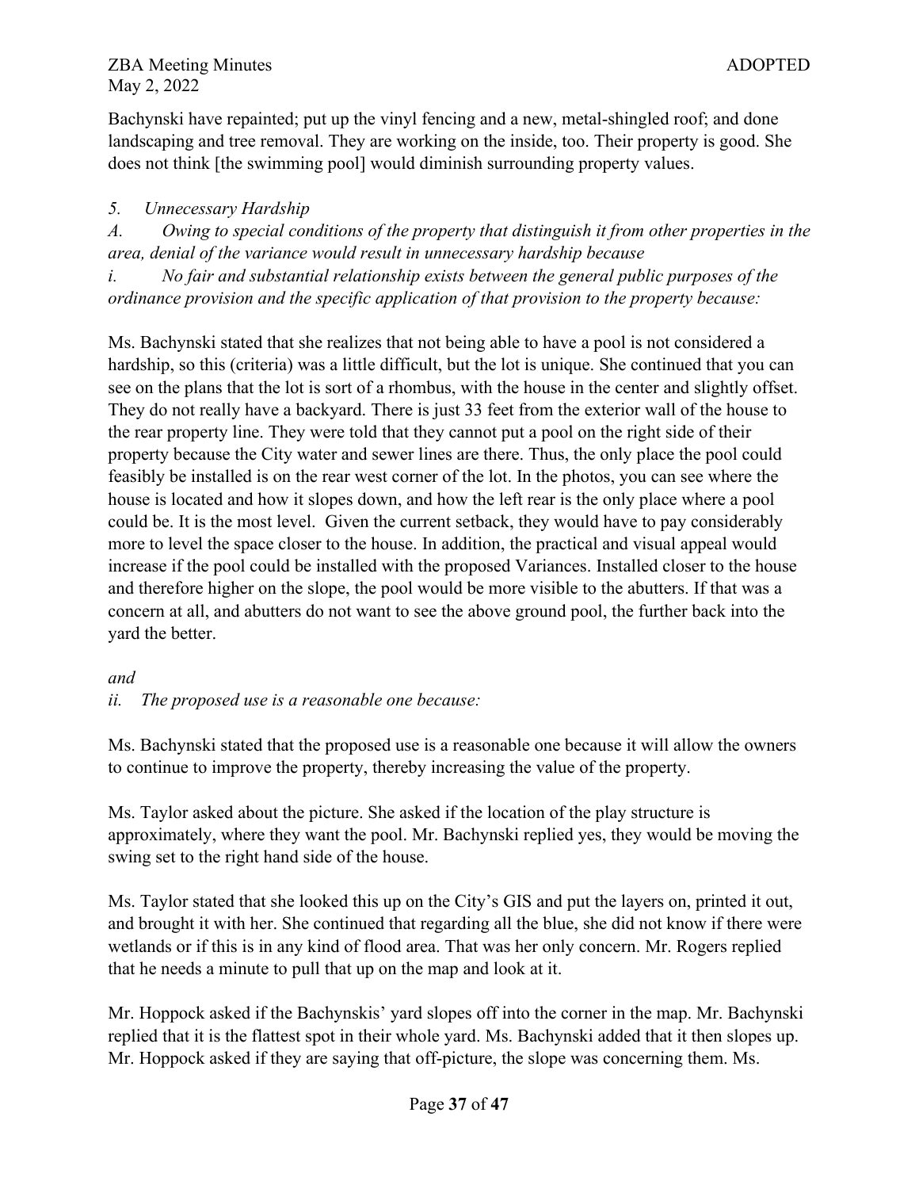Bachynski have repainted; put up the vinyl fencing and a new, metal-shingled roof; and done landscaping and tree removal. They are working on the inside, too. Their property is good. She does not think [the swimming pool] would diminish surrounding property values.

*5. Unnecessary Hardship*

*A. Owing to special conditions of the property that distinguish it from other properties in the area, denial of the variance would result in unnecessary hardship because*

*i. No fair and substantial relationship exists between the general public purposes of the ordinance provision and the specific application of that provision to the property because:*

Ms. Bachynski stated that she realizes that not being able to have a pool is not considered a hardship, so this (criteria) was a little difficult, but the lot is unique. She continued that you can see on the plans that the lot is sort of a rhombus, with the house in the center and slightly offset. They do not really have a backyard. There is just 33 feet from the exterior wall of the house to the rear property line. They were told that they cannot put a pool on the right side of their property because the City water and sewer lines are there. Thus, the only place the pool could feasibly be installed is on the rear west corner of the lot. In the photos, you can see where the house is located and how it slopes down, and how the left rear is the only place where a pool could be. It is the most level. Given the current setback, they would have to pay considerably more to level the space closer to the house. In addition, the practical and visual appeal would increase if the pool could be installed with the proposed Variances. Installed closer to the house and therefore higher on the slope, the pool would be more visible to the abutters. If that was a concern at all, and abutters do not want to see the above ground pool, the further back into the yard the better.

*and*

*ii. The proposed use is a reasonable one because:*

Ms. Bachynski stated that the proposed use is a reasonable one because it will allow the owners to continue to improve the property, thereby increasing the value of the property.

Ms. Taylor asked about the picture. She asked if the location of the play structure is approximately, where they want the pool. Mr. Bachynski replied yes, they would be moving the swing set to the right hand side of the house.

Ms. Taylor stated that she looked this up on the City's GIS and put the layers on, printed it out, and brought it with her. She continued that regarding all the blue, she did not know if there were wetlands or if this is in any kind of flood area. That was her only concern. Mr. Rogers replied that he needs a minute to pull that up on the map and look at it.

Mr. Hoppock asked if the Bachynskis' yard slopes off into the corner in the map. Mr. Bachynski replied that it is the flattest spot in their whole yard. Ms. Bachynski added that it then slopes up. Mr. Hoppock asked if they are saying that off-picture, the slope was concerning them. Ms.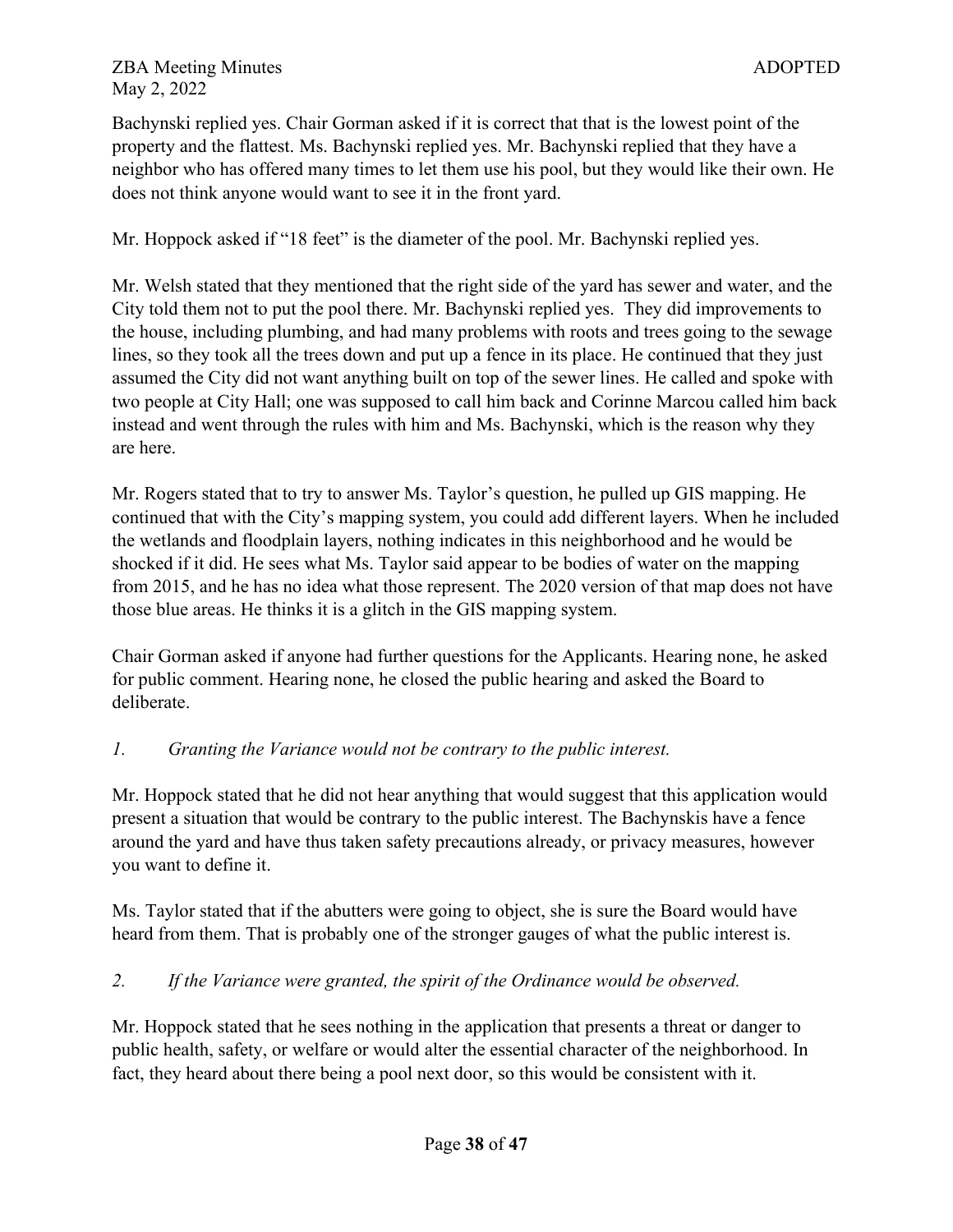Bachynski replied yes. Chair Gorman asked if it is correct that that is the lowest point of the property and the flattest. Ms. Bachynski replied yes. Mr. Bachynski replied that they have a neighbor who has offered many times to let them use his pool, but they would like their own. He does not think anyone would want to see it in the front yard.

Mr. Hoppock asked if "18 feet" is the diameter of the pool. Mr. Bachynski replied yes.

Mr. Welsh stated that they mentioned that the right side of the yard has sewer and water, and the City told them not to put the pool there. Mr. Bachynski replied yes. They did improvements to the house, including plumbing, and had many problems with roots and trees going to the sewage lines, so they took all the trees down and put up a fence in its place. He continued that they just assumed the City did not want anything built on top of the sewer lines. He called and spoke with two people at City Hall; one was supposed to call him back and Corinne Marcou called him back instead and went through the rules with him and Ms. Bachynski, which is the reason why they are here.

Mr. Rogers stated that to try to answer Ms. Taylor's question, he pulled up GIS mapping. He continued that with the City's mapping system, you could add different layers. When he included the wetlands and floodplain layers, nothing indicates in this neighborhood and he would be shocked if it did. He sees what Ms. Taylor said appear to be bodies of water on the mapping from 2015, and he has no idea what those represent. The 2020 version of that map does not have those blue areas. He thinks it is a glitch in the GIS mapping system.

Chair Gorman asked if anyone had further questions for the Applicants. Hearing none, he asked for public comment. Hearing none, he closed the public hearing and asked the Board to deliberate.

*1. Granting the Variance would not be contrary to the public interest.*

Mr. Hoppock stated that he did not hear anything that would suggest that this application would present a situation that would be contrary to the public interest. The Bachynskis have a fence around the yard and have thus taken safety precautions already, or privacy measures, however you want to define it.

Ms. Taylor stated that if the abutters were going to object, she is sure the Board would have heard from them. That is probably one of the stronger gauges of what the public interest is.

*2. If the Variance were granted, the spirit of the Ordinance would be observed.*

Mr. Hoppock stated that he sees nothing in the application that presents a threat or danger to public health, safety, or welfare or would alter the essential character of the neighborhood. In fact, they heard about there being a pool next door, so this would be consistent with it.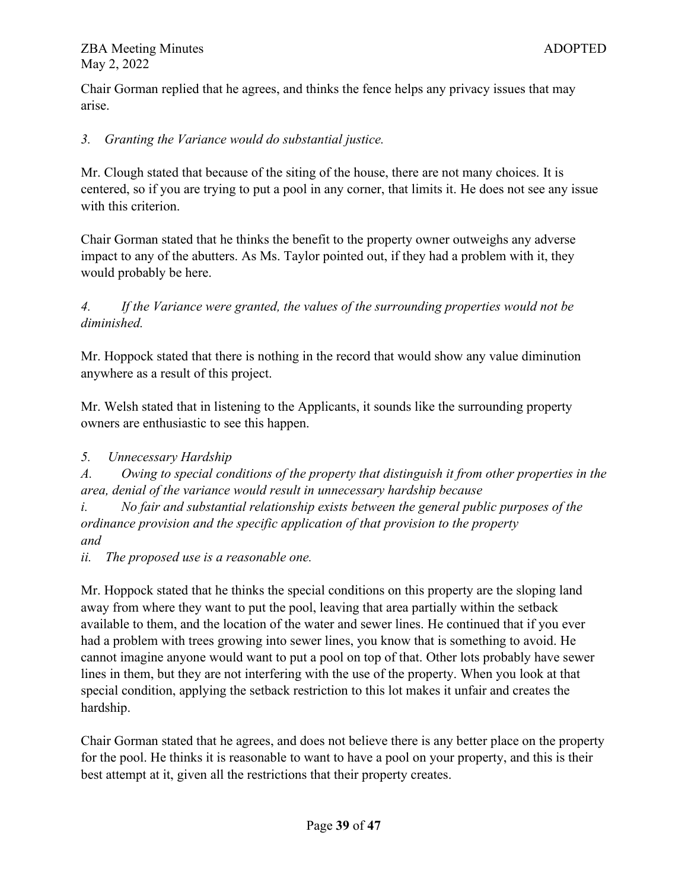Chair Gorman replied that he agrees, and thinks the fence helps any privacy issues that may arise.

*3. Granting the Variance would do substantial justice.*

Mr. Clough stated that because of the siting of the house, there are not many choices. It is centered, so if you are trying to put a pool in any corner, that limits it. He does not see any issue with this criterion.

Chair Gorman stated that he thinks the benefit to the property owner outweighs any adverse impact to any of the abutters. As Ms. Taylor pointed out, if they had a problem with it, they would probably be here.

*4. If the Variance were granted, the values of the surrounding properties would not be diminished.*

Mr. Hoppock stated that there is nothing in the record that would show any value diminution anywhere as a result of this project.

Mr. Welsh stated that in listening to the Applicants, it sounds like the surrounding property owners are enthusiastic to see this happen.

*5. Unnecessary Hardship*
*A. Owing to special conditions of the property that distinguish it from other properties in the area, denial of the variance would result in unnecessary hardship because*
*i. No fair and substantial relationship exists between the general public purposes of the ordinance provision and the specific application of that provision to the property*
*and*
*ii. The proposed use is a reasonable one.*

Mr. Hoppock stated that he thinks the special conditions on this property are the sloping land away from where they want to put the pool, leaving that area partially within the setback available to them, and the location of the water and sewer lines. He continued that if you ever had a problem with trees growing into sewer lines, you know that is something to avoid. He cannot imagine anyone would want to put a pool on top of that. Other lots probably have sewer lines in them, but they are not interfering with the use of the property. When you look at that special condition, applying the setback restriction to this lot makes it unfair and creates the hardship.

Chair Gorman stated that he agrees, and does not believe there is any better place on the property for the pool. He thinks it is reasonable to want to have a pool on your property, and this is their best attempt at it, given all the restrictions that their property creates.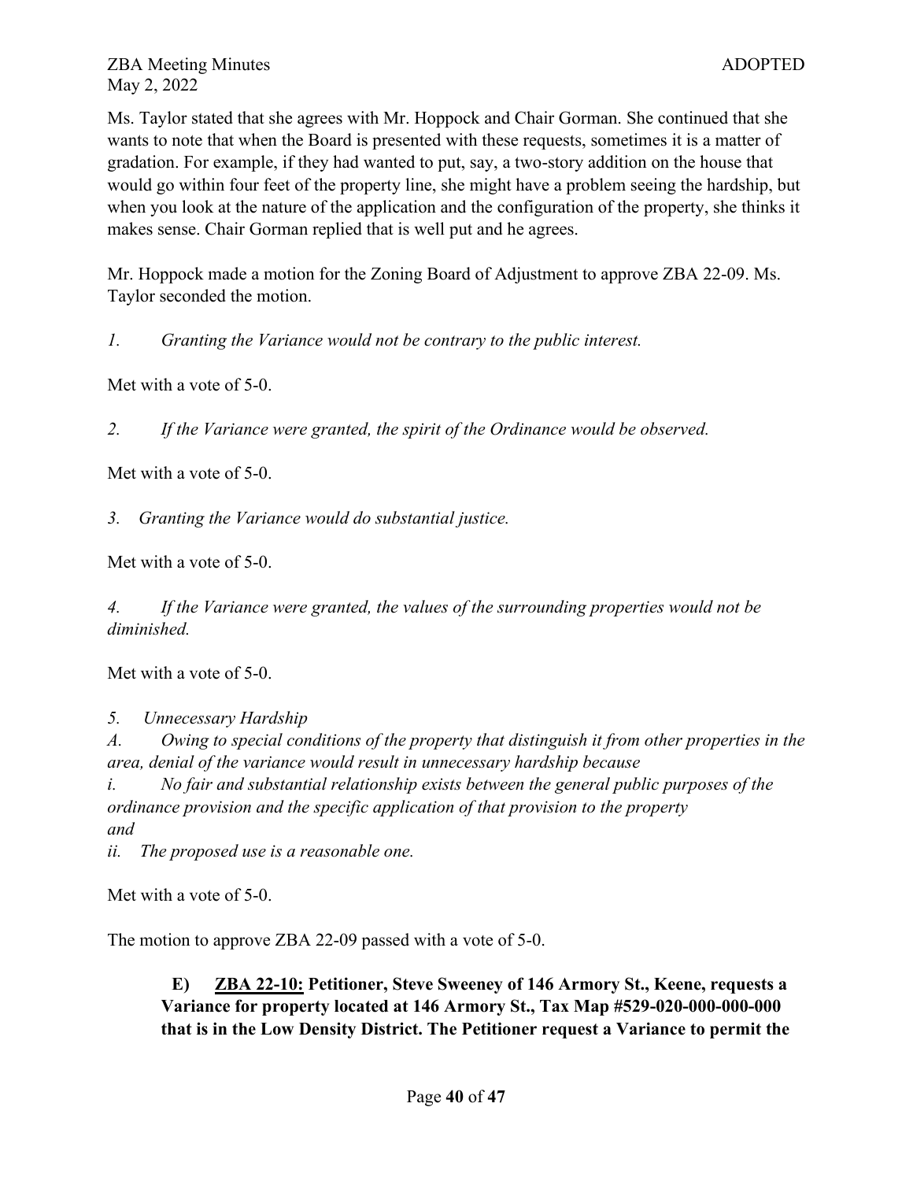Ms. Taylor stated that she agrees with Mr. Hoppock and Chair Gorman. She continued that she wants to note that when the Board is presented with these requests, sometimes it is a matter of gradation. For example, if they had wanted to put, say, a two-story addition on the house that would go within four feet of the property line, she might have a problem seeing the hardship, but when you look at the nature of the application and the configuration of the property, she thinks it makes sense. Chair Gorman replied that is well put and he agrees.

Mr. Hoppock made a motion for the Zoning Board of Adjustment to approve ZBA 22-09. Ms. Taylor seconded the motion.

*1. Granting the Variance would not be contrary to the public interest.*

Met with a vote of 5-0.

*2. If the Variance were granted, the spirit of the Ordinance would be observed.*

Met with a vote of 5-0.

*3. Granting the Variance would do substantial justice.*

Met with a vote of 5-0.

*4. If the Variance were granted, the values of the surrounding properties would not be diminished.*

Met with a vote of 5-0.

*5. Unnecessary Hardship*
*A. Owing to special conditions of the property that distinguish it from other properties in the area, denial of the variance would result in unnecessary hardship because*
*i. No fair and substantial relationship exists between the general public purposes of the ordinance provision and the specific application of that provision to the property*
*and*
*ii. The proposed use is a reasonable one.*

Met with a vote of 5-0.

The motion to approve ZBA 22-09 passed with a vote of 5-0.

**E) <u>ZBA 22-10:</u> Petitioner, Steve Sweeney of 146 Armory St., Keene, requests a Variance for property located at 146 Armory St., Tax Map #529-020-000-000-000 that is in the Low Density District. The Petitioner request a Variance to permit the**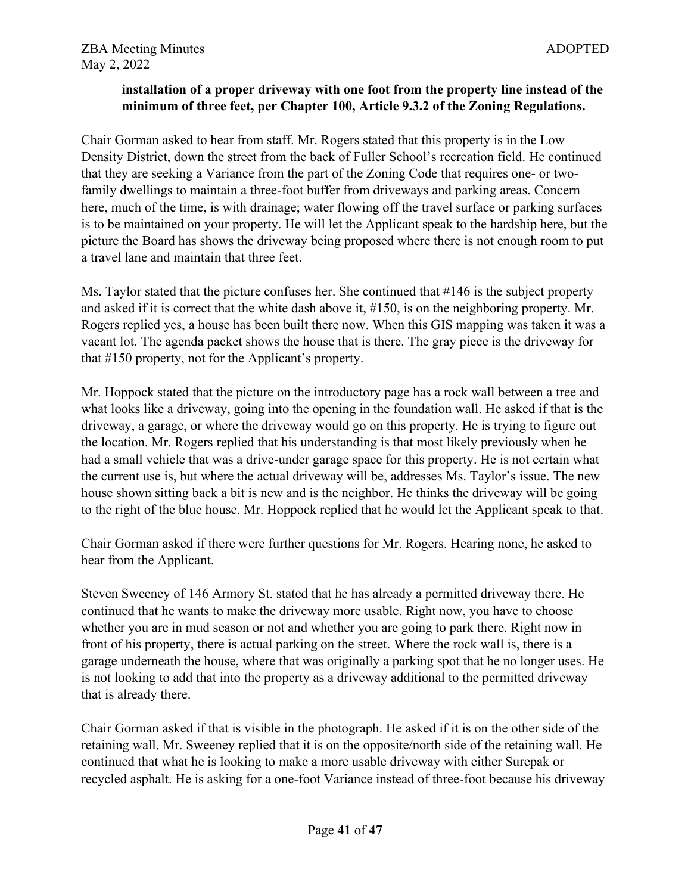**installation of a proper driveway with one foot from the property line instead of the minimum of three feet, per Chapter 100, Article 9.3.2 of the Zoning Regulations.**

Chair Gorman asked to hear from staff. Mr. Rogers stated that this property is in the Low Density District, down the street from the back of Fuller School's recreation field. He continued that they are seeking a Variance from the part of the Zoning Code that requires one- or two-family dwellings to maintain a three-foot buffer from driveways and parking areas. Concern here, much of the time, is with drainage; water flowing off the travel surface or parking surfaces is to be maintained on your property. He will let the Applicant speak to the hardship here, but the picture the Board has shows the driveway being proposed where there is not enough room to put a travel lane and maintain that three feet.

Ms. Taylor stated that the picture confuses her. She continued that #146 is the subject property and asked if it is correct that the white dash above it, #150, is on the neighboring property. Mr. Rogers replied yes, a house has been built there now. When this GIS mapping was taken it was a vacant lot. The agenda packet shows the house that is there. The gray piece is the driveway for that #150 property, not for the Applicant's property.

Mr. Hoppock stated that the picture on the introductory page has a rock wall between a tree and what looks like a driveway, going into the opening in the foundation wall. He asked if that is the driveway, a garage, or where the driveway would go on this property. He is trying to figure out the location. Mr. Rogers replied that his understanding is that most likely previously when he had a small vehicle that was a drive-under garage space for this property. He is not certain what the current use is, but where the actual driveway will be, addresses Ms. Taylor's issue. The new house shown sitting back a bit is new and is the neighbor. He thinks the driveway will be going to the right of the blue house. Mr. Hoppock replied that he would let the Applicant speak to that.

Chair Gorman asked if there were further questions for Mr. Rogers. Hearing none, he asked to hear from the Applicant.

Steven Sweeney of 146 Armory St. stated that he has already a permitted driveway there. He continued that he wants to make the driveway more usable. Right now, you have to choose whether you are in mud season or not and whether you are going to park there. Right now in front of his property, there is actual parking on the street. Where the rock wall is, there is a garage underneath the house, where that was originally a parking spot that he no longer uses. He is not looking to add that into the property as a driveway additional to the permitted driveway that is already there.

Chair Gorman asked if that is visible in the photograph. He asked if it is on the other side of the retaining wall. Mr. Sweeney replied that it is on the opposite/north side of the retaining wall. He continued that what he is looking to make a more usable driveway with either Surepak or recycled asphalt. He is asking for a one-foot Variance instead of three-foot because his driveway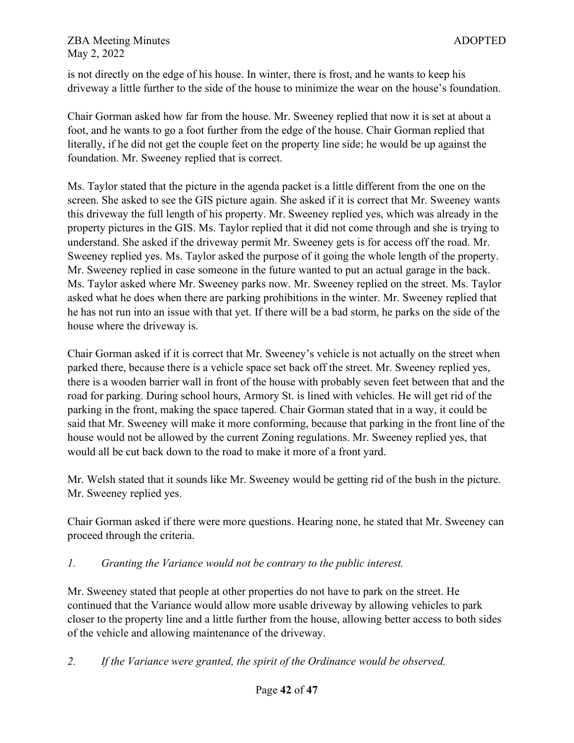is not directly on the edge of his house. In winter, there is frost, and he wants to keep his driveway a little further to the side of the house to minimize the wear on the house's foundation.

Chair Gorman asked how far from the house. Mr. Sweeney replied that now it is set at about a foot, and he wants to go a foot further from the edge of the house. Chair Gorman replied that literally, if he did not get the couple feet on the property line side; he would be up against the foundation. Mr. Sweeney replied that is correct.

Ms. Taylor stated that the picture in the agenda packet is a little different from the one on the screen. She asked to see the GIS picture again. She asked if it is correct that Mr. Sweeney wants this driveway the full length of his property. Mr. Sweeney replied yes, which was already in the property pictures in the GIS. Ms. Taylor replied that it did not come through and she is trying to understand. She asked if the driveway permit Mr. Sweeney gets is for access off the road. Mr. Sweeney replied yes. Ms. Taylor asked the purpose of it going the whole length of the property. Mr. Sweeney replied in case someone in the future wanted to put an actual garage in the back. Ms. Taylor asked where Mr. Sweeney parks now. Mr. Sweeney replied on the street. Ms. Taylor asked what he does when there are parking prohibitions in the winter. Mr. Sweeney replied that he has not run into an issue with that yet. If there will be a bad storm, he parks on the side of the house where the driveway is.

Chair Gorman asked if it is correct that Mr. Sweeney's vehicle is not actually on the street when parked there, because there is a vehicle space set back off the street. Mr. Sweeney replied yes, there is a wooden barrier wall in front of the house with probably seven feet between that and the road for parking. During school hours, Armory St. is lined with vehicles. He will get rid of the parking in the front, making the space tapered. Chair Gorman stated that in a way, it could be said that Mr. Sweeney will make it more conforming, because that parking in the front line of the house would not be allowed by the current Zoning regulations. Mr. Sweeney replied yes, that would all be cut back down to the road to make it more of a front yard.

Mr. Welsh stated that it sounds like Mr. Sweeney would be getting rid of the bush in the picture. Mr. Sweeney replied yes.

Chair Gorman asked if there were more questions. Hearing none, he stated that Mr. Sweeney can proceed through the criteria.

*1. Granting the Variance would not be contrary to the public interest.*

Mr. Sweeney stated that people at other properties do not have to park on the street. He continued that the Variance would allow more usable driveway by allowing vehicles to park closer to the property line and a little further from the house, allowing better access to both sides of the vehicle and allowing maintenance of the driveway.

*2. If the Variance were granted, the spirit of the Ordinance would be observed.*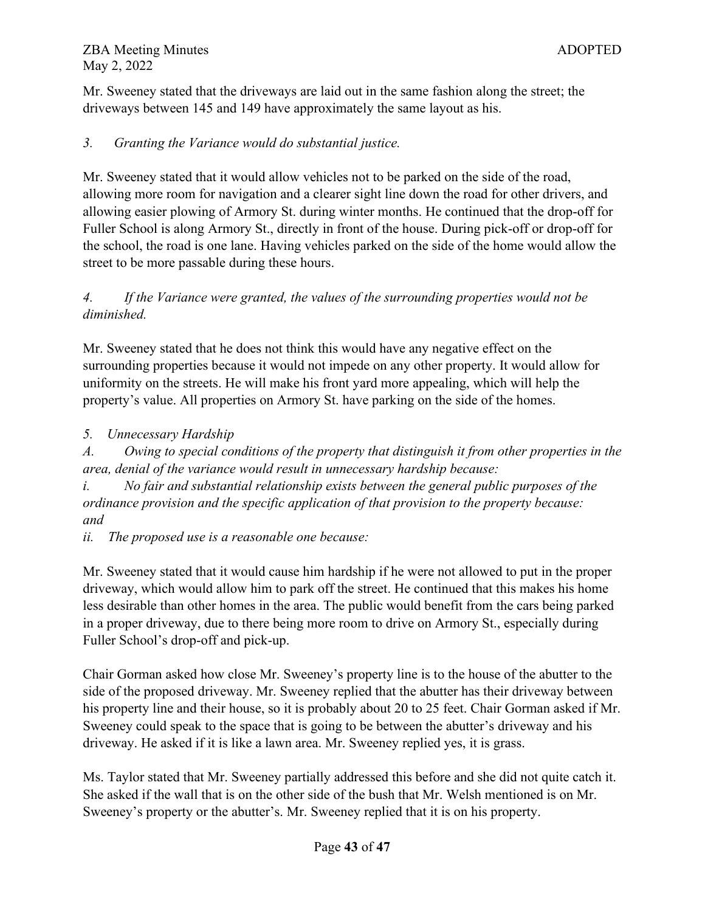Mr. Sweeney stated that the driveways are laid out in the same fashion along the street; the driveways between 145 and 149 have approximately the same layout as his.

*3. Granting the Variance would do substantial justice.*

Mr. Sweeney stated that it would allow vehicles not to be parked on the side of the road, allowing more room for navigation and a clearer sight line down the road for other drivers, and allowing easier plowing of Armory St. during winter months. He continued that the drop-off for Fuller School is along Armory St., directly in front of the house. During pick-off or drop-off for the school, the road is one lane. Having vehicles parked on the side of the home would allow the street to be more passable during these hours.

*4. If the Variance were granted, the values of the surrounding properties would not be diminished.*

Mr. Sweeney stated that he does not think this would have any negative effect on the surrounding properties because it would not impede on any other property. It would allow for uniformity on the streets. He will make his front yard more appealing, which will help the property's value. All properties on Armory St. have parking on the side of the homes.

*5. Unnecessary Hardship*

*A. Owing to special conditions of the property that distinguish it from other properties in the area, denial of the variance would result in unnecessary hardship because:*

*i. No fair and substantial relationship exists between the general public purposes of the ordinance provision and the specific application of that provision to the property because: and*

*ii. The proposed use is a reasonable one because:*

Mr. Sweeney stated that it would cause him hardship if he were not allowed to put in the proper driveway, which would allow him to park off the street. He continued that this makes his home less desirable than other homes in the area. The public would benefit from the cars being parked in a proper driveway, due to there being more room to drive on Armory St., especially during Fuller School's drop-off and pick-up.

Chair Gorman asked how close Mr. Sweeney's property line is to the house of the abutter to the side of the proposed driveway. Mr. Sweeney replied that the abutter has their driveway between his property line and their house, so it is probably about 20 to 25 feet. Chair Gorman asked if Mr. Sweeney could speak to the space that is going to be between the abutter's driveway and his driveway. He asked if it is like a lawn area. Mr. Sweeney replied yes, it is grass.

Ms. Taylor stated that Mr. Sweeney partially addressed this before and she did not quite catch it. She asked if the wall that is on the other side of the bush that Mr. Welsh mentioned is on Mr. Sweeney's property or the abutter's. Mr. Sweeney replied that it is on his property.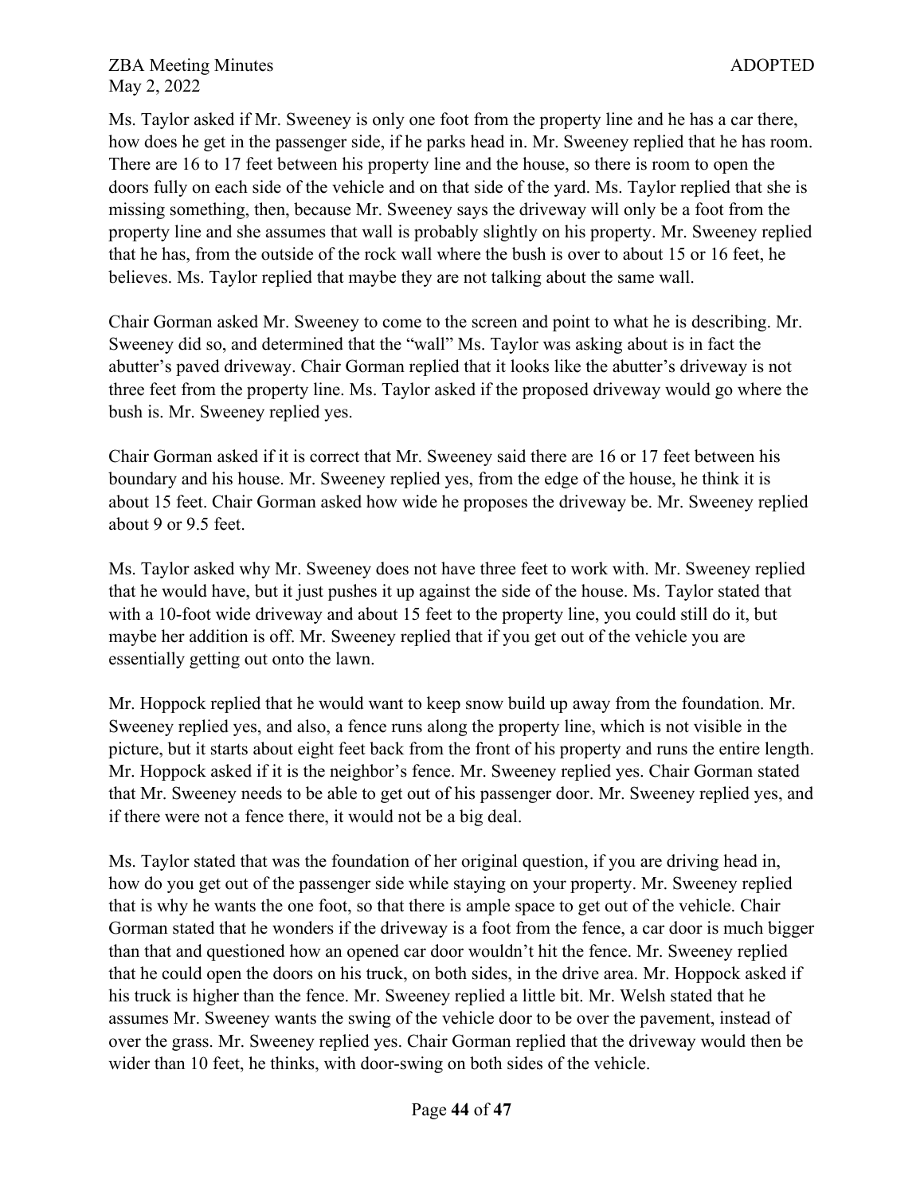Ms. Taylor asked if Mr. Sweeney is only one foot from the property line and he has a car there, how does he get in the passenger side, if he parks head in. Mr. Sweeney replied that he has room. There are 16 to 17 feet between his property line and the house, so there is room to open the doors fully on each side of the vehicle and on that side of the yard. Ms. Taylor replied that she is missing something, then, because Mr. Sweeney says the driveway will only be a foot from the property line and she assumes that wall is probably slightly on his property. Mr. Sweeney replied that he has, from the outside of the rock wall where the bush is over to about 15 or 16 feet, he believes. Ms. Taylor replied that maybe they are not talking about the same wall.

Chair Gorman asked Mr. Sweeney to come to the screen and point to what he is describing. Mr. Sweeney did so, and determined that the "wall" Ms. Taylor was asking about is in fact the abutter's paved driveway. Chair Gorman replied that it looks like the abutter's driveway is not three feet from the property line. Ms. Taylor asked if the proposed driveway would go where the bush is. Mr. Sweeney replied yes.

Chair Gorman asked if it is correct that Mr. Sweeney said there are 16 or 17 feet between his boundary and his house. Mr. Sweeney replied yes, from the edge of the house, he think it is about 15 feet. Chair Gorman asked how wide he proposes the driveway be. Mr. Sweeney replied about 9 or 9.5 feet.

Ms. Taylor asked why Mr. Sweeney does not have three feet to work with. Mr. Sweeney replied that he would have, but it just pushes it up against the side of the house. Ms. Taylor stated that with a 10-foot wide driveway and about 15 feet to the property line, you could still do it, but maybe her addition is off. Mr. Sweeney replied that if you get out of the vehicle you are essentially getting out onto the lawn.

Mr. Hoppock replied that he would want to keep snow build up away from the foundation. Mr. Sweeney replied yes, and also, a fence runs along the property line, which is not visible in the picture, but it starts about eight feet back from the front of his property and runs the entire length. Mr. Hoppock asked if it is the neighbor's fence. Mr. Sweeney replied yes. Chair Gorman stated that Mr. Sweeney needs to be able to get out of his passenger door. Mr. Sweeney replied yes, and if there were not a fence there, it would not be a big deal.

Ms. Taylor stated that was the foundation of her original question, if you are driving head in, how do you get out of the passenger side while staying on your property. Mr. Sweeney replied that is why he wants the one foot, so that there is ample space to get out of the vehicle. Chair Gorman stated that he wonders if the driveway is a foot from the fence, a car door is much bigger than that and questioned how an opened car door wouldn't hit the fence. Mr. Sweeney replied that he could open the doors on his truck, on both sides, in the drive area. Mr. Hoppock asked if his truck is higher than the fence. Mr. Sweeney replied a little bit. Mr. Welsh stated that he assumes Mr. Sweeney wants the swing of the vehicle door to be over the pavement, instead of over the grass. Mr. Sweeney replied yes. Chair Gorman replied that the driveway would then be wider than 10 feet, he thinks, with door-swing on both sides of the vehicle.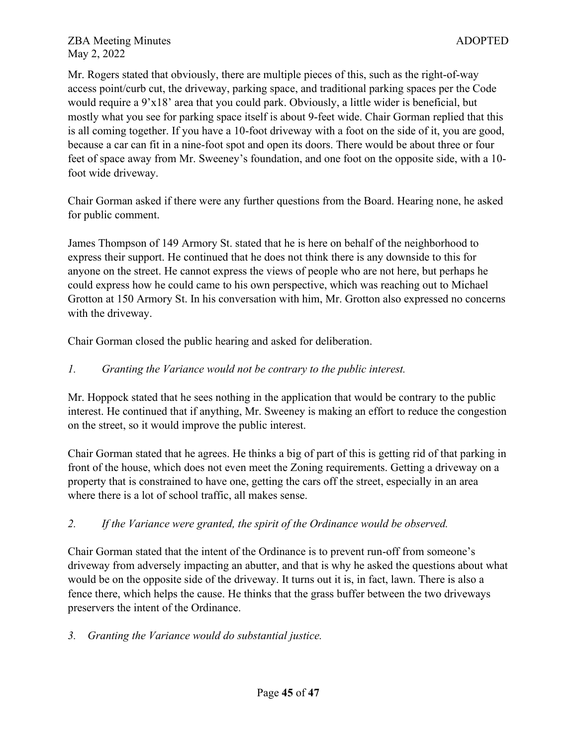Mr. Rogers stated that obviously, there are multiple pieces of this, such as the right-of-way access point/curb cut, the driveway, parking space, and traditional parking spaces per the Code would require a 9'x18' area that you could park. Obviously, a little wider is beneficial, but mostly what you see for parking space itself is about 9-feet wide. Chair Gorman replied that this is all coming together. If you have a 10-foot driveway with a foot on the side of it, you are good, because a car can fit in a nine-foot spot and open its doors. There would be about three or four feet of space away from Mr. Sweeney's foundation, and one foot on the opposite side, with a 10-foot wide driveway.

Chair Gorman asked if there were any further questions from the Board. Hearing none, he asked for public comment.

James Thompson of 149 Armory St. stated that he is here on behalf of the neighborhood to express their support. He continued that he does not think there is any downside to this for anyone on the street. He cannot express the views of people who are not here, but perhaps he could express how he could came to his own perspective, which was reaching out to Michael Grotton at 150 Armory St. In his conversation with him, Mr. Grotton also expressed no concerns with the driveway.

Chair Gorman closed the public hearing and asked for deliberation.

*1. Granting the Variance would not be contrary to the public interest.*

Mr. Hoppock stated that he sees nothing in the application that would be contrary to the public interest. He continued that if anything, Mr. Sweeney is making an effort to reduce the congestion on the street, so it would improve the public interest.

Chair Gorman stated that he agrees. He thinks a big of part of this is getting rid of that parking in front of the house, which does not even meet the Zoning requirements. Getting a driveway on a property that is constrained to have one, getting the cars off the street, especially in an area where there is a lot of school traffic, all makes sense.

*2. If the Variance were granted, the spirit of the Ordinance would be observed.*

Chair Gorman stated that the intent of the Ordinance is to prevent run-off from someone's driveway from adversely impacting an abutter, and that is why he asked the questions about what would be on the opposite side of the driveway. It turns out it is, in fact, lawn. There is also a fence there, which helps the cause. He thinks that the grass buffer between the two driveways preservers the intent of the Ordinance.

*3. Granting the Variance would do substantial justice.*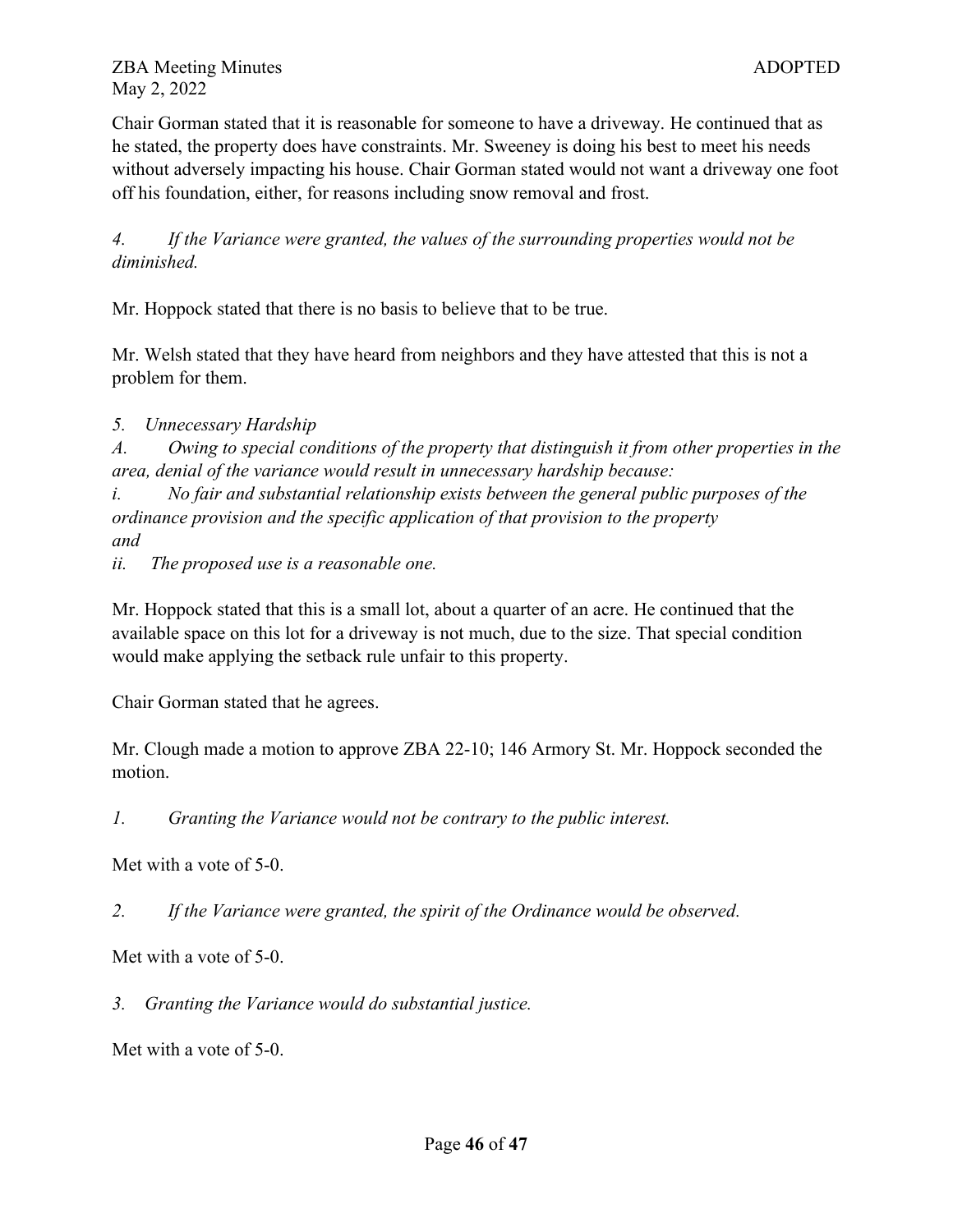Chair Gorman stated that it is reasonable for someone to have a driveway. He continued that as he stated, the property does have constraints. Mr. Sweeney is doing his best to meet his needs without adversely impacting his house. Chair Gorman stated would not want a driveway one foot off his foundation, either, for reasons including snow removal and frost.

*4. If the Variance were granted, the values of the surrounding properties would not be diminished.*

Mr. Hoppock stated that there is no basis to believe that to be true.

Mr. Welsh stated that they have heard from neighbors and they have attested that this is not a problem for them.

*5. Unnecessary Hardship*
*A. Owing to special conditions of the property that distinguish it from other properties in the area, denial of the variance would result in unnecessary hardship because:*
*i. No fair and substantial relationship exists between the general public purposes of the ordinance provision and the specific application of that provision to the property*
*and*
*ii. The proposed use is a reasonable one.*

Mr. Hoppock stated that this is a small lot, about a quarter of an acre. He continued that the available space on this lot for a driveway is not much, due to the size. That special condition would make applying the setback rule unfair to this property.

Chair Gorman stated that he agrees.

Mr. Clough made a motion to approve ZBA 22-10; 146 Armory St. Mr. Hoppock seconded the motion.

*1. Granting the Variance would not be contrary to the public interest.*

Met with a vote of 5-0.

*2. If the Variance were granted, the spirit of the Ordinance would be observed.*

Met with a vote of 5-0.

*3. Granting the Variance would do substantial justice.*

Met with a vote of 5-0.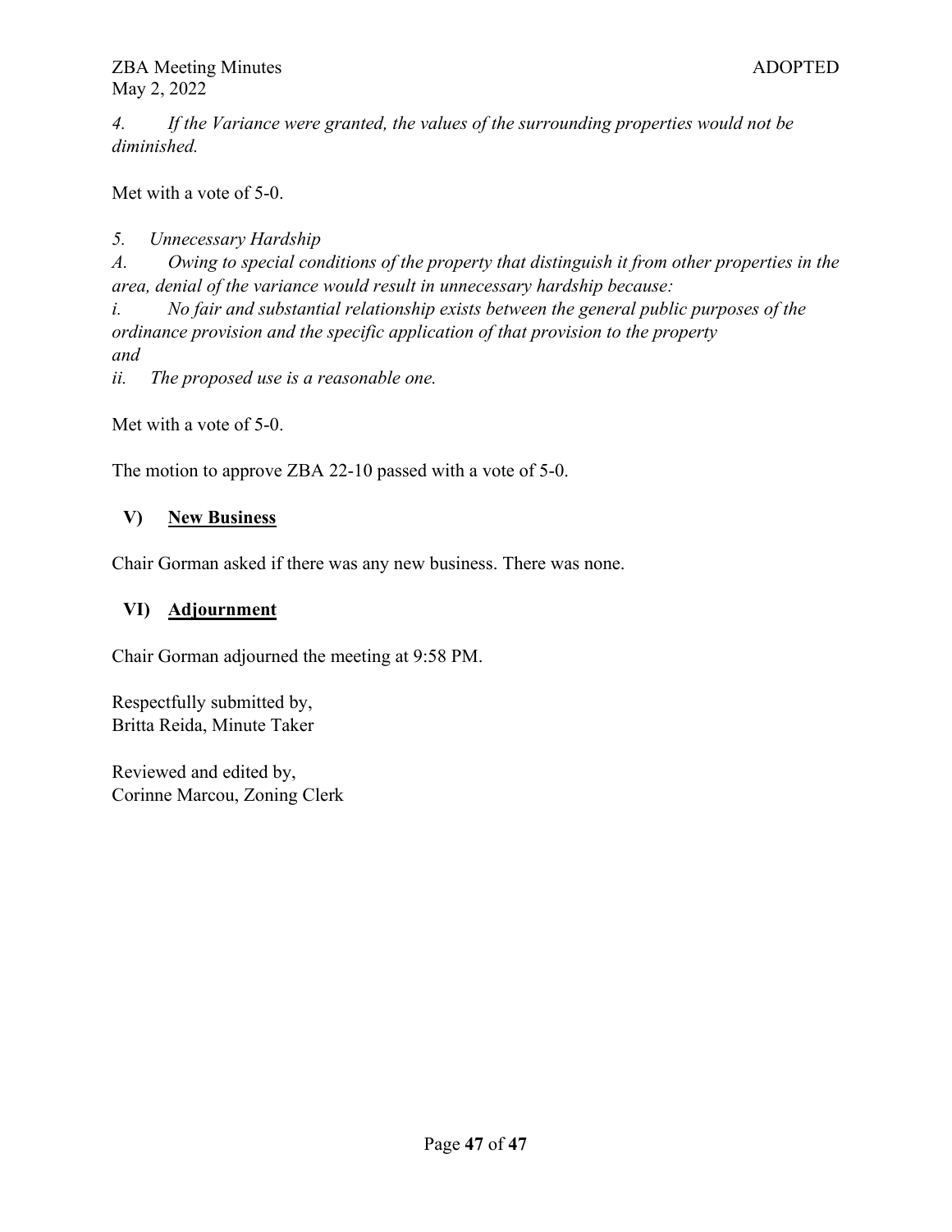*4. If the Variance were granted, the values of the surrounding properties would not be diminished.*

Met with a vote of 5-0.

*5. Unnecessary Hardship*

*A. Owing to special conditions of the property that distinguish it from other properties in the area, denial of the variance would result in unnecessary hardship because:*

*i. No fair and substantial relationship exists between the general public purposes of the ordinance provision and the specific application of that provision to the property*

*and*

*ii. The proposed use is a reasonable one.*

Met with a vote of 5-0.

The motion to approve ZBA 22-10 passed with a vote of 5-0.

## V) New Business

Chair Gorman asked if there was any new business. There was none.

## VI) Adjournment

Chair Gorman adjourned the meeting at 9:58 PM.

Respectfully submitted by,
Britta Reida, Minute Taker

Reviewed and edited by,
Corinne Marcou, Zoning Clerk